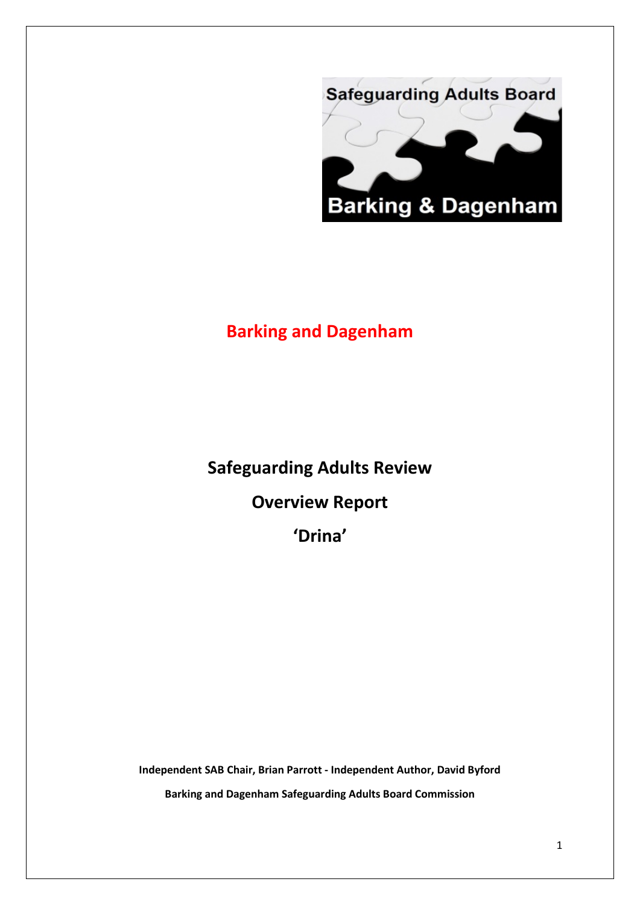Safeguarding Adults Board

Barking & Dagenham

# Barking and Dagenham

# Safeguarding Adults Review

# Overview Report

# 'Drina'

**Independent SAB Chair, Brian Parrott - Independent Author, David Byford**

**Barking and Dagenham Safeguarding Adults Board Commission**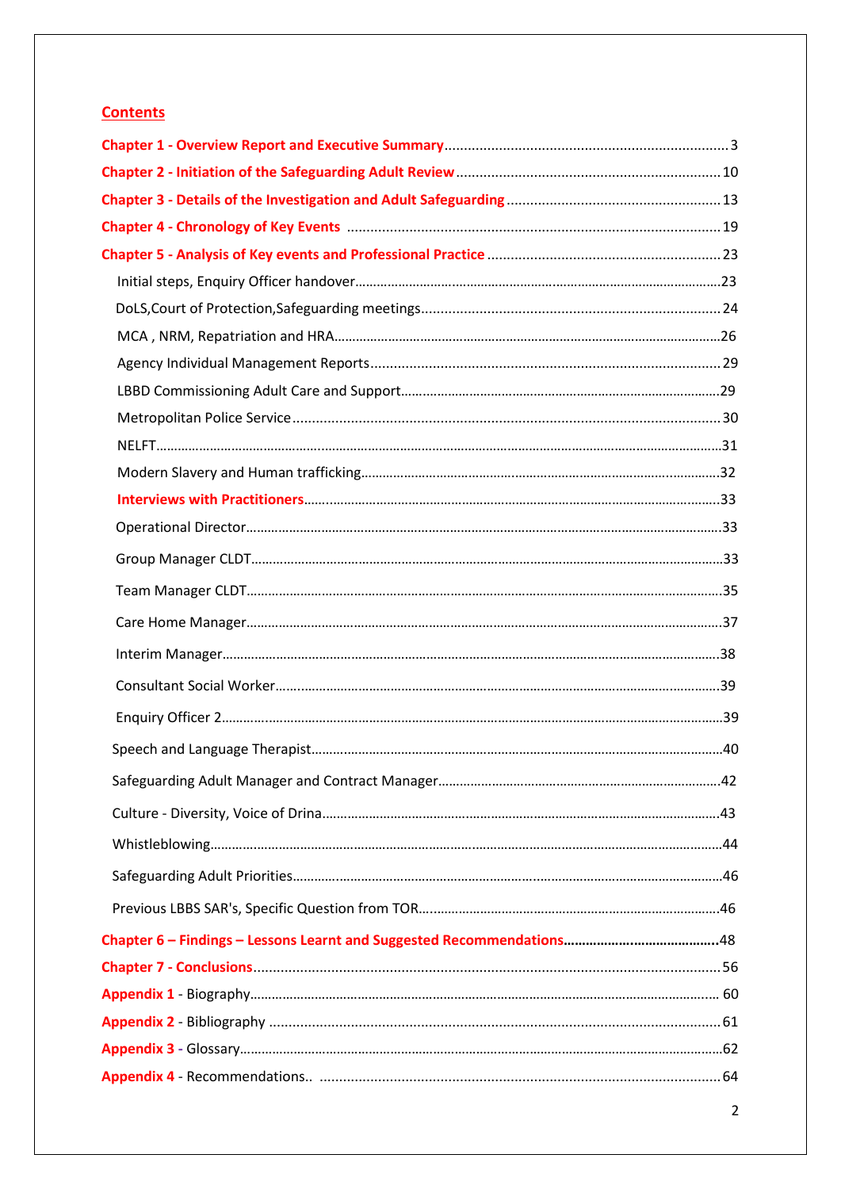## Contents

**Chapter 1 - Overview Report and Executive Summary** .... 3

**Chapter 2 - Initiation of the Safeguarding Adult Review** .... 10

**Chapter 3 - Details of the Investigation and Adult Safeguarding** .... 13

**Chapter 4 - Chronology of Key Events** .... 19

**Chapter 5 - Analysis of Key events and Professional Practice** .... 23

- Initial steps, Enquiry Officer handover .... 23
- DoLS,Court of Protection,Safeguarding meetings .... 24
- MCA , NRM, Repatriation and HRA .... 26
- Agency Individual Management Reports .... 29
- LBBD Commissioning Adult Care and Support .... 29
- Metropolitan Police Service .... 30
- NELFT .... 31
- Modern Slavery and Human trafficking .... 32
- **Interviews with Practitioners** .... 33
- Operational Director .... 33
- Group Manager CLDT .... 33
- Team Manager CLDT .... 35
- Care Home Manager .... 37
- Interim Manager .... 38
- Consultant Social Worker .... 39
- Enquiry Officer 2 .... 39
- Speech and Language Therapist .... 40
- Safeguarding Adult Manager and Contract Manager .... 42
- Culture - Diversity, Voice of Drina .... 43
- Whistleblowing .... 44
- Safeguarding Adult Priorities .... 46
- Previous LBBS SAR's, Specific Question from TOR .... 46

**Chapter 6 – Findings – Lessons Learnt and Suggested Recommendations** .... 48

**Chapter 7 - Conclusions** .... 56

**Appendix 1** - Biography .... 60

**Appendix 2** - Bibliography .... 61

**Appendix 3** - Glossary .... 62

**Appendix 4** - Recommendations.. .... 64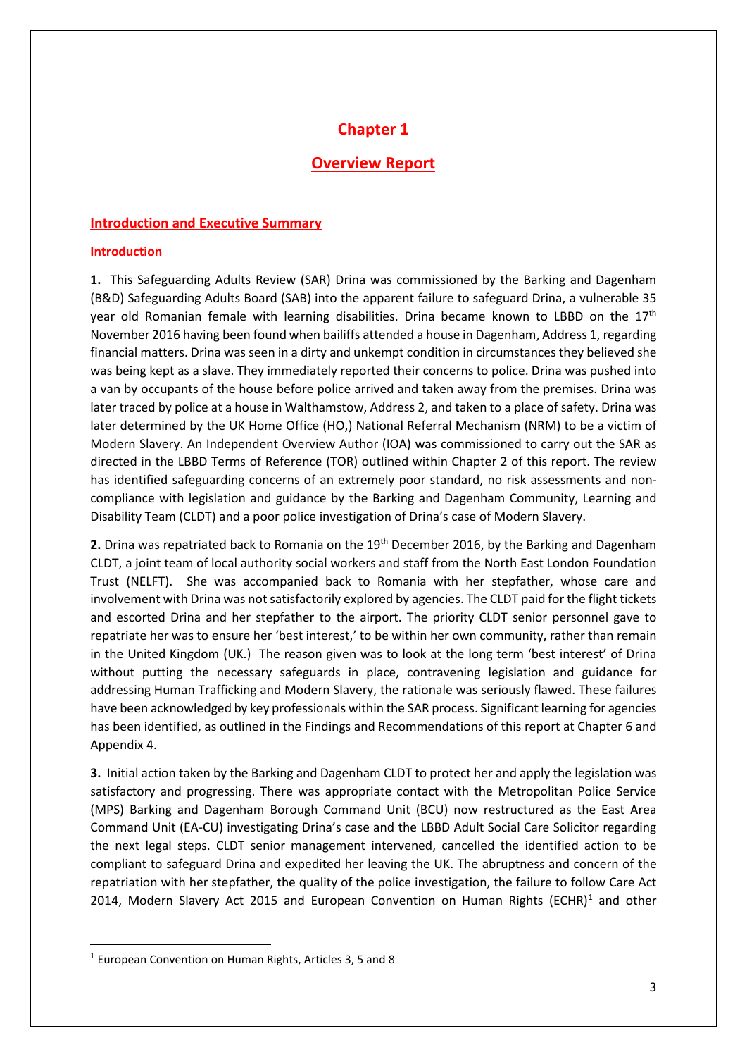# Chapter 1

## Overview Report

### Introduction and Executive Summary

#### Introduction

**1.** This Safeguarding Adults Review (SAR) Drina was commissioned by the Barking and Dagenham (B&D) Safeguarding Adults Board (SAB) into the apparent failure to safeguard Drina, a vulnerable 35 year old Romanian female with learning disabilities. Drina became known to LBBD on the 17th November 2016 having been found when bailiffs attended a house in Dagenham, Address 1, regarding financial matters. Drina was seen in a dirty and unkempt condition in circumstances they believed she was being kept as a slave. They immediately reported their concerns to police. Drina was pushed into a van by occupants of the house before police arrived and taken away from the premises. Drina was later traced by police at a house in Walthamstow, Address 2, and taken to a place of safety. Drina was later determined by the UK Home Office (HO,) National Referral Mechanism (NRM) to be a victim of Modern Slavery. An Independent Overview Author (IOA) was commissioned to carry out the SAR as directed in the LBBD Terms of Reference (TOR) outlined within Chapter 2 of this report. The review has identified safeguarding concerns of an extremely poor standard, no risk assessments and non-compliance with legislation and guidance by the Barking and Dagenham Community, Learning and Disability Team (CLDT) and a poor police investigation of Drina's case of Modern Slavery.

**2.** Drina was repatriated back to Romania on the 19th December 2016, by the Barking and Dagenham CLDT, a joint team of local authority social workers and staff from the North East London Foundation Trust (NELFT). She was accompanied back to Romania with her stepfather, whose care and involvement with Drina was not satisfactorily explored by agencies. The CLDT paid for the flight tickets and escorted Drina and her stepfather to the airport. The priority CLDT senior personnel gave to repatriate her was to ensure her 'best interest,' to be within her own community, rather than remain in the United Kingdom (UK.) The reason given was to look at the long term 'best interest' of Drina without putting the necessary safeguards in place, contravening legislation and guidance for addressing Human Trafficking and Modern Slavery, the rationale was seriously flawed. These failures have been acknowledged by key professionals within the SAR process. Significant learning for agencies has been identified, as outlined in the Findings and Recommendations of this report at Chapter 6 and Appendix 4.

**3.** Initial action taken by the Barking and Dagenham CLDT to protect her and apply the legislation was satisfactory and progressing. There was appropriate contact with the Metropolitan Police Service (MPS) Barking and Dagenham Borough Command Unit (BCU) now restructured as the East Area Command Unit (EA-CU) investigating Drina's case and the LBBD Adult Social Care Solicitor regarding the next legal steps. CLDT senior management intervened, cancelled the identified action to be compliant to safeguard Drina and expedited her leaving the UK. The abruptness and concern of the repatriation with her stepfather, the quality of the police investigation, the failure to follow Care Act 2014, Modern Slavery Act 2015 and European Convention on Human Rights (ECHR)[1] and other

---

[1] European Convention on Human Rights, Articles 3, 5 and 8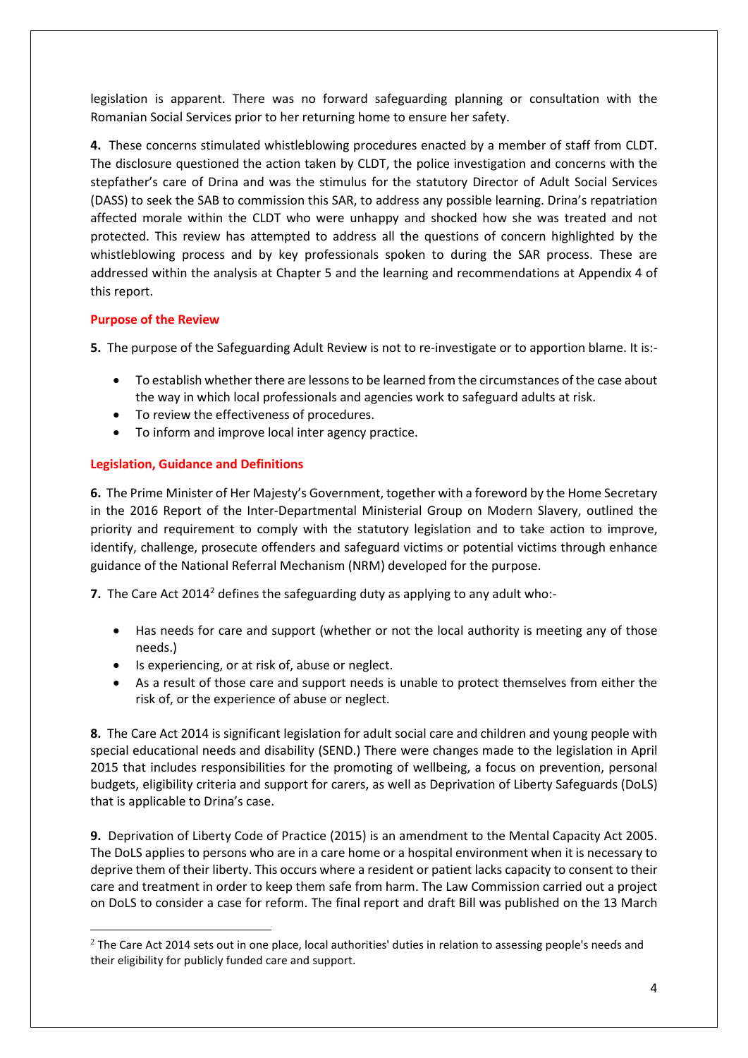legislation is apparent. There was no forward safeguarding planning or consultation with the Romanian Social Services prior to her returning home to ensure her safety.

**4.** These concerns stimulated whistleblowing procedures enacted by a member of staff from CLDT. The disclosure questioned the action taken by CLDT, the police investigation and concerns with the stepfather's care of Drina and was the stimulus for the statutory Director of Adult Social Services (DASS) to seek the SAB to commission this SAR, to address any possible learning. Drina's repatriation affected morale within the CLDT who were unhappy and shocked how she was treated and not protected. This review has attempted to address all the questions of concern highlighted by the whistleblowing process and by key professionals spoken to during the SAR process. These are addressed within the analysis at Chapter 5 and the learning and recommendations at Appendix 4 of this report.

## Purpose of the Review

**5.** The purpose of the Safeguarding Adult Review is not to re-investigate or to apportion blame. It is:-

- To establish whether there are lessons to be learned from the circumstances of the case about the way in which local professionals and agencies work to safeguard adults at risk.
- To review the effectiveness of procedures.
- To inform and improve local inter agency practice.

## Legislation, Guidance and Definitions

**6.** The Prime Minister of Her Majesty's Government, together with a foreword by the Home Secretary in the 2016 Report of the Inter-Departmental Ministerial Group on Modern Slavery, outlined the priority and requirement to comply with the statutory legislation and to take action to improve, identify, challenge, prosecute offenders and safeguard victims or potential victims through enhance guidance of the National Referral Mechanism (NRM) developed for the purpose.

**7.** The Care Act 2014[2] defines the safeguarding duty as applying to any adult who:-

- Has needs for care and support (whether or not the local authority is meeting any of those needs.)
- Is experiencing, or at risk of, abuse or neglect.
- As a result of those care and support needs is unable to protect themselves from either the risk of, or the experience of abuse or neglect.

**8.** The Care Act 2014 is significant legislation for adult social care and children and young people with special educational needs and disability (SEND.) There were changes made to the legislation in April 2015 that includes responsibilities for the promoting of wellbeing, a focus on prevention, personal budgets, eligibility criteria and support for carers, as well as Deprivation of Liberty Safeguards (DoLS) that is applicable to Drina's case.

**9.** Deprivation of Liberty Code of Practice (2015) is an amendment to the Mental Capacity Act 2005. The DoLS applies to persons who are in a care home or a hospital environment when it is necessary to deprive them of their liberty. This occurs where a resident or patient lacks capacity to consent to their care and treatment in order to keep them safe from harm. The Law Commission carried out a project on DoLS to consider a case for reform. The final report and draft Bill was published on the 13 March

[2] The Care Act 2014 sets out in one place, local authorities' duties in relation to assessing people's needs and their eligibility for publicly funded care and support.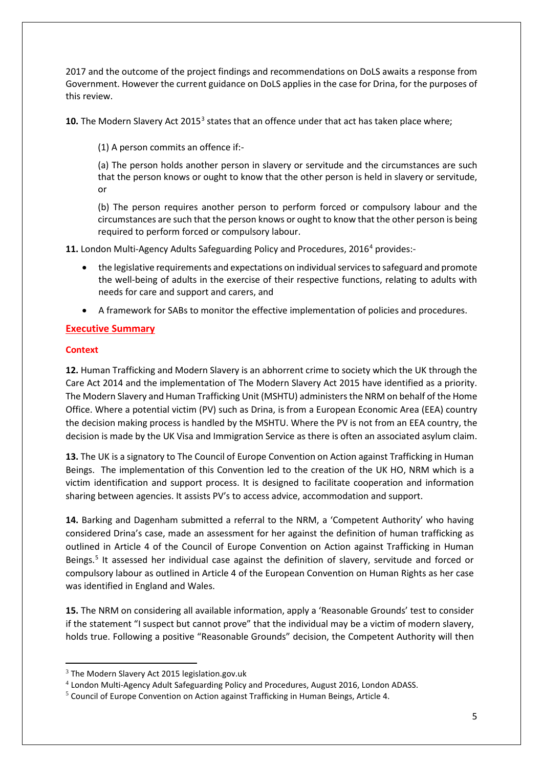2017 and the outcome of the project findings and recommendations on DoLS awaits a response from Government. However the current guidance on DoLS applies in the case for Drina, for the purposes of this review.

**10.** The Modern Slavery Act 2015[3] states that an offence under that act has taken place where;

> (1) A person commits an offence if:-
>
> (a) The person holds another person in slavery or servitude and the circumstances are such that the person knows or ought to know that the other person is held in slavery or servitude, or
>
> (b) The person requires another person to perform forced or compulsory labour and the circumstances are such that the person knows or ought to know that the other person is being required to perform forced or compulsory labour.

**11.** London Multi-Agency Adults Safeguarding Policy and Procedures, 2016[4] provides:-

- the legislative requirements and expectations on individual services to safeguard and promote the well-being of adults in the exercise of their respective functions, relating to adults with needs for care and support and carers, and
- A framework for SABs to monitor the effective implementation of policies and procedures.

## Executive Summary

### Context

**12.** Human Trafficking and Modern Slavery is an abhorrent crime to society which the UK through the Care Act 2014 and the implementation of The Modern Slavery Act 2015 have identified as a priority. The Modern Slavery and Human Trafficking Unit (MSHTU) administers the NRM on behalf of the Home Office. Where a potential victim (PV) such as Drina, is from a European Economic Area (EEA) country the decision making process is handled by the MSHTU. Where the PV is not from an EEA country, the decision is made by the UK Visa and Immigration Service as there is often an associated asylum claim.

**13.** The UK is a signatory to The Council of Europe Convention on Action against Trafficking in Human Beings. The implementation of this Convention led to the creation of the UK HO, NRM which is a victim identification and support process. It is designed to facilitate cooperation and information sharing between agencies. It assists PV's to access advice, accommodation and support.

**14.** Barking and Dagenham submitted a referral to the NRM, a 'Competent Authority' who having considered Drina's case, made an assessment for her against the definition of human trafficking as outlined in Article 4 of the Council of Europe Convention on Action against Trafficking in Human Beings.[5] It assessed her individual case against the definition of slavery, servitude and forced or compulsory labour as outlined in Article 4 of the European Convention on Human Rights as her case was identified in England and Wales.

**15.** The NRM on considering all available information, apply a 'Reasonable Grounds' test to consider if the statement "I suspect but cannot prove" that the individual may be a victim of modern slavery, holds true. Following a positive "Reasonable Grounds" decision, the Competent Authority will then

---

[3] The Modern Slavery Act 2015 legislation.gov.uk

[4] London Multi-Agency Adult Safeguarding Policy and Procedures, August 2016, London ADASS.

[5] Council of Europe Convention on Action against Trafficking in Human Beings, Article 4.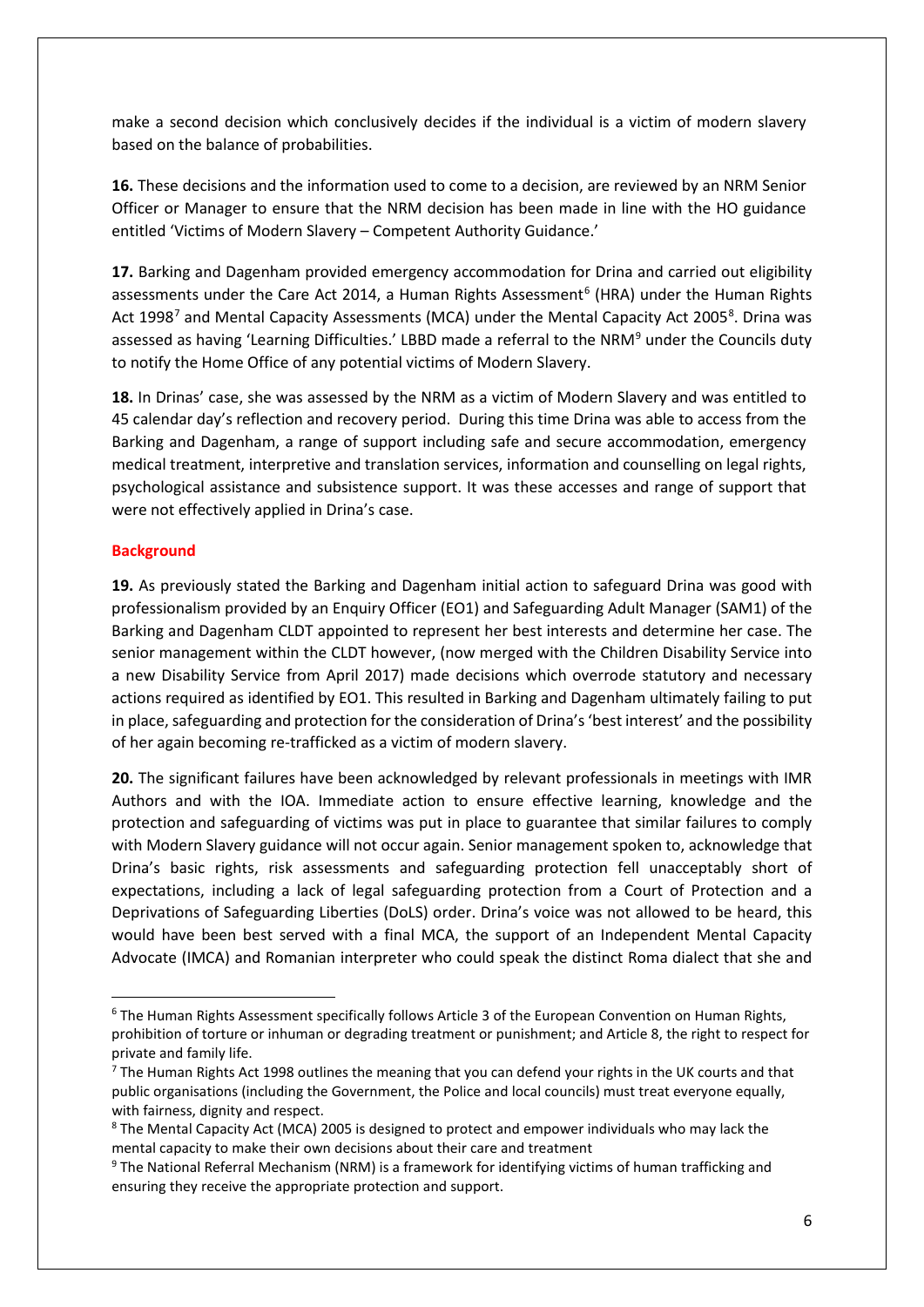make a second decision which conclusively decides if the individual is a victim of modern slavery based on the balance of probabilities.

**16.** These decisions and the information used to come to a decision, are reviewed by an NRM Senior Officer or Manager to ensure that the NRM decision has been made in line with the HO guidance entitled 'Victims of Modern Slavery – Competent Authority Guidance.'

**17.** Barking and Dagenham provided emergency accommodation for Drina and carried out eligibility assessments under the Care Act 2014, a Human Rights Assessment[6] (HRA) under the Human Rights Act 1998[7] and Mental Capacity Assessments (MCA) under the Mental Capacity Act 2005[8]. Drina was assessed as having 'Learning Difficulties.' LBBD made a referral to the NRM[9] under the Councils duty to notify the Home Office of any potential victims of Modern Slavery.

**18.** In Drinas' case, she was assessed by the NRM as a victim of Modern Slavery and was entitled to 45 calendar day's reflection and recovery period. During this time Drina was able to access from the Barking and Dagenham, a range of support including safe and secure accommodation, emergency medical treatment, interpretive and translation services, information and counselling on legal rights, psychological assistance and subsistence support. It was these accesses and range of support that were not effectively applied in Drina's case.

## Background

**19.** As previously stated the Barking and Dagenham initial action to safeguard Drina was good with professionalism provided by an Enquiry Officer (EO1) and Safeguarding Adult Manager (SAM1) of the Barking and Dagenham CLDT appointed to represent her best interests and determine her case. The senior management within the CLDT however, (now merged with the Children Disability Service into a new Disability Service from April 2017) made decisions which overrode statutory and necessary actions required as identified by EO1. This resulted in Barking and Dagenham ultimately failing to put in place, safeguarding and protection for the consideration of Drina's 'best interest' and the possibility of her again becoming re-trafficked as a victim of modern slavery.

**20.** The significant failures have been acknowledged by relevant professionals in meetings with IMR Authors and with the IOA. Immediate action to ensure effective learning, knowledge and the protection and safeguarding of victims was put in place to guarantee that similar failures to comply with Modern Slavery guidance will not occur again. Senior management spoken to, acknowledge that Drina's basic rights, risk assessments and safeguarding protection fell unacceptably short of expectations, including a lack of legal safeguarding protection from a Court of Protection and a Deprivations of Safeguarding Liberties (DoLS) order. Drina's voice was not allowed to be heard, this would have been best served with a final MCA, the support of an Independent Mental Capacity Advocate (IMCA) and Romanian interpreter who could speak the distinct Roma dialect that she and

---

[6] The Human Rights Assessment specifically follows Article 3 of the European Convention on Human Rights, prohibition of torture or inhuman or degrading treatment or punishment; and Article 8, the right to respect for private and family life.

[7] The Human Rights Act 1998 outlines the meaning that you can defend your rights in the UK courts and that public organisations (including the Government, the Police and local councils) must treat everyone equally, with fairness, dignity and respect.

[8] The Mental Capacity Act (MCA) 2005 is designed to protect and empower individuals who may lack the mental capacity to make their own decisions about their care and treatment

[9] The National Referral Mechanism (NRM) is a framework for identifying victims of human trafficking and ensuring they receive the appropriate protection and support.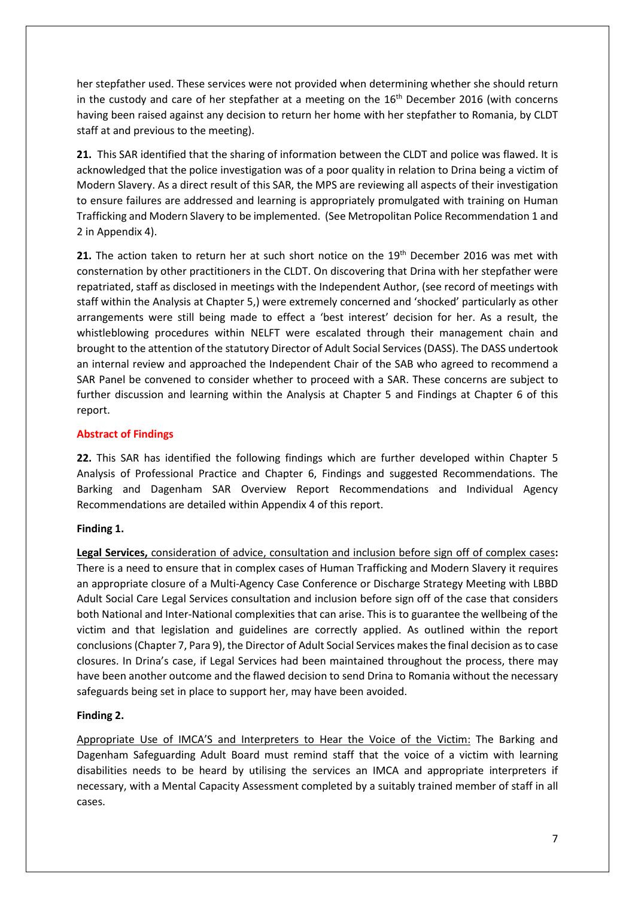her stepfather used. These services were not provided when determining whether she should return in the custody and care of her stepfather at a meeting on the 16th December 2016 (with concerns having been raised against any decision to return her home with her stepfather to Romania, by CLDT staff at and previous to the meeting).

**21.** This SAR identified that the sharing of information between the CLDT and police was flawed. It is acknowledged that the police investigation was of a poor quality in relation to Drina being a victim of Modern Slavery. As a direct result of this SAR, the MPS are reviewing all aspects of their investigation to ensure failures are addressed and learning is appropriately promulgated with training on Human Trafficking and Modern Slavery to be implemented. (See Metropolitan Police Recommendation 1 and 2 in Appendix 4).

**21.** The action taken to return her at such short notice on the 19th December 2016 was met with consternation by other practitioners in the CLDT. On discovering that Drina with her stepfather were repatriated, staff as disclosed in meetings with the Independent Author, (see record of meetings with staff within the Analysis at Chapter 5,) were extremely concerned and 'shocked' particularly as other arrangements were still being made to effect a 'best interest' decision for her. As a result, the whistleblowing procedures within NELFT were escalated through their management chain and brought to the attention of the statutory Director of Adult Social Services (DASS). The DASS undertook an internal review and approached the Independent Chair of the SAB who agreed to recommend a SAR Panel be convened to consider whether to proceed with a SAR. These concerns are subject to further discussion and learning within the Analysis at Chapter 5 and Findings at Chapter 6 of this report.

## Abstract of Findings

**22.** This SAR has identified the following findings which are further developed within Chapter 5 Analysis of Professional Practice and Chapter 6, Findings and suggested Recommendations. The Barking and Dagenham SAR Overview Report Recommendations and Individual Agency Recommendations are detailed within Appendix 4 of this report.

**Finding 1.**

**Legal Services,** consideration of advice, consultation and inclusion before sign off of complex cases**:** There is a need to ensure that in complex cases of Human Trafficking and Modern Slavery it requires an appropriate closure of a Multi-Agency Case Conference or Discharge Strategy Meeting with LBBD Adult Social Care Legal Services consultation and inclusion before sign off of the case that considers both National and Inter-National complexities that can arise. This is to guarantee the wellbeing of the victim and that legislation and guidelines are correctly applied. As outlined within the report conclusions (Chapter 7, Para 9), the Director of Adult Social Services makes the final decision as to case closures. In Drina's case, if Legal Services had been maintained throughout the process, there may have been another outcome and the flawed decision to send Drina to Romania without the necessary safeguards being set in place to support her, may have been avoided.

**Finding 2.**

Appropriate Use of IMCA'S and Interpreters to Hear the Voice of the Victim: The Barking and Dagenham Safeguarding Adult Board must remind staff that the voice of a victim with learning disabilities needs to be heard by utilising the services an IMCA and appropriate interpreters if necessary, with a Mental Capacity Assessment completed by a suitably trained member of staff in all cases.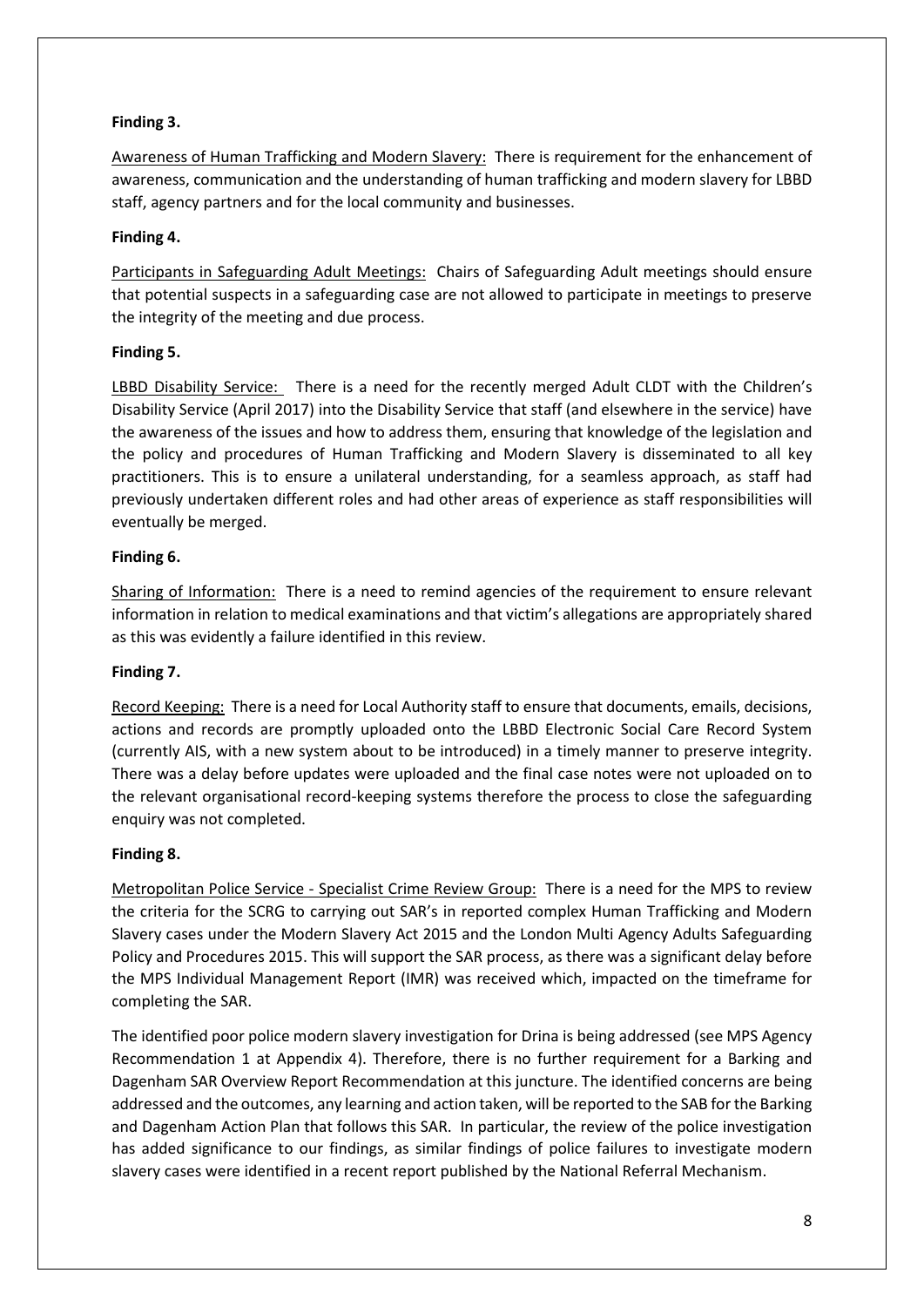**Finding 3.**

Awareness of Human Trafficking and Modern Slavery: There is requirement for the enhancement of awareness, communication and the understanding of human trafficking and modern slavery for LBBD staff, agency partners and for the local community and businesses.

**Finding 4.**

Participants in Safeguarding Adult Meetings: Chairs of Safeguarding Adult meetings should ensure that potential suspects in a safeguarding case are not allowed to participate in meetings to preserve the integrity of the meeting and due process.

**Finding 5.**

LBBD Disability Service: There is a need for the recently merged Adult CLDT with the Children's Disability Service (April 2017) into the Disability Service that staff (and elsewhere in the service) have the awareness of the issues and how to address them, ensuring that knowledge of the legislation and the policy and procedures of Human Trafficking and Modern Slavery is disseminated to all key practitioners. This is to ensure a unilateral understanding, for a seamless approach, as staff had previously undertaken different roles and had other areas of experience as staff responsibilities will eventually be merged.

**Finding 6.**

Sharing of Information: There is a need to remind agencies of the requirement to ensure relevant information in relation to medical examinations and that victim's allegations are appropriately shared as this was evidently a failure identified in this review.

**Finding 7.**

Record Keeping: There is a need for Local Authority staff to ensure that documents, emails, decisions, actions and records are promptly uploaded onto the LBBD Electronic Social Care Record System (currently AIS, with a new system about to be introduced) in a timely manner to preserve integrity. There was a delay before updates were uploaded and the final case notes were not uploaded on to the relevant organisational record-keeping systems therefore the process to close the safeguarding enquiry was not completed.

**Finding 8.**

Metropolitan Police Service - Specialist Crime Review Group: There is a need for the MPS to review the criteria for the SCRG to carrying out SAR's in reported complex Human Trafficking and Modern Slavery cases under the Modern Slavery Act 2015 and the London Multi Agency Adults Safeguarding Policy and Procedures 2015. This will support the SAR process, as there was a significant delay before the MPS Individual Management Report (IMR) was received which, impacted on the timeframe for completing the SAR.

The identified poor police modern slavery investigation for Drina is being addressed (see MPS Agency Recommendation 1 at Appendix 4). Therefore, there is no further requirement for a Barking and Dagenham SAR Overview Report Recommendation at this juncture. The identified concerns are being addressed and the outcomes, any learning and action taken, will be reported to the SAB for the Barking and Dagenham Action Plan that follows this SAR. In particular, the review of the police investigation has added significance to our findings, as similar findings of police failures to investigate modern slavery cases were identified in a recent report published by the National Referral Mechanism.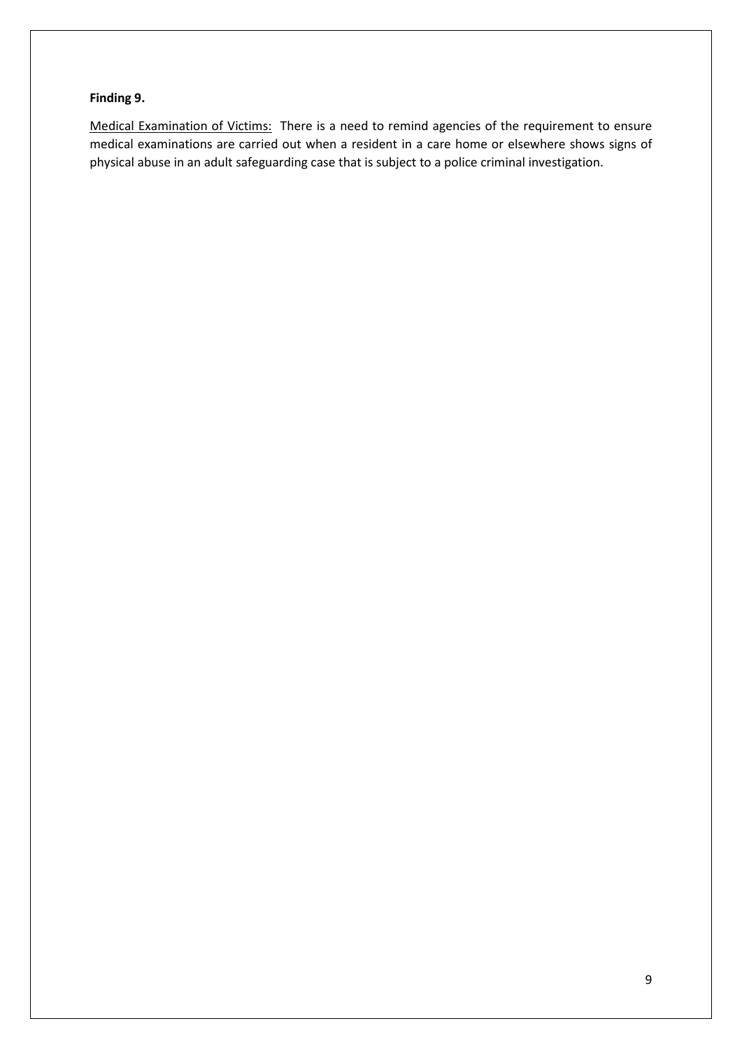**Finding 9.**

<u>Medical Examination of Victims:</u> There is a need to remind agencies of the requirement to ensure medical examinations are carried out when a resident in a care home or elsewhere shows signs of physical abuse in an adult safeguarding case that is subject to a police criminal investigation.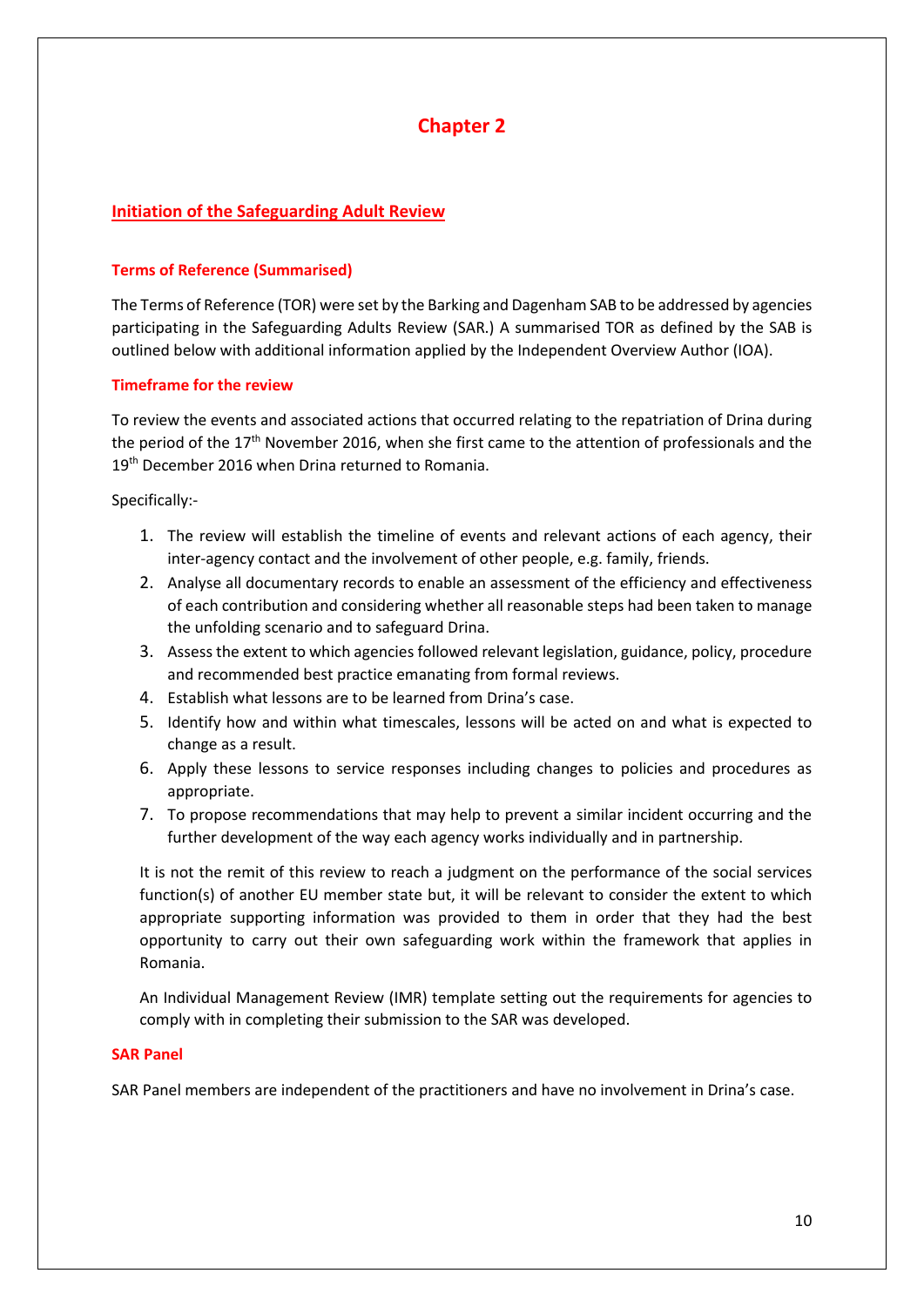# Chapter 2

## Initiation of the Safeguarding Adult Review

### Terms of Reference (Summarised)

The Terms of Reference (TOR) were set by the Barking and Dagenham SAB to be addressed by agencies participating in the Safeguarding Adults Review (SAR.) A summarised TOR as defined by the SAB is outlined below with additional information applied by the Independent Overview Author (IOA).

### Timeframe for the review

To review the events and associated actions that occurred relating to the repatriation of Drina during the period of the 17th November 2016, when she first came to the attention of professionals and the 19th December 2016 when Drina returned to Romania.

Specifically:-

1. The review will establish the timeline of events and relevant actions of each agency, their inter-agency contact and the involvement of other people, e.g. family, friends.
2. Analyse all documentary records to enable an assessment of the efficiency and effectiveness of each contribution and considering whether all reasonable steps had been taken to manage the unfolding scenario and to safeguard Drina.
3. Assess the extent to which agencies followed relevant legislation, guidance, policy, procedure and recommended best practice emanating from formal reviews.
4. Establish what lessons are to be learned from Drina's case.
5. Identify how and within what timescales, lessons will be acted on and what is expected to change as a result.
6. Apply these lessons to service responses including changes to policies and procedures as appropriate.
7. To propose recommendations that may help to prevent a similar incident occurring and the further development of the way each agency works individually and in partnership.

It is not the remit of this review to reach a judgment on the performance of the social services function(s) of another EU member state but, it will be relevant to consider the extent to which appropriate supporting information was provided to them in order that they had the best opportunity to carry out their own safeguarding work within the framework that applies in Romania.

An Individual Management Review (IMR) template setting out the requirements for agencies to comply with in completing their submission to the SAR was developed.

### SAR Panel

SAR Panel members are independent of the practitioners and have no involvement in Drina's case.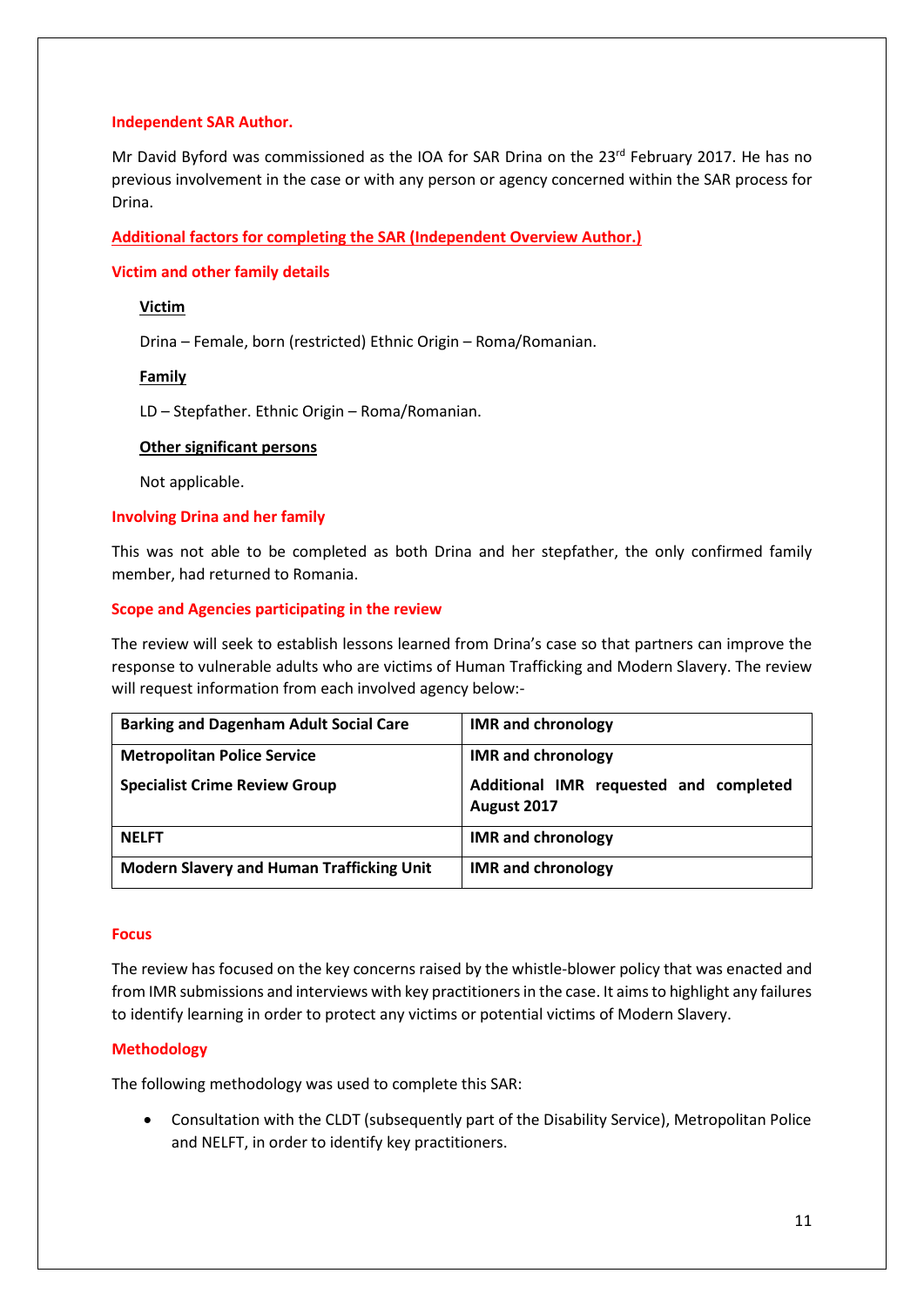### Independent SAR Author.

Mr David Byford was commissioned as the IOA for SAR Drina on the 23rd February 2017. He has no previous involvement in the case or with any person or agency concerned within the SAR process for Drina.

### Additional factors for completing the SAR (Independent Overview Author.)

### Victim and other family details

**Victim**

Drina – Female, born (restricted) Ethnic Origin – Roma/Romanian.

**Family**

LD – Stepfather. Ethnic Origin – Roma/Romanian.

**Other significant persons**

Not applicable.

### Involving Drina and her family

This was not able to be completed as both Drina and her stepfather, the only confirmed family member, had returned to Romania.

### Scope and Agencies participating in the review

The review will seek to establish lessons learned from Drina's case so that partners can improve the response to vulnerable adults who are victims of Human Trafficking and Modern Slavery. The review will request information from each involved agency below:-

| Agency | Submission |
|---|---|
| **Barking and Dagenham Adult Social Care** | **IMR and chronology** |
| **Metropolitan Police Service**<br>**Specialist Crime Review Group** | **IMR and chronology**<br>**Additional IMR requested and completed August 2017** |
| **NELFT** | **IMR and chronology** |
| **Modern Slavery and Human Trafficking Unit** | **IMR and chronology** |

### Focus

The review has focused on the key concerns raised by the whistle-blower policy that was enacted and from IMR submissions and interviews with key practitioners in the case. It aims to highlight any failures to identify learning in order to protect any victims or potential victims of Modern Slavery.

### Methodology

The following methodology was used to complete this SAR:

- Consultation with the CLDT (subsequently part of the Disability Service), Metropolitan Police and NELFT, in order to identify key practitioners.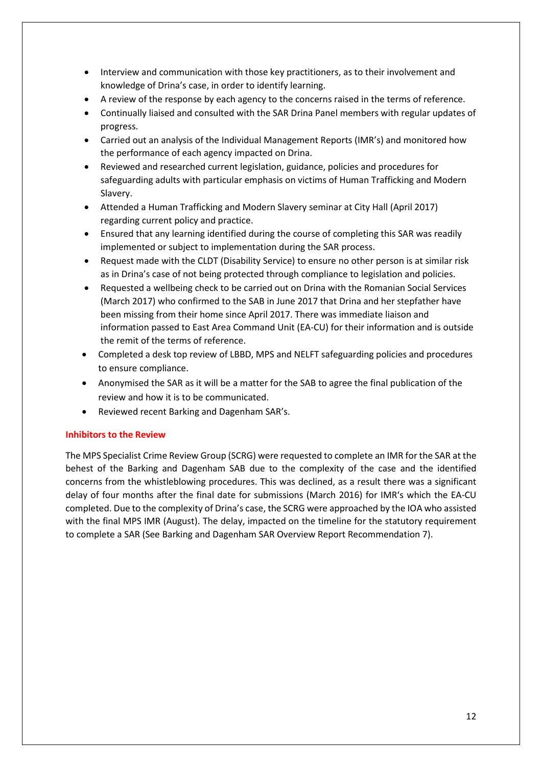- Interview and communication with those key practitioners, as to their involvement and knowledge of Drina's case, in order to identify learning.
- A review of the response by each agency to the concerns raised in the terms of reference.
- Continually liaised and consulted with the SAR Drina Panel members with regular updates of progress.
- Carried out an analysis of the Individual Management Reports (IMR's) and monitored how the performance of each agency impacted on Drina.
- Reviewed and researched current legislation, guidance, policies and procedures for safeguarding adults with particular emphasis on victims of Human Trafficking and Modern Slavery.
- Attended a Human Trafficking and Modern Slavery seminar at City Hall (April 2017) regarding current policy and practice.
- Ensured that any learning identified during the course of completing this SAR was readily implemented or subject to implementation during the SAR process.
- Request made with the CLDT (Disability Service) to ensure no other person is at similar risk as in Drina's case of not being protected through compliance to legislation and policies.
- Requested a wellbeing check to be carried out on Drina with the Romanian Social Services (March 2017) who confirmed to the SAB in June 2017 that Drina and her stepfather have been missing from their home since April 2017. There was immediate liaison and information passed to East Area Command Unit (EA-CU) for their information and is outside the remit of the terms of reference.
- Completed a desk top review of LBBD, MPS and NELFT safeguarding policies and procedures to ensure compliance.
- Anonymised the SAR as it will be a matter for the SAB to agree the final publication of the review and how it is to be communicated.
- Reviewed recent Barking and Dagenham SAR's.

### Inhibitors to the Review

The MPS Specialist Crime Review Group (SCRG) were requested to complete an IMR for the SAR at the behest of the Barking and Dagenham SAB due to the complexity of the case and the identified concerns from the whistleblowing procedures. This was declined, as a result there was a significant delay of four months after the final date for submissions (March 2016) for IMR's which the EA-CU completed. Due to the complexity of Drina's case, the SCRG were approached by the IOA who assisted with the final MPS IMR (August). The delay, impacted on the timeline for the statutory requirement to complete a SAR (See Barking and Dagenham SAR Overview Report Recommendation 7).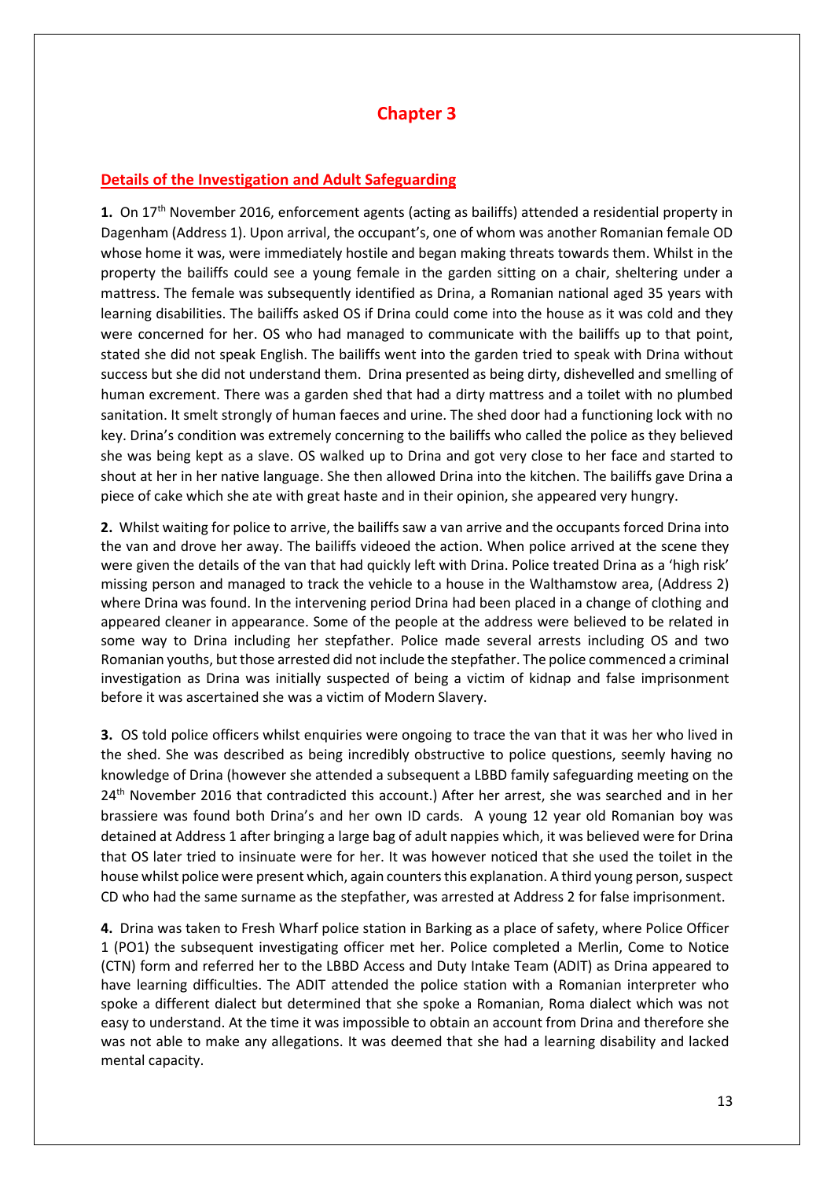# Chapter 3

## Details of the Investigation and Adult Safeguarding

**1.** On 17th November 2016, enforcement agents (acting as bailiffs) attended a residential property in Dagenham (Address 1). Upon arrival, the occupant's, one of whom was another Romanian female OD whose home it was, were immediately hostile and began making threats towards them. Whilst in the property the bailiffs could see a young female in the garden sitting on a chair, sheltering under a mattress. The female was subsequently identified as Drina, a Romanian national aged 35 years with learning disabilities. The bailiffs asked OS if Drina could come into the house as it was cold and they were concerned for her. OS who had managed to communicate with the bailiffs up to that point, stated she did not speak English. The bailiffs went into the garden tried to speak with Drina without success but she did not understand them. Drina presented as being dirty, dishevelled and smelling of human excrement. There was a garden shed that had a dirty mattress and a toilet with no plumbed sanitation. It smelt strongly of human faeces and urine. The shed door had a functioning lock with no key. Drina's condition was extremely concerning to the bailiffs who called the police as they believed she was being kept as a slave. OS walked up to Drina and got very close to her face and started to shout at her in her native language. She then allowed Drina into the kitchen. The bailiffs gave Drina a piece of cake which she ate with great haste and in their opinion, she appeared very hungry.

**2.** Whilst waiting for police to arrive, the bailiffs saw a van arrive and the occupants forced Drina into the van and drove her away. The bailiffs videoed the action. When police arrived at the scene they were given the details of the van that had quickly left with Drina. Police treated Drina as a 'high risk' missing person and managed to track the vehicle to a house in the Walthamstow area, (Address 2) where Drina was found. In the intervening period Drina had been placed in a change of clothing and appeared cleaner in appearance. Some of the people at the address were believed to be related in some way to Drina including her stepfather. Police made several arrests including OS and two Romanian youths, but those arrested did not include the stepfather. The police commenced a criminal investigation as Drina was initially suspected of being a victim of kidnap and false imprisonment before it was ascertained she was a victim of Modern Slavery.

**3.** OS told police officers whilst enquiries were ongoing to trace the van that it was her who lived in the shed. She was described as being incredibly obstructive to police questions, seemly having no knowledge of Drina (however she attended a subsequent a LBBD family safeguarding meeting on the 24th November 2016 that contradicted this account.) After her arrest, she was searched and in her brassiere was found both Drina's and her own ID cards. A young 12 year old Romanian boy was detained at Address 1 after bringing a large bag of adult nappies which, it was believed were for Drina that OS later tried to insinuate were for her. It was however noticed that she used the toilet in the house whilst police were present which, again counters this explanation. A third young person, suspect CD who had the same surname as the stepfather, was arrested at Address 2 for false imprisonment.

**4.** Drina was taken to Fresh Wharf police station in Barking as a place of safety, where Police Officer 1 (PO1) the subsequent investigating officer met her. Police completed a Merlin, Come to Notice (CTN) form and referred her to the LBBD Access and Duty Intake Team (ADIT) as Drina appeared to have learning difficulties. The ADIT attended the police station with a Romanian interpreter who spoke a different dialect but determined that she spoke a Romanian, Roma dialect which was not easy to understand. At the time it was impossible to obtain an account from Drina and therefore she was not able to make any allegations. It was deemed that she had a learning disability and lacked mental capacity.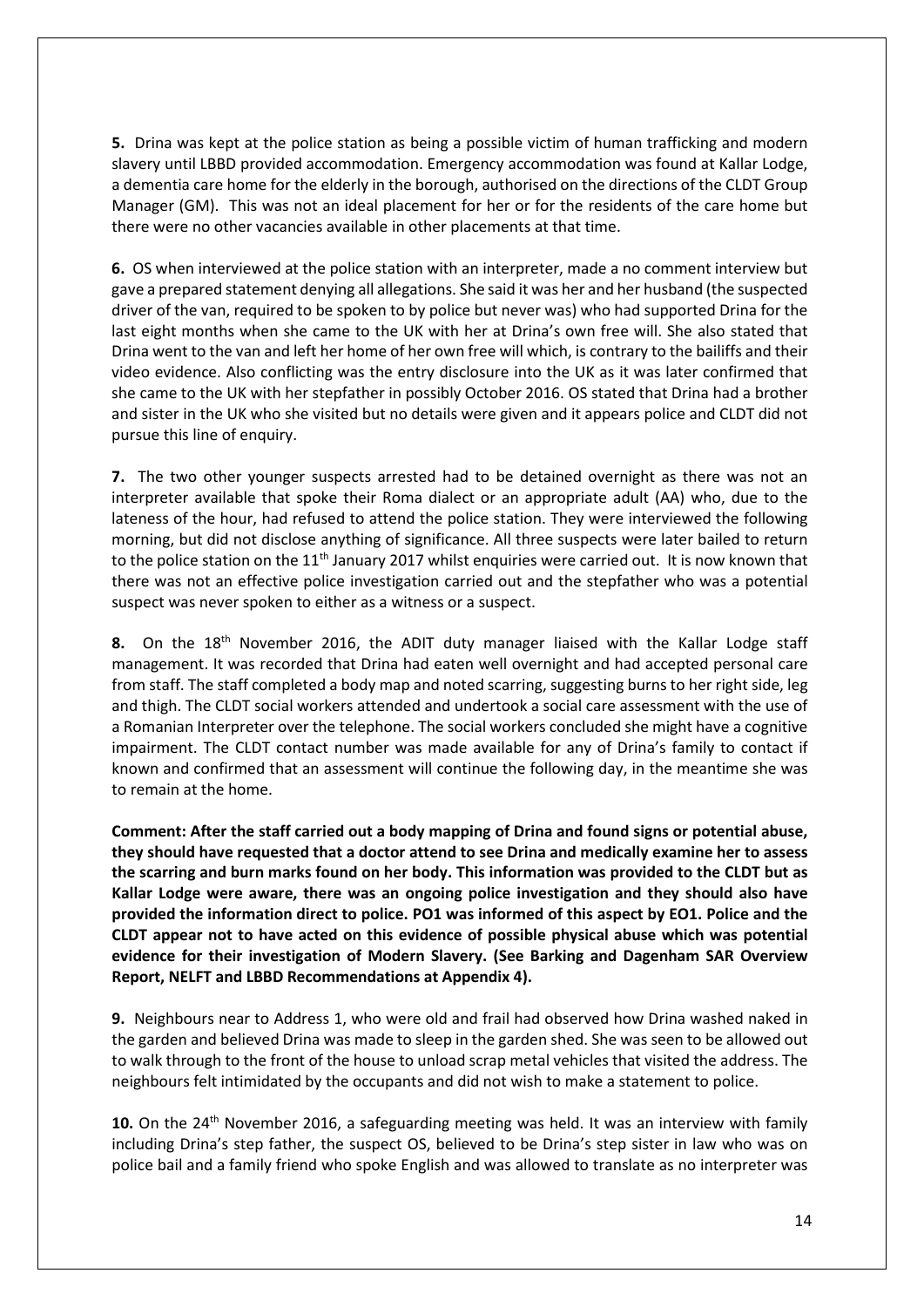**5.** Drina was kept at the police station as being a possible victim of human trafficking and modern slavery until LBBD provided accommodation. Emergency accommodation was found at Kallar Lodge, a dementia care home for the elderly in the borough, authorised on the directions of the CLDT Group Manager (GM). This was not an ideal placement for her or for the residents of the care home but there were no other vacancies available in other placements at that time.

**6.** OS when interviewed at the police station with an interpreter, made a no comment interview but gave a prepared statement denying all allegations. She said it was her and her husband (the suspected driver of the van, required to be spoken to by police but never was) who had supported Drina for the last eight months when she came to the UK with her at Drina's own free will. She also stated that Drina went to the van and left her home of her own free will which, is contrary to the bailiffs and their video evidence. Also conflicting was the entry disclosure into the UK as it was later confirmed that she came to the UK with her stepfather in possibly October 2016. OS stated that Drina had a brother and sister in the UK who she visited but no details were given and it appears police and CLDT did not pursue this line of enquiry.

**7.** The two other younger suspects arrested had to be detained overnight as there was not an interpreter available that spoke their Roma dialect or an appropriate adult (AA) who, due to the lateness of the hour, had refused to attend the police station. They were interviewed the following morning, but did not disclose anything of significance. All three suspects were later bailed to return to the police station on the 11th January 2017 whilst enquiries were carried out. It is now known that there was not an effective police investigation carried out and the stepfather who was a potential suspect was never spoken to either as a witness or a suspect.

**8.** On the 18th November 2016, the ADIT duty manager liaised with the Kallar Lodge staff management. It was recorded that Drina had eaten well overnight and had accepted personal care from staff. The staff completed a body map and noted scarring, suggesting burns to her right side, leg and thigh. The CLDT social workers attended and undertook a social care assessment with the use of a Romanian Interpreter over the telephone. The social workers concluded she might have a cognitive impairment. The CLDT contact number was made available for any of Drina's family to contact if known and confirmed that an assessment will continue the following day, in the meantime she was to remain at the home.

**Comment: After the staff carried out a body mapping of Drina and found signs or potential abuse, they should have requested that a doctor attend to see Drina and medically examine her to assess the scarring and burn marks found on her body. This information was provided to the CLDT but as Kallar Lodge were aware, there was an ongoing police investigation and they should also have provided the information direct to police. PO1 was informed of this aspect by EO1. Police and the CLDT appear not to have acted on this evidence of possible physical abuse which was potential evidence for their investigation of Modern Slavery. (See Barking and Dagenham SAR Overview Report, NELFT and LBBD Recommendations at Appendix 4).**

**9.** Neighbours near to Address 1, who were old and frail had observed how Drina washed naked in the garden and believed Drina was made to sleep in the garden shed. She was seen to be allowed out to walk through to the front of the house to unload scrap metal vehicles that visited the address. The neighbours felt intimidated by the occupants and did not wish to make a statement to police.

**10.** On the 24th November 2016, a safeguarding meeting was held. It was an interview with family including Drina's step father, the suspect OS, believed to be Drina's step sister in law who was on police bail and a family friend who spoke English and was allowed to translate as no interpreter was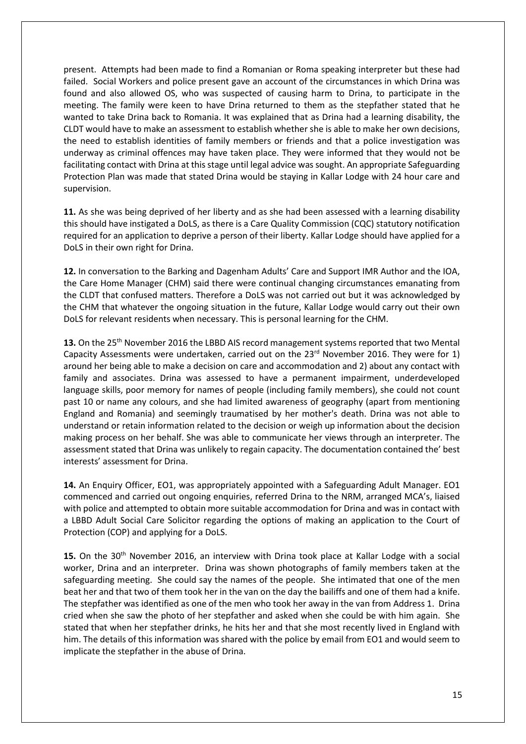present. Attempts had been made to find a Romanian or Roma speaking interpreter but these had failed. Social Workers and police present gave an account of the circumstances in which Drina was found and also allowed OS, who was suspected of causing harm to Drina, to participate in the meeting. The family were keen to have Drina returned to them as the stepfather stated that he wanted to take Drina back to Romania. It was explained that as Drina had a learning disability, the CLDT would have to make an assessment to establish whether she is able to make her own decisions, the need to establish identities of family members or friends and that a police investigation was underway as criminal offences may have taken place. They were informed that they would not be facilitating contact with Drina at this stage until legal advice was sought. An appropriate Safeguarding Protection Plan was made that stated Drina would be staying in Kallar Lodge with 24 hour care and supervision.

**11.** As she was being deprived of her liberty and as she had been assessed with a learning disability this should have instigated a DoLS, as there is a Care Quality Commission (CQC) statutory notification required for an application to deprive a person of their liberty. Kallar Lodge should have applied for a DoLS in their own right for Drina.

**12.** In conversation to the Barking and Dagenham Adults' Care and Support IMR Author and the IOA, the Care Home Manager (CHM) said there were continual changing circumstances emanating from the CLDT that confused matters. Therefore a DoLS was not carried out but it was acknowledged by the CHM that whatever the ongoing situation in the future, Kallar Lodge would carry out their own DoLS for relevant residents when necessary. This is personal learning for the CHM.

**13.** On the 25th November 2016 the LBBD AIS record management systems reported that two Mental Capacity Assessments were undertaken, carried out on the 23rd November 2016. They were for 1) around her being able to make a decision on care and accommodation and 2) about any contact with family and associates. Drina was assessed to have a permanent impairment, underdeveloped language skills, poor memory for names of people (including family members), she could not count past 10 or name any colours, and she had limited awareness of geography (apart from mentioning England and Romania) and seemingly traumatised by her mother's death. Drina was not able to understand or retain information related to the decision or weigh up information about the decision making process on her behalf. She was able to communicate her views through an interpreter. The assessment stated that Drina was unlikely to regain capacity. The documentation contained the' best interests' assessment for Drina.

**14.** An Enquiry Officer, EO1, was appropriately appointed with a Safeguarding Adult Manager. EO1 commenced and carried out ongoing enquiries, referred Drina to the NRM, arranged MCA's, liaised with police and attempted to obtain more suitable accommodation for Drina and was in contact with a LBBD Adult Social Care Solicitor regarding the options of making an application to the Court of Protection (COP) and applying for a DoLS.

**15.** On the 30th November 2016, an interview with Drina took place at Kallar Lodge with a social worker, Drina and an interpreter. Drina was shown photographs of family members taken at the safeguarding meeting. She could say the names of the people. She intimated that one of the men beat her and that two of them took her in the van on the day the bailiffs and one of them had a knife. The stepfather was identified as one of the men who took her away in the van from Address 1. Drina cried when she saw the photo of her stepfather and asked when she could be with him again. She stated that when her stepfather drinks, he hits her and that she most recently lived in England with him. The details of this information was shared with the police by email from EO1 and would seem to implicate the stepfather in the abuse of Drina.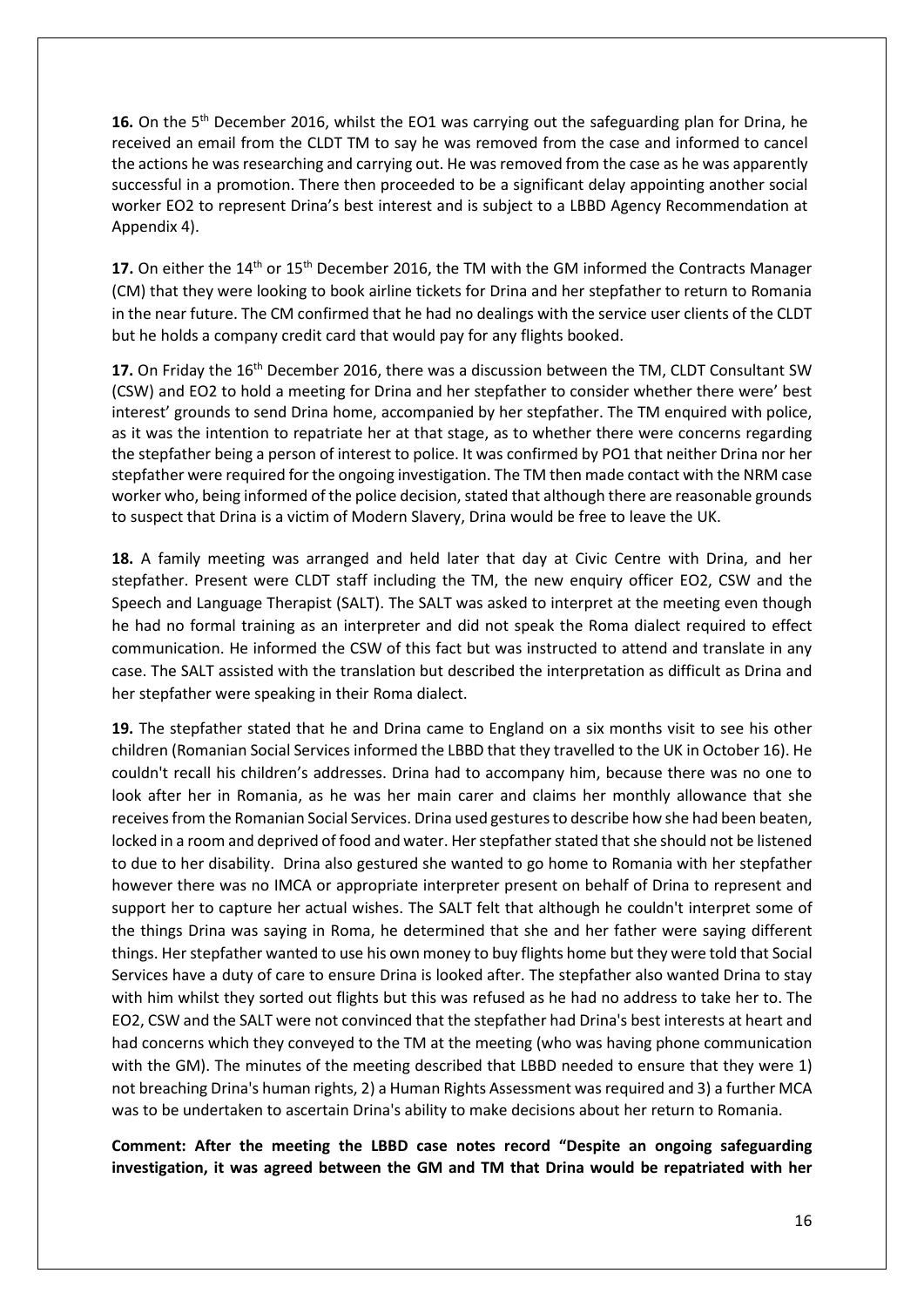**16.** On the 5th December 2016, whilst the EO1 was carrying out the safeguarding plan for Drina, he received an email from the CLDT TM to say he was removed from the case and informed to cancel the actions he was researching and carrying out. He was removed from the case as he was apparently successful in a promotion. There then proceeded to be a significant delay appointing another social worker EO2 to represent Drina's best interest and is subject to a LBBD Agency Recommendation at Appendix 4).

**17.** On either the 14th or 15th December 2016, the TM with the GM informed the Contracts Manager (CM) that they were looking to book airline tickets for Drina and her stepfather to return to Romania in the near future. The CM confirmed that he had no dealings with the service user clients of the CLDT but he holds a company credit card that would pay for any flights booked.

**17.** On Friday the 16th December 2016, there was a discussion between the TM, CLDT Consultant SW (CSW) and EO2 to hold a meeting for Drina and her stepfather to consider whether there were' best interest' grounds to send Drina home, accompanied by her stepfather. The TM enquired with police, as it was the intention to repatriate her at that stage, as to whether there were concerns regarding the stepfather being a person of interest to police. It was confirmed by PO1 that neither Drina nor her stepfather were required for the ongoing investigation. The TM then made contact with the NRM case worker who, being informed of the police decision, stated that although there are reasonable grounds to suspect that Drina is a victim of Modern Slavery, Drina would be free to leave the UK.

**18.** A family meeting was arranged and held later that day at Civic Centre with Drina, and her stepfather. Present were CLDT staff including the TM, the new enquiry officer EO2, CSW and the Speech and Language Therapist (SALT). The SALT was asked to interpret at the meeting even though he had no formal training as an interpreter and did not speak the Roma dialect required to effect communication. He informed the CSW of this fact but was instructed to attend and translate in any case. The SALT assisted with the translation but described the interpretation as difficult as Drina and her stepfather were speaking in their Roma dialect.

**19.** The stepfather stated that he and Drina came to England on a six months visit to see his other children (Romanian Social Services informed the LBBD that they travelled to the UK in October 16). He couldn't recall his children's addresses. Drina had to accompany him, because there was no one to look after her in Romania, as he was her main carer and claims her monthly allowance that she receives from the Romanian Social Services. Drina used gestures to describe how she had been beaten, locked in a room and deprived of food and water. Her stepfather stated that she should not be listened to due to her disability. Drina also gestured she wanted to go home to Romania with her stepfather however there was no IMCA or appropriate interpreter present on behalf of Drina to represent and support her to capture her actual wishes. The SALT felt that although he couldn't interpret some of the things Drina was saying in Roma, he determined that she and her father were saying different things. Her stepfather wanted to use his own money to buy flights home but they were told that Social Services have a duty of care to ensure Drina is looked after. The stepfather also wanted Drina to stay with him whilst they sorted out flights but this was refused as he had no address to take her to. The EO2, CSW and the SALT were not convinced that the stepfather had Drina's best interests at heart and had concerns which they conveyed to the TM at the meeting (who was having phone communication with the GM). The minutes of the meeting described that LBBD needed to ensure that they were 1) not breaching Drina's human rights, 2) a Human Rights Assessment was required and 3) a further MCA was to be undertaken to ascertain Drina's ability to make decisions about her return to Romania.

**Comment: After the meeting the LBBD case notes record "Despite an ongoing safeguarding investigation, it was agreed between the GM and TM that Drina would be repatriated with her**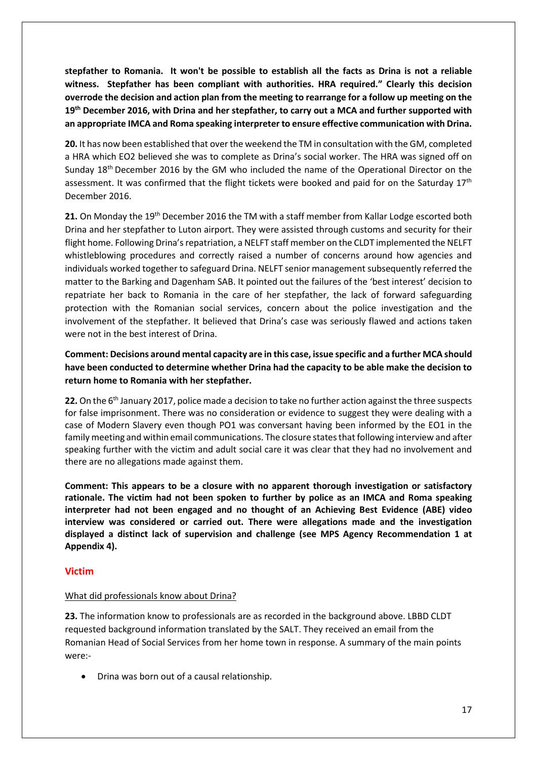**stepfather to Romania. It won't be possible to establish all the facts as Drina is not a reliable witness. Stepfather has been compliant with authorities. HRA required." Clearly this decision overrode the decision and action plan from the meeting to rearrange for a follow up meeting on the 19th December 2016, with Drina and her stepfather, to carry out a MCA and further supported with an appropriate IMCA and Roma speaking interpreter to ensure effective communication with Drina.**

**20.** It has now been established that over the weekend the TM in consultation with the GM, completed a HRA which EO2 believed she was to complete as Drina's social worker. The HRA was signed off on Sunday 18th December 2016 by the GM who included the name of the Operational Director on the assessment. It was confirmed that the flight tickets were booked and paid for on the Saturday 17th December 2016.

**21.** On Monday the 19th December 2016 the TM with a staff member from Kallar Lodge escorted both Drina and her stepfather to Luton airport. They were assisted through customs and security for their flight home. Following Drina's repatriation, a NELFT staff member on the CLDT implemented the NELFT whistleblowing procedures and correctly raised a number of concerns around how agencies and individuals worked together to safeguard Drina. NELFT senior management subsequently referred the matter to the Barking and Dagenham SAB. It pointed out the failures of the 'best interest' decision to repatriate her back to Romania in the care of her stepfather, the lack of forward safeguarding protection with the Romanian social services, concern about the police investigation and the involvement of the stepfather. It believed that Drina's case was seriously flawed and actions taken were not in the best interest of Drina.

**Comment: Decisions around mental capacity are in this case, issue specific and a further MCA should have been conducted to determine whether Drina had the capacity to be able make the decision to return home to Romania with her stepfather.**

**22.** On the 6th January 2017, police made a decision to take no further action against the three suspects for false imprisonment. There was no consideration or evidence to suggest they were dealing with a case of Modern Slavery even though PO1 was conversant having been informed by the EO1 in the family meeting and within email communications. The closure states that following interview and after speaking further with the victim and adult social care it was clear that they had no involvement and there are no allegations made against them.

**Comment: This appears to be a closure with no apparent thorough investigation or satisfactory rationale. The victim had not been spoken to further by police as an IMCA and Roma speaking interpreter had not been engaged and no thought of an Achieving Best Evidence (ABE) video interview was considered or carried out. There were allegations made and the investigation displayed a distinct lack of supervision and challenge (see MPS Agency Recommendation 1 at Appendix 4).**

## Victim

What did professionals know about Drina?

**23.** The information know to professionals are as recorded in the background above. LBBD CLDT requested background information translated by the SALT. They received an email from the Romanian Head of Social Services from her home town in response. A summary of the main points were:-

- Drina was born out of a causal relationship.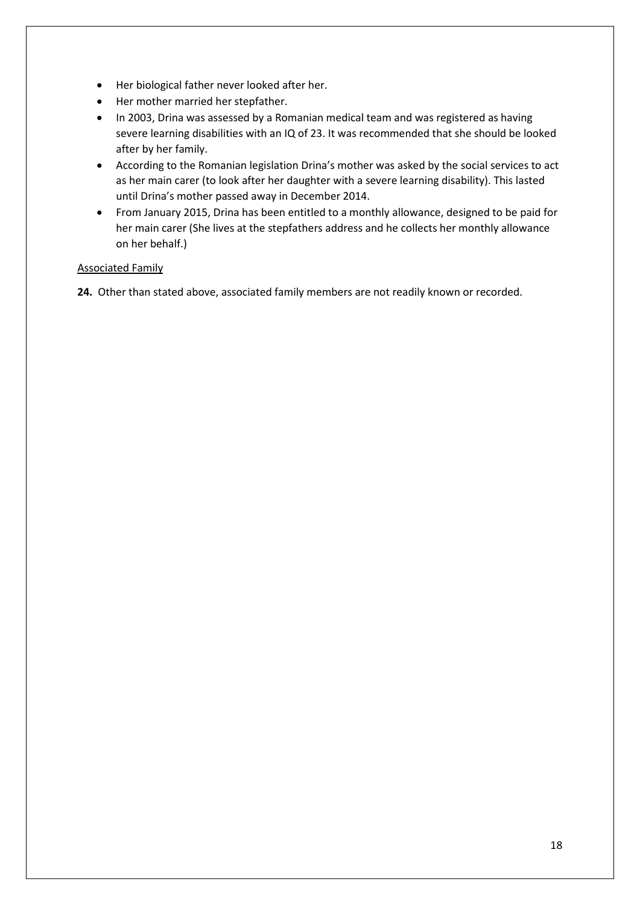- Her biological father never looked after her.
- Her mother married her stepfather.
- In 2003, Drina was assessed by a Romanian medical team and was registered as having severe learning disabilities with an IQ of 23. It was recommended that she should be looked after by her family.
- According to the Romanian legislation Drina's mother was asked by the social services to act as her main carer (to look after her daughter with a severe learning disability). This lasted until Drina's mother passed away in December 2014.
- From January 2015, Drina has been entitled to a monthly allowance, designed to be paid for her main carer (She lives at the stepfathers address and he collects her monthly allowance on her behalf.)

<u>Associated Family</u>

**24.** Other than stated above, associated family members are not readily known or recorded.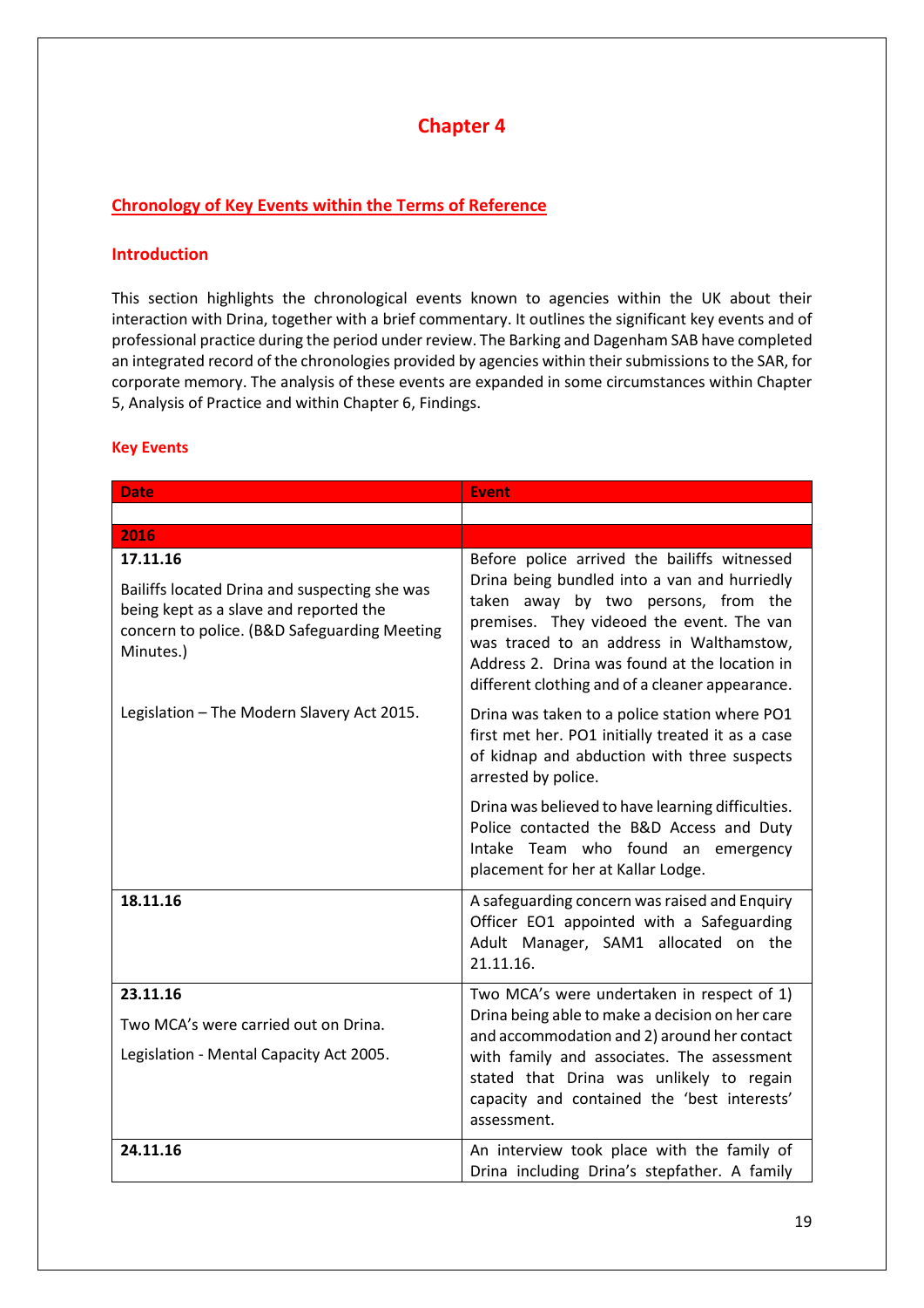# Chapter 4

## Chronology of Key Events within the Terms of Reference

### Introduction

This section highlights the chronological events known to agencies within the UK about their interaction with Drina, together with a brief commentary. It outlines the significant key events and of professional practice during the period under review. The Barking and Dagenham SAB have completed an integrated record of the chronologies provided by agencies within their submissions to the SAR, for corporate memory. The analysis of these events are expanded in some circumstances within Chapter 5, Analysis of Practice and within Chapter 6, Findings.

### Key Events

| Date | Event |
|---|---|
| | |
| **2016** | |
| **17.11.16**<br><br>Bailiffs located Drina and suspecting she was being kept as a slave and reported the concern to police. (B&D Safeguarding Meeting Minutes.)<br><br>Legislation – The Modern Slavery Act 2015. | Before police arrived the bailiffs witnessed Drina being bundled into a van and hurriedly taken away by two persons, from the premises. They videoed the event. The van was traced to an address in Walthamstow, Address 2. Drina was found at the location in different clothing and of a cleaner appearance.<br><br>Drina was taken to a police station where PO1 first met her. PO1 initially treated it as a case of kidnap and abduction with three suspects arrested by police.<br><br>Drina was believed to have learning difficulties. Police contacted the B&D Access and Duty Intake Team who found an emergency placement for her at Kallar Lodge. |
| **18.11.16** | A safeguarding concern was raised and Enquiry Officer EO1 appointed with a Safeguarding Adult Manager, SAM1 allocated on the 21.11.16. |
| **23.11.16**<br><br>Two MCA's were carried out on Drina.<br><br>Legislation - Mental Capacity Act 2005. | Two MCA's were undertaken in respect of 1) Drina being able to make a decision on her care and accommodation and 2) around her contact with family and associates. The assessment stated that Drina was unlikely to regain capacity and contained the 'best interests' assessment. |
| **24.11.16** | An interview took place with the family of Drina including Drina's stepfather. A family |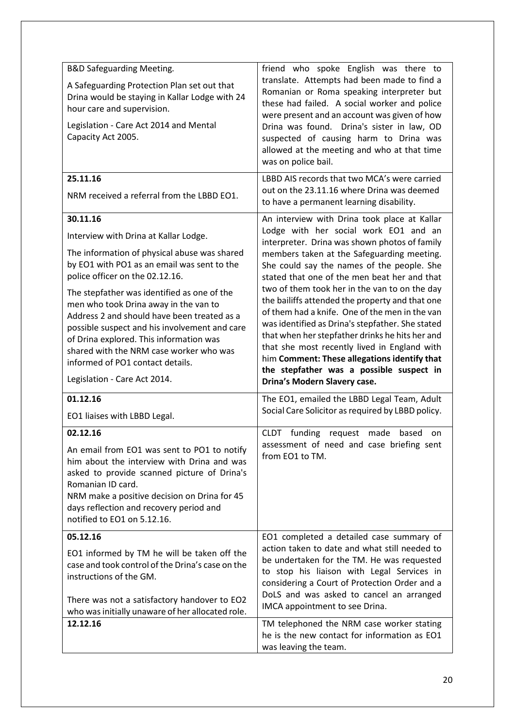| | |
|---|---|
| B&D Safeguarding Meeting.<br><br>A Safeguarding Protection Plan set out that Drina would be staying in Kallar Lodge with 24 hour care and supervision.<br><br>Legislation - Care Act 2014 and Mental Capacity Act 2005. | friend who spoke English was there to translate. Attempts had been made to find a Romanian or Roma speaking interpreter but these had failed. A social worker and police were present and an account was given of how Drina was found. Drina's sister in law, OD suspected of causing harm to Drina was allowed at the meeting and who at that time was on police bail. |
| **25.11.16**<br><br>NRM received a referral from the LBBD EO1. | LBBD AIS records that two MCA's were carried out on the 23.11.16 where Drina was deemed to have a permanent learning disability. |
| **30.11.16**<br><br>Interview with Drina at Kallar Lodge.<br><br>The information of physical abuse was shared by EO1 with PO1 as an email was sent to the police officer on the 02.12.16.<br><br>The stepfather was identified as one of the men who took Drina away in the van to Address 2 and should have been treated as a possible suspect and his involvement and care of Drina explored. This information was shared with the NRM case worker who was informed of PO1 contact details.<br><br>Legislation - Care Act 2014. | An interview with Drina took place at Kallar Lodge with her social work EO1 and an interpreter. Drina was shown photos of family members taken at the Safeguarding meeting. She could say the names of the people. She stated that one of the men beat her and that two of them took her in the van to on the day the bailiffs attended the property and that one of them had a knife. One of the men in the van was identified as Drina's stepfather. She stated that when her stepfather drinks he hits her and that she most recently lived in England with him **Comment: These allegations identify that the stepfather was a possible suspect in Drina's Modern Slavery case.** |
| **01.12.16**<br><br>EO1 liaises with LBBD Legal. | The EO1, emailed the LBBD Legal Team, Adult Social Care Solicitor as required by LBBD policy. |
| **02.12.16**<br><br>An email from EO1 was sent to PO1 to notify him about the interview with Drina and was asked to provide scanned picture of Drina's Romanian ID card.<br>NRM make a positive decision on Drina for 45 days reflection and recovery period and notified to EO1 on 5.12.16. | CLDT funding request made based on assessment of need and case briefing sent from EO1 to TM. |
| **05.12.16**<br><br>EO1 informed by TM he will be taken off the case and took control of the Drina's case on the instructions of the GM.<br><br>There was not a satisfactory handover to EO2 who was initially unaware of her allocated role. | EO1 completed a detailed case summary of action taken to date and what still needed to be undertaken for the TM. He was requested to stop his liaison with Legal Services in considering a Court of Protection Order and a DoLS and was asked to cancel an arranged IMCA appointment to see Drina. |
| **12.12.16** | TM telephoned the NRM case worker stating he is the new contact for information as EO1 was leaving the team. |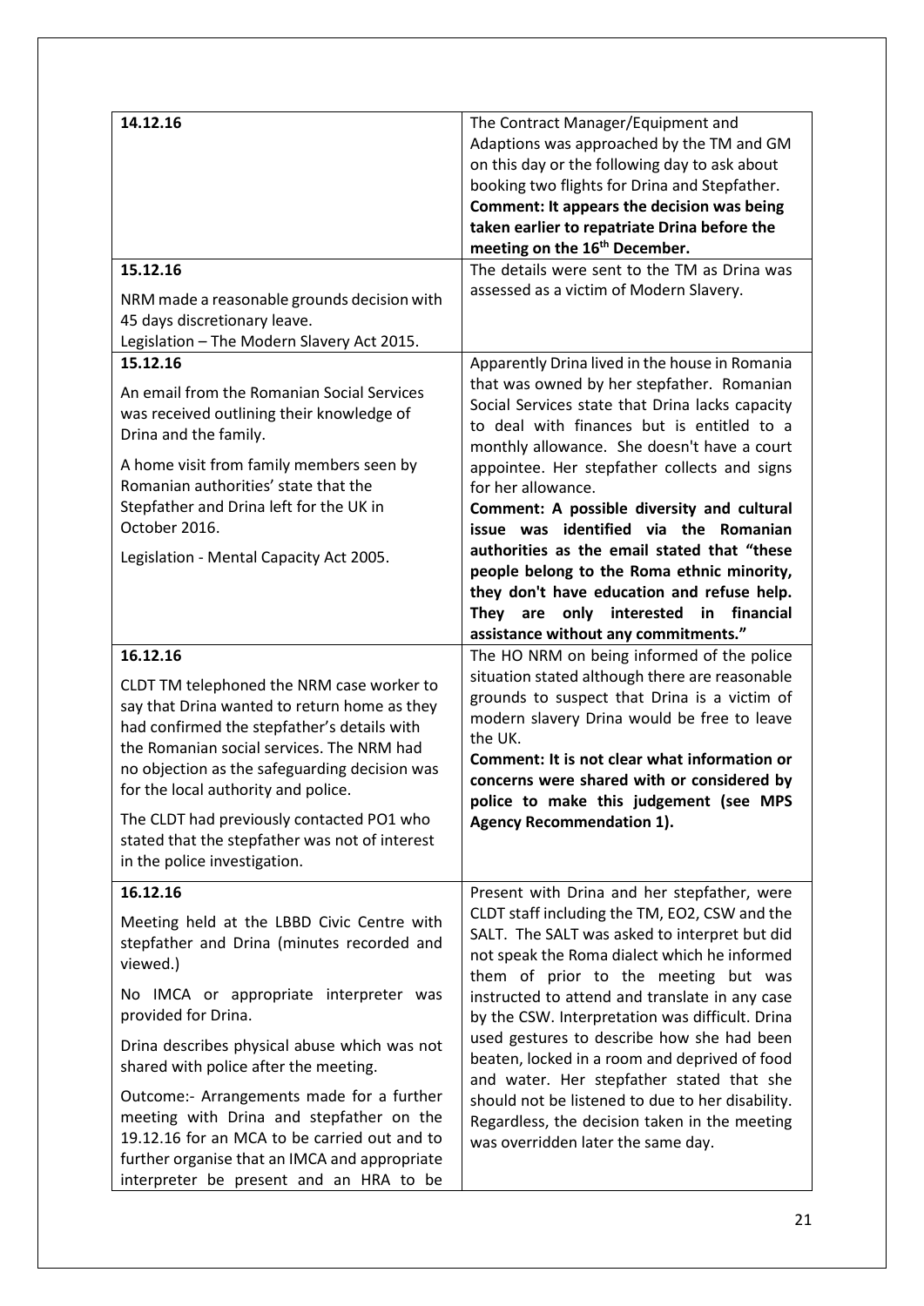| | |
|---|---|
| **14.12.16** | The Contract Manager/Equipment and Adaptions was approached by the TM and GM on this day or the following day to ask about booking two flights for Drina and Stepfather.<br>**Comment: It appears the decision was being taken earlier to repatriate Drina before the meeting on the 16th December.** |
| **15.12.16**<br><br>NRM made a reasonable grounds decision with 45 days discretionary leave.<br>Legislation – The Modern Slavery Act 2015. | The details were sent to the TM as Drina was assessed as a victim of Modern Slavery. |
| **15.12.16**<br><br>An email from the Romanian Social Services was received outlining their knowledge of Drina and the family.<br><br>A home visit from family members seen by Romanian authorities' state that the Stepfather and Drina left for the UK in October 2016.<br><br>Legislation - Mental Capacity Act 2005. | Apparently Drina lived in the house in Romania that was owned by her stepfather. Romanian Social Services state that Drina lacks capacity to deal with finances but is entitled to a monthly allowance. She doesn't have a court appointee. Her stepfather collects and signs for her allowance.<br>**Comment: A possible diversity and cultural issue was identified via the Romanian authorities as the email stated that "these people belong to the Roma ethnic minority, they don't have education and refuse help. They are only interested in financial assistance without any commitments."** |
| **16.12.16**<br><br>CLDT TM telephoned the NRM case worker to say that Drina wanted to return home as they had confirmed the stepfather's details with the Romanian social services. The NRM had no objection as the safeguarding decision was for the local authority and police.<br><br>The CLDT had previously contacted PO1 who stated that the stepfather was not of interest in the police investigation. | The HO NRM on being informed of the police situation stated although there are reasonable grounds to suspect that Drina is a victim of modern slavery Drina would be free to leave the UK.<br>**Comment: It is not clear what information or concerns were shared with or considered by police to make this judgement (see MPS Agency Recommendation 1).** |
| **16.12.16**<br><br>Meeting held at the LBBD Civic Centre with stepfather and Drina (minutes recorded and viewed.)<br><br>No IMCA or appropriate interpreter was provided for Drina.<br><br>Drina describes physical abuse which was not shared with police after the meeting.<br><br>Outcome:- Arrangements made for a further meeting with Drina and stepfather on the 19.12.16 for an MCA to be carried out and to further organise that an IMCA and appropriate interpreter be present and an HRA to be | Present with Drina and her stepfather, were CLDT staff including the TM, EO2, CSW and the SALT. The SALT was asked to interpret but did not speak the Roma dialect which he informed them of prior to the meeting but was instructed to attend and translate in any case by the CSW. Interpretation was difficult. Drina used gestures to describe how she had been beaten, locked in a room and deprived of food and water. Her stepfather stated that she should not be listened to due to her disability. Regardless, the decision taken in the meeting was overridden later the same day. |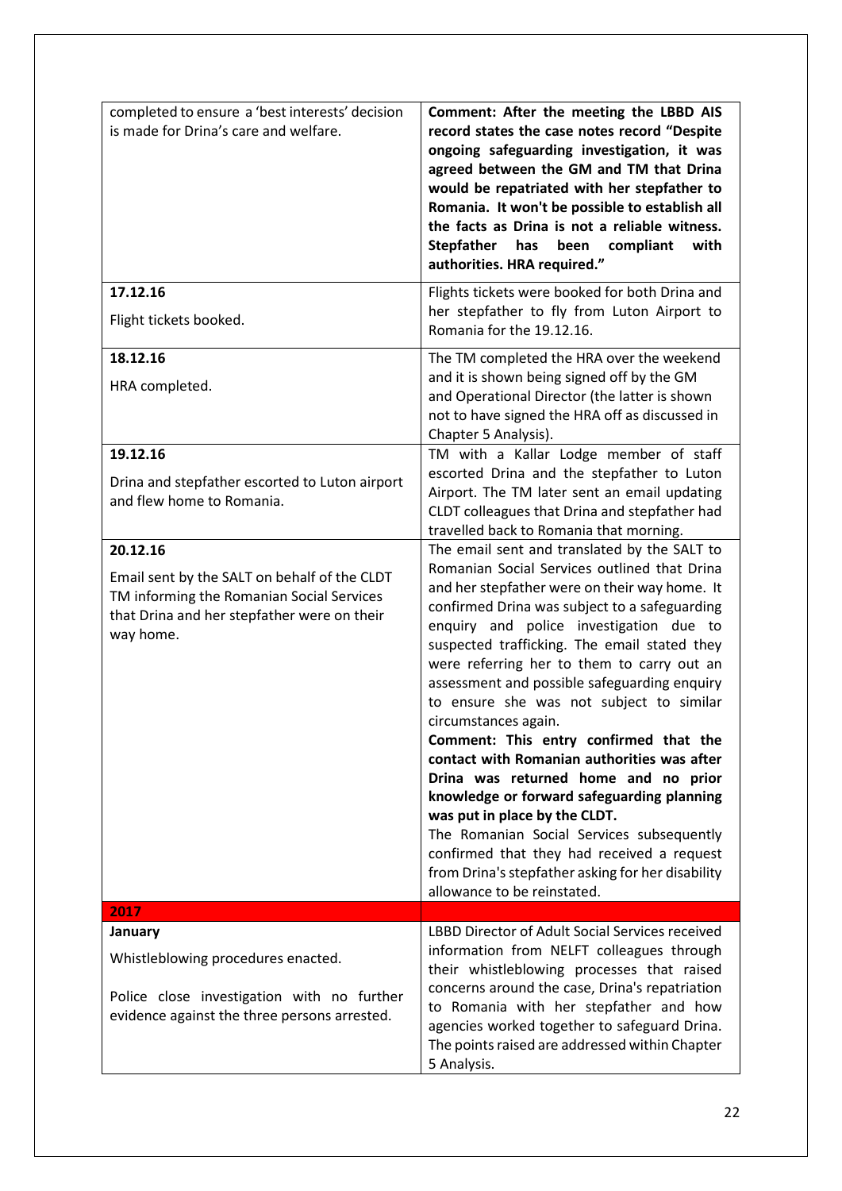| | |
|---|---|
| completed to ensure a 'best interests' decision is made for Drina's care and welfare. | **Comment: After the meeting the LBBD AIS record states the case notes record "Despite ongoing safeguarding investigation, it was agreed between the GM and TM that Drina would be repatriated with her stepfather to Romania. It won't be possible to establish all the facts as Drina is not a reliable witness. Stepfather has been compliant with authorities. HRA required."** |
| **17.12.16**<br><br>Flight tickets booked. | Flights tickets were booked for both Drina and her stepfather to fly from Luton Airport to Romania for the 19.12.16. |
| **18.12.16**<br><br>HRA completed. | The TM completed the HRA over the weekend and it is shown being signed off by the GM and Operational Director (the latter is shown not to have signed the HRA off as discussed in Chapter 5 Analysis). |
| **19.12.16**<br><br>Drina and stepfather escorted to Luton airport and flew home to Romania. | TM with a Kallar Lodge member of staff escorted Drina and the stepfather to Luton Airport. The TM later sent an email updating CLDT colleagues that Drina and stepfather had travelled back to Romania that morning. |
| **20.12.16**<br><br>Email sent by the SALT on behalf of the CLDT TM informing the Romanian Social Services that Drina and her stepfather were on their way home. | The email sent and translated by the SALT to Romanian Social Services outlined that Drina and her stepfather were on their way home. It confirmed Drina was subject to a safeguarding enquiry and police investigation due to suspected trafficking. The email stated they were referring her to them to carry out an assessment and possible safeguarding enquiry to ensure she was not subject to similar circumstances again.<br>**Comment: This entry confirmed that the contact with Romanian authorities was after Drina was returned home and no prior knowledge or forward safeguarding planning was put in place by the CLDT.**<br>The Romanian Social Services subsequently confirmed that they had received a request from Drina's stepfather asking for her disability allowance to be reinstated. |
| **2017** | |
| **January**<br><br>Whistleblowing procedures enacted.<br><br>Police close investigation with no further evidence against the three persons arrested. | LBBD Director of Adult Social Services received information from NELFT colleagues through their whistleblowing processes that raised concerns around the case, Drina's repatriation to Romania with her stepfather and how agencies worked together to safeguard Drina. The points raised are addressed within Chapter 5 Analysis. |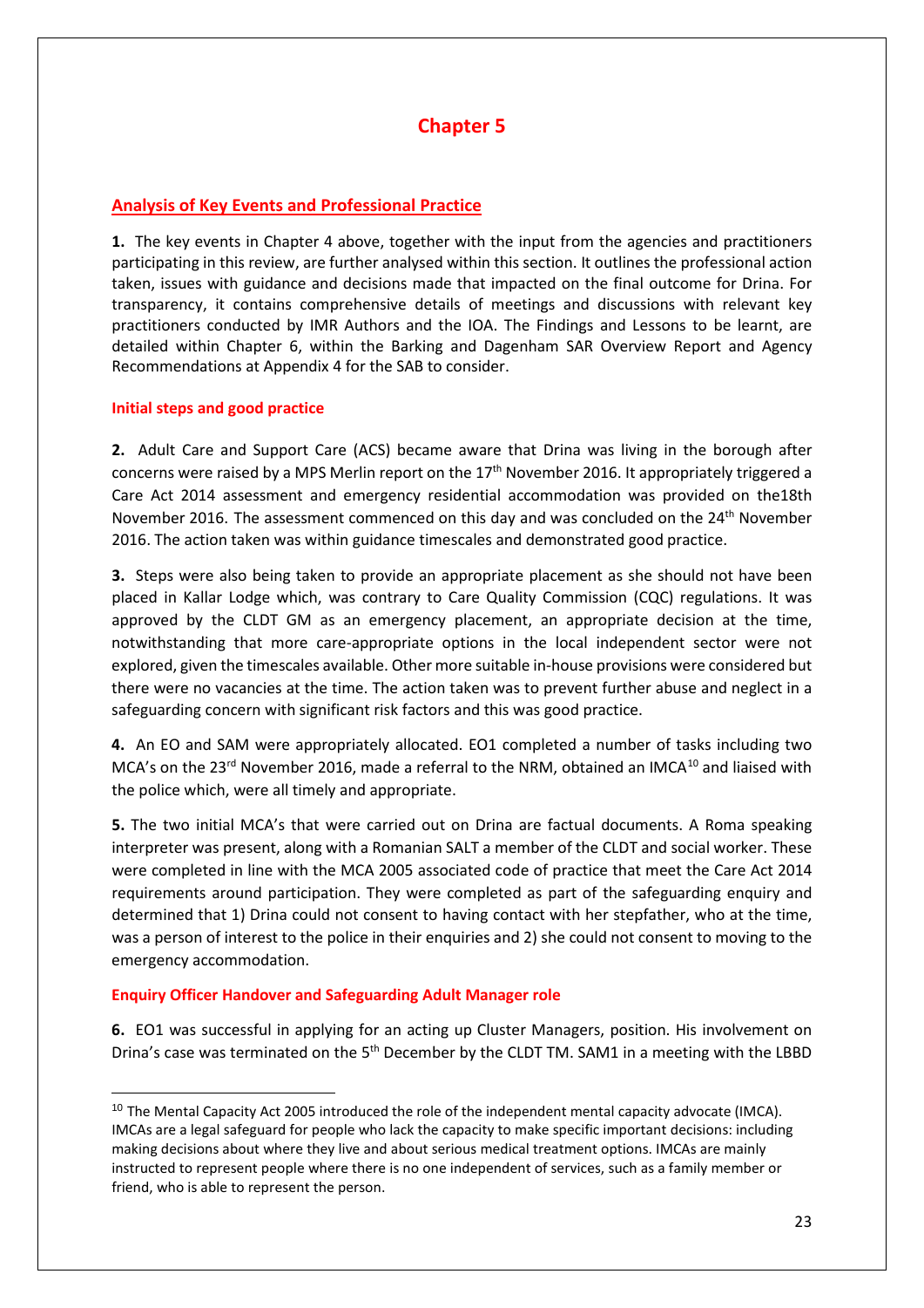# Chapter 5

## Analysis of Key Events and Professional Practice

**1.** The key events in Chapter 4 above, together with the input from the agencies and practitioners participating in this review, are further analysed within this section. It outlines the professional action taken, issues with guidance and decisions made that impacted on the final outcome for Drina. For transparency, it contains comprehensive details of meetings and discussions with relevant key practitioners conducted by IMR Authors and the IOA. The Findings and Lessons to be learnt, are detailed within Chapter 6, within the Barking and Dagenham SAR Overview Report and Agency Recommendations at Appendix 4 for the SAB to consider.

### Initial steps and good practice

**2.** Adult Care and Support Care (ACS) became aware that Drina was living in the borough after concerns were raised by a MPS Merlin report on the 17th November 2016. It appropriately triggered a Care Act 2014 assessment and emergency residential accommodation was provided on the18th November 2016. The assessment commenced on this day and was concluded on the 24th November 2016. The action taken was within guidance timescales and demonstrated good practice.

**3.** Steps were also being taken to provide an appropriate placement as she should not have been placed in Kallar Lodge which, was contrary to Care Quality Commission (CQC) regulations. It was approved by the CLDT GM as an emergency placement, an appropriate decision at the time, notwithstanding that more care-appropriate options in the local independent sector were not explored, given the timescales available. Other more suitable in-house provisions were considered but there were no vacancies at the time. The action taken was to prevent further abuse and neglect in a safeguarding concern with significant risk factors and this was good practice.

**4.** An EO and SAM were appropriately allocated. EO1 completed a number of tasks including two MCA's on the 23rd November 2016, made a referral to the NRM, obtained an IMCA[10] and liaised with the police which, were all timely and appropriate.

**5.** The two initial MCA's that were carried out on Drina are factual documents. A Roma speaking interpreter was present, along with a Romanian SALT a member of the CLDT and social worker. These were completed in line with the MCA 2005 associated code of practice that meet the Care Act 2014 requirements around participation. They were completed as part of the safeguarding enquiry and determined that 1) Drina could not consent to having contact with her stepfather, who at the time, was a person of interest to the police in their enquiries and 2) she could not consent to moving to the emergency accommodation.

### Enquiry Officer Handover and Safeguarding Adult Manager role

**6.** EO1 was successful in applying for an acting up Cluster Managers, position. His involvement on Drina's case was terminated on the 5th December by the CLDT TM. SAM1 in a meeting with the LBBD

[10] The Mental Capacity Act 2005 introduced the role of the independent mental capacity advocate (IMCA). IMCAs are a legal safeguard for people who lack the capacity to make specific important decisions: including making decisions about where they live and about serious medical treatment options. IMCAs are mainly instructed to represent people where there is no one independent of services, such as a family member or friend, who is able to represent the person.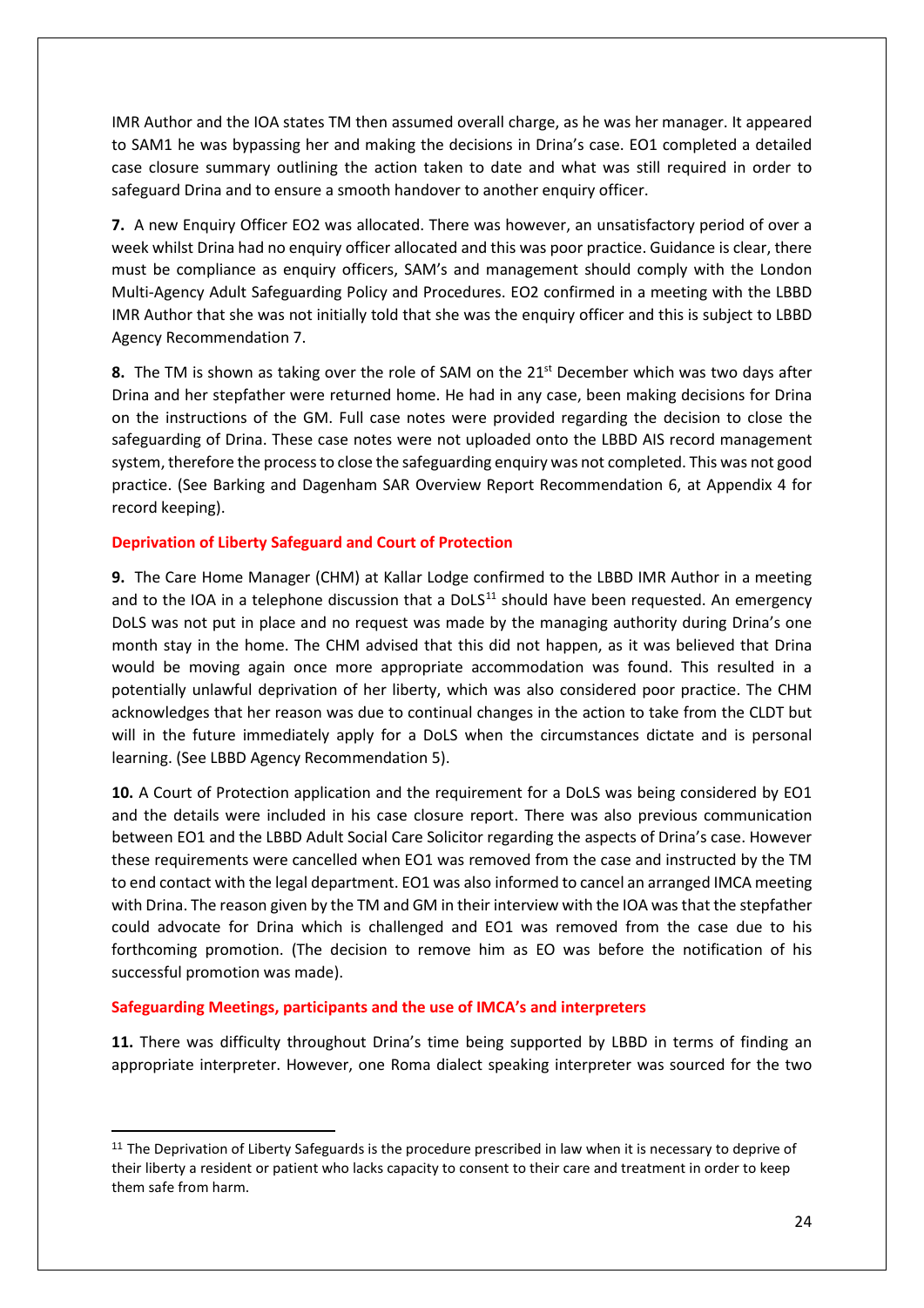IMR Author and the IOA states TM then assumed overall charge, as he was her manager. It appeared to SAM1 he was bypassing her and making the decisions in Drina's case. EO1 completed a detailed case closure summary outlining the action taken to date and what was still required in order to safeguard Drina and to ensure a smooth handover to another enquiry officer.

**7.** A new Enquiry Officer EO2 was allocated. There was however, an unsatisfactory period of over a week whilst Drina had no enquiry officer allocated and this was poor practice. Guidance is clear, there must be compliance as enquiry officers, SAM's and management should comply with the London Multi-Agency Adult Safeguarding Policy and Procedures. EO2 confirmed in a meeting with the LBBD IMR Author that she was not initially told that she was the enquiry officer and this is subject to LBBD Agency Recommendation 7.

**8.** The TM is shown as taking over the role of SAM on the 21st December which was two days after Drina and her stepfather were returned home. He had in any case, been making decisions for Drina on the instructions of the GM. Full case notes were provided regarding the decision to close the safeguarding of Drina. These case notes were not uploaded onto the LBBD AIS record management system, therefore the process to close the safeguarding enquiry was not completed. This was not good practice. (See Barking and Dagenham SAR Overview Report Recommendation 6, at Appendix 4 for record keeping).

## Deprivation of Liberty Safeguard and Court of Protection

**9.** The Care Home Manager (CHM) at Kallar Lodge confirmed to the LBBD IMR Author in a meeting and to the IOA in a telephone discussion that a DoLS[11] should have been requested. An emergency DoLS was not put in place and no request was made by the managing authority during Drina's one month stay in the home. The CHM advised that this did not happen, as it was believed that Drina would be moving again once more appropriate accommodation was found. This resulted in a potentially unlawful deprivation of her liberty, which was also considered poor practice. The CHM acknowledges that her reason was due to continual changes in the action to take from the CLDT but will in the future immediately apply for a DoLS when the circumstances dictate and is personal learning. (See LBBD Agency Recommendation 5).

**10.** A Court of Protection application and the requirement for a DoLS was being considered by EO1 and the details were included in his case closure report. There was also previous communication between EO1 and the LBBD Adult Social Care Solicitor regarding the aspects of Drina's case. However these requirements were cancelled when EO1 was removed from the case and instructed by the TM to end contact with the legal department. EO1 was also informed to cancel an arranged IMCA meeting with Drina. The reason given by the TM and GM in their interview with the IOA was that the stepfather could advocate for Drina which is challenged and EO1 was removed from the case due to his forthcoming promotion. (The decision to remove him as EO was before the notification of his successful promotion was made).

## Safeguarding Meetings, participants and the use of IMCA's and interpreters

**11.** There was difficulty throughout Drina's time being supported by LBBD in terms of finding an appropriate interpreter. However, one Roma dialect speaking interpreter was sourced for the two

---

[11] The Deprivation of Liberty Safeguards is the procedure prescribed in law when it is necessary to deprive of their liberty a resident or patient who lacks capacity to consent to their care and treatment in order to keep them safe from harm.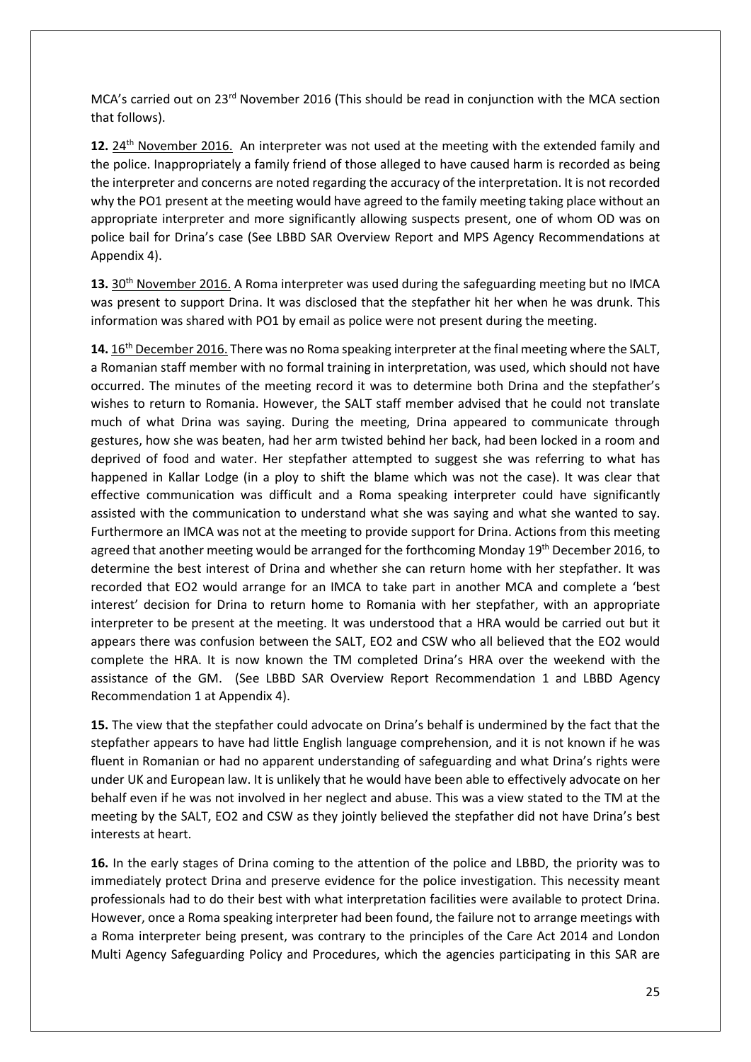MCA's carried out on 23rd November 2016 (This should be read in conjunction with the MCA section that follows).

**12.** 24th November 2016. An interpreter was not used at the meeting with the extended family and the police. Inappropriately a family friend of those alleged to have caused harm is recorded as being the interpreter and concerns are noted regarding the accuracy of the interpretation. It is not recorded why the PO1 present at the meeting would have agreed to the family meeting taking place without an appropriate interpreter and more significantly allowing suspects present, one of whom OD was on police bail for Drina's case (See LBBD SAR Overview Report and MPS Agency Recommendations at Appendix 4).

**13.** 30th November 2016. A Roma interpreter was used during the safeguarding meeting but no IMCA was present to support Drina. It was disclosed that the stepfather hit her when he was drunk. This information was shared with PO1 by email as police were not present during the meeting.

**14.** 16th December 2016. There was no Roma speaking interpreter at the final meeting where the SALT, a Romanian staff member with no formal training in interpretation, was used, which should not have occurred. The minutes of the meeting record it was to determine both Drina and the stepfather's wishes to return to Romania. However, the SALT staff member advised that he could not translate much of what Drina was saying. During the meeting, Drina appeared to communicate through gestures, how she was beaten, had her arm twisted behind her back, had been locked in a room and deprived of food and water. Her stepfather attempted to suggest she was referring to what has happened in Kallar Lodge (in a ploy to shift the blame which was not the case). It was clear that effective communication was difficult and a Roma speaking interpreter could have significantly assisted with the communication to understand what she was saying and what she wanted to say. Furthermore an IMCA was not at the meeting to provide support for Drina. Actions from this meeting agreed that another meeting would be arranged for the forthcoming Monday 19th December 2016, to determine the best interest of Drina and whether she can return home with her stepfather. It was recorded that EO2 would arrange for an IMCA to take part in another MCA and complete a 'best interest' decision for Drina to return home to Romania with her stepfather, with an appropriate interpreter to be present at the meeting. It was understood that a HRA would be carried out but it appears there was confusion between the SALT, EO2 and CSW who all believed that the EO2 would complete the HRA. It is now known the TM completed Drina's HRA over the weekend with the assistance of the GM. (See LBBD SAR Overview Report Recommendation 1 and LBBD Agency Recommendation 1 at Appendix 4).

**15.** The view that the stepfather could advocate on Drina's behalf is undermined by the fact that the stepfather appears to have had little English language comprehension, and it is not known if he was fluent in Romanian or had no apparent understanding of safeguarding and what Drina's rights were under UK and European law. It is unlikely that he would have been able to effectively advocate on her behalf even if he was not involved in her neglect and abuse. This was a view stated to the TM at the meeting by the SALT, EO2 and CSW as they jointly believed the stepfather did not have Drina's best interests at heart.

**16.** In the early stages of Drina coming to the attention of the police and LBBD, the priority was to immediately protect Drina and preserve evidence for the police investigation. This necessity meant professionals had to do their best with what interpretation facilities were available to protect Drina. However, once a Roma speaking interpreter had been found, the failure not to arrange meetings with a Roma interpreter being present, was contrary to the principles of the Care Act 2014 and London Multi Agency Safeguarding Policy and Procedures, which the agencies participating in this SAR are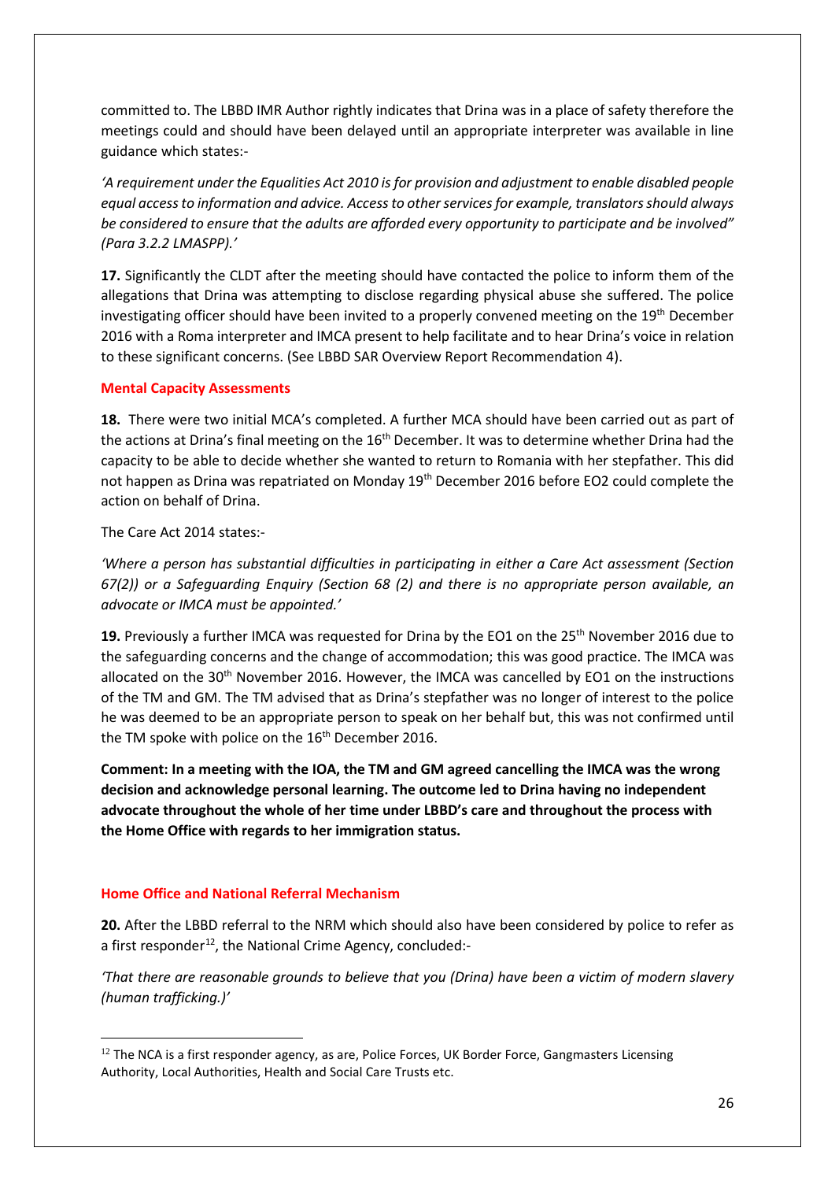committed to. The LBBD IMR Author rightly indicates that Drina was in a place of safety therefore the meetings could and should have been delayed until an appropriate interpreter was available in line guidance which states:-

*'A requirement under the Equalities Act 2010 is for provision and adjustment to enable disabled people equal access to information and advice. Access to other services for example, translators should always be considered to ensure that the adults are afforded every opportunity to participate and be involved" (Para 3.2.2 LMASPP).'*

**17.** Significantly the CLDT after the meeting should have contacted the police to inform them of the allegations that Drina was attempting to disclose regarding physical abuse she suffered. The police investigating officer should have been invited to a properly convened meeting on the 19th December 2016 with a Roma interpreter and IMCA present to help facilitate and to hear Drina's voice in relation to these significant concerns. (See LBBD SAR Overview Report Recommendation 4).

## Mental Capacity Assessments

**18.** There were two initial MCA's completed. A further MCA should have been carried out as part of the actions at Drina's final meeting on the 16th December. It was to determine whether Drina had the capacity to be able to decide whether she wanted to return to Romania with her stepfather. This did not happen as Drina was repatriated on Monday 19th December 2016 before EO2 could complete the action on behalf of Drina.

The Care Act 2014 states:-

*'Where a person has substantial difficulties in participating in either a Care Act assessment (Section 67(2)) or a Safeguarding Enquiry (Section 68 (2) and there is no appropriate person available, an advocate or IMCA must be appointed.'*

**19.** Previously a further IMCA was requested for Drina by the EO1 on the 25th November 2016 due to the safeguarding concerns and the change of accommodation; this was good practice. The IMCA was allocated on the 30th November 2016. However, the IMCA was cancelled by EO1 on the instructions of the TM and GM. The TM advised that as Drina's stepfather was no longer of interest to the police he was deemed to be an appropriate person to speak on her behalf but, this was not confirmed until the TM spoke with police on the 16th December 2016.

**Comment: In a meeting with the IOA, the TM and GM agreed cancelling the IMCA was the wrong decision and acknowledge personal learning. The outcome led to Drina having no independent advocate throughout the whole of her time under LBBD's care and throughout the process with the Home Office with regards to her immigration status.**

## Home Office and National Referral Mechanism

**20.** After the LBBD referral to the NRM which should also have been considered by police to refer as a first responder[12], the National Crime Agency, concluded:-

*'That there are reasonable grounds to believe that you (Drina) have been a victim of modern slavery (human trafficking.)'*

[12] The NCA is a first responder agency, as are, Police Forces, UK Border Force, Gangmasters Licensing Authority, Local Authorities, Health and Social Care Trusts etc.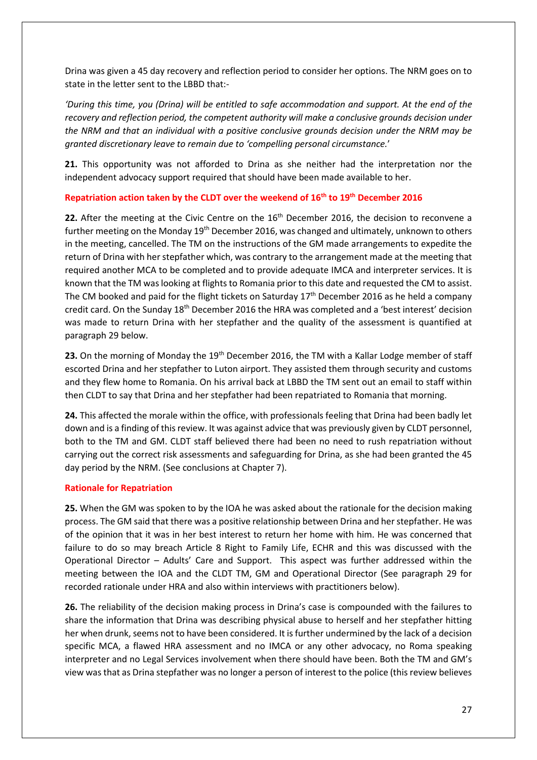Drina was given a 45 day recovery and reflection period to consider her options. The NRM goes on to state in the letter sent to the LBBD that:-

*'During this time, you (Drina) will be entitled to safe accommodation and support. At the end of the recovery and reflection period, the competent authority will make a conclusive grounds decision under the NRM and that an individual with a positive conclusive grounds decision under the NRM may be granted discretionary leave to remain due to 'compelling personal circumstance.'*

**21.** This opportunity was not afforded to Drina as she neither had the interpretation nor the independent advocacy support required that should have been made available to her.

### Repatriation action taken by the CLDT over the weekend of 16th to 19th December 2016

**22.** After the meeting at the Civic Centre on the 16th December 2016, the decision to reconvene a further meeting on the Monday 19th December 2016, was changed and ultimately, unknown to others in the meeting, cancelled. The TM on the instructions of the GM made arrangements to expedite the return of Drina with her stepfather which, was contrary to the arrangement made at the meeting that required another MCA to be completed and to provide adequate IMCA and interpreter services. It is known that the TM was looking at flights to Romania prior to this date and requested the CM to assist. The CM booked and paid for the flight tickets on Saturday 17th December 2016 as he held a company credit card. On the Sunday 18th December 2016 the HRA was completed and a 'best interest' decision was made to return Drina with her stepfather and the quality of the assessment is quantified at paragraph 29 below.

**23.** On the morning of Monday the 19th December 2016, the TM with a Kallar Lodge member of staff escorted Drina and her stepfather to Luton airport. They assisted them through security and customs and they flew home to Romania. On his arrival back at LBBD the TM sent out an email to staff within then CLDT to say that Drina and her stepfather had been repatriated to Romania that morning.

**24.** This affected the morale within the office, with professionals feeling that Drina had been badly let down and is a finding of this review. It was against advice that was previously given by CLDT personnel, both to the TM and GM. CLDT staff believed there had been no need to rush repatriation without carrying out the correct risk assessments and safeguarding for Drina, as she had been granted the 45 day period by the NRM. (See conclusions at Chapter 7).

### Rationale for Repatriation

**25.** When the GM was spoken to by the IOA he was asked about the rationale for the decision making process. The GM said that there was a positive relationship between Drina and her stepfather. He was of the opinion that it was in her best interest to return her home with him. He was concerned that failure to do so may breach Article 8 Right to Family Life, ECHR and this was discussed with the Operational Director – Adults' Care and Support. This aspect was further addressed within the meeting between the IOA and the CLDT TM, GM and Operational Director (See paragraph 29 for recorded rationale under HRA and also within interviews with practitioners below).

**26.** The reliability of the decision making process in Drina's case is compounded with the failures to share the information that Drina was describing physical abuse to herself and her stepfather hitting her when drunk, seems not to have been considered. It is further undermined by the lack of a decision specific MCA, a flawed HRA assessment and no IMCA or any other advocacy, no Roma speaking interpreter and no Legal Services involvement when there should have been. Both the TM and GM's view was that as Drina stepfather was no longer a person of interest to the police (this review believes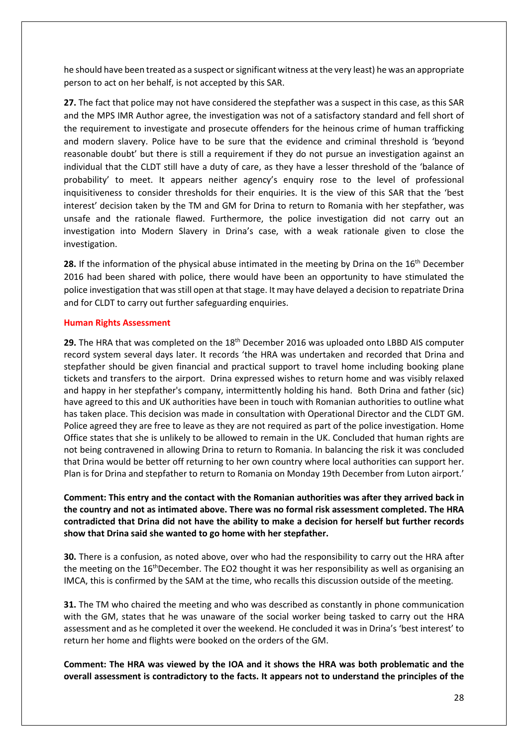he should have been treated as a suspect or significant witness at the very least) he was an appropriate person to act on her behalf, is not accepted by this SAR.

**27.** The fact that police may not have considered the stepfather was a suspect in this case, as this SAR and the MPS IMR Author agree, the investigation was not of a satisfactory standard and fell short of the requirement to investigate and prosecute offenders for the heinous crime of human trafficking and modern slavery. Police have to be sure that the evidence and criminal threshold is 'beyond reasonable doubt' but there is still a requirement if they do not pursue an investigation against an individual that the CLDT still have a duty of care, as they have a lesser threshold of the 'balance of probability' to meet. It appears neither agency's enquiry rose to the level of professional inquisitiveness to consider thresholds for their enquiries. It is the view of this SAR that the 'best interest' decision taken by the TM and GM for Drina to return to Romania with her stepfather, was unsafe and the rationale flawed. Furthermore, the police investigation did not carry out an investigation into Modern Slavery in Drina's case, with a weak rationale given to close the investigation.

**28.** If the information of the physical abuse intimated in the meeting by Drina on the 16th December 2016 had been shared with police, there would have been an opportunity to have stimulated the police investigation that was still open at that stage. It may have delayed a decision to repatriate Drina and for CLDT to carry out further safeguarding enquiries.

## Human Rights Assessment

**29.** The HRA that was completed on the 18th December 2016 was uploaded onto LBBD AIS computer record system several days later. It records 'the HRA was undertaken and recorded that Drina and stepfather should be given financial and practical support to travel home including booking plane tickets and transfers to the airport. Drina expressed wishes to return home and was visibly relaxed and happy in her stepfather's company, intermittently holding his hand. Both Drina and father (sic) have agreed to this and UK authorities have been in touch with Romanian authorities to outline what has taken place. This decision was made in consultation with Operational Director and the CLDT GM. Police agreed they are free to leave as they are not required as part of the police investigation. Home Office states that she is unlikely to be allowed to remain in the UK. Concluded that human rights are not being contravened in allowing Drina to return to Romania. In balancing the risk it was concluded that Drina would be better off returning to her own country where local authorities can support her. Plan is for Drina and stepfather to return to Romania on Monday 19th December from Luton airport.'

**Comment: This entry and the contact with the Romanian authorities was after they arrived back in the country and not as intimated above. There was no formal risk assessment completed. The HRA contradicted that Drina did not have the ability to make a decision for herself but further records show that Drina said she wanted to go home with her stepfather.**

**30.** There is a confusion, as noted above, over who had the responsibility to carry out the HRA after the meeting on the 16th December. The EO2 thought it was her responsibility as well as organising an IMCA, this is confirmed by the SAM at the time, who recalls this discussion outside of the meeting.

**31.** The TM who chaired the meeting and who was described as constantly in phone communication with the GM, states that he was unaware of the social worker being tasked to carry out the HRA assessment and as he completed it over the weekend. He concluded it was in Drina's 'best interest' to return her home and flights were booked on the orders of the GM.

**Comment: The HRA was viewed by the IOA and it shows the HRA was both problematic and the overall assessment is contradictory to the facts. It appears not to understand the principles of the**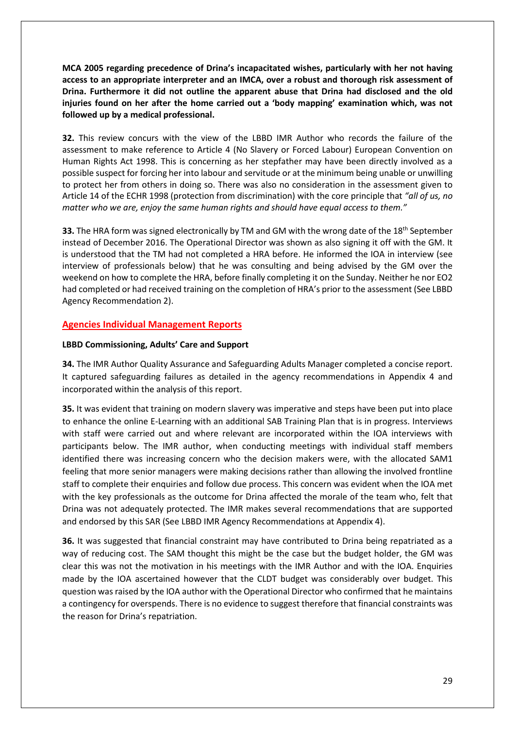**MCA 2005 regarding precedence of Drina's incapacitated wishes, particularly with her not having access to an appropriate interpreter and an IMCA, over a robust and thorough risk assessment of Drina. Furthermore it did not outline the apparent abuse that Drina had disclosed and the old injuries found on her after the home carried out a 'body mapping' examination which, was not followed up by a medical professional.**

**32.** This review concurs with the view of the LBBD IMR Author who records the failure of the assessment to make reference to Article 4 (No Slavery or Forced Labour) European Convention on Human Rights Act 1998. This is concerning as her stepfather may have been directly involved as a possible suspect for forcing her into labour and servitude or at the minimum being unable or unwilling to protect her from others in doing so. There was also no consideration in the assessment given to Article 14 of the ECHR 1998 (protection from discrimination) with the core principle that *"all of us, no matter who we are, enjoy the same human rights and should have equal access to them."*

**33.** The HRA form was signed electronically by TM and GM with the wrong date of the 18th September instead of December 2016. The Operational Director was shown as also signing it off with the GM. It is understood that the TM had not completed a HRA before. He informed the IOA in interview (see interview of professionals below) that he was consulting and being advised by the GM over the weekend on how to complete the HRA, before finally completing it on the Sunday. Neither he nor EO2 had completed or had received training on the completion of HRA's prior to the assessment (See LBBD Agency Recommendation 2).

## Agencies Individual Management Reports

### LBBD Commissioning, Adults' Care and Support

**34.** The IMR Author Quality Assurance and Safeguarding Adults Manager completed a concise report. It captured safeguarding failures as detailed in the agency recommendations in Appendix 4 and incorporated within the analysis of this report.

**35.** It was evident that training on modern slavery was imperative and steps have been put into place to enhance the online E-Learning with an additional SAB Training Plan that is in progress. Interviews with staff were carried out and where relevant are incorporated within the IOA interviews with participants below. The IMR author, when conducting meetings with individual staff members identified there was increasing concern who the decision makers were, with the allocated SAM1 feeling that more senior managers were making decisions rather than allowing the involved frontline staff to complete their enquiries and follow due process. This concern was evident when the IOA met with the key professionals as the outcome for Drina affected the morale of the team who, felt that Drina was not adequately protected. The IMR makes several recommendations that are supported and endorsed by this SAR (See LBBD IMR Agency Recommendations at Appendix 4).

**36.** It was suggested that financial constraint may have contributed to Drina being repatriated as a way of reducing cost. The SAM thought this might be the case but the budget holder, the GM was clear this was not the motivation in his meetings with the IMR Author and with the IOA. Enquiries made by the IOA ascertained however that the CLDT budget was considerably over budget. This question was raised by the IOA author with the Operational Director who confirmed that he maintains a contingency for overspends. There is no evidence to suggest therefore that financial constraints was the reason for Drina's repatriation.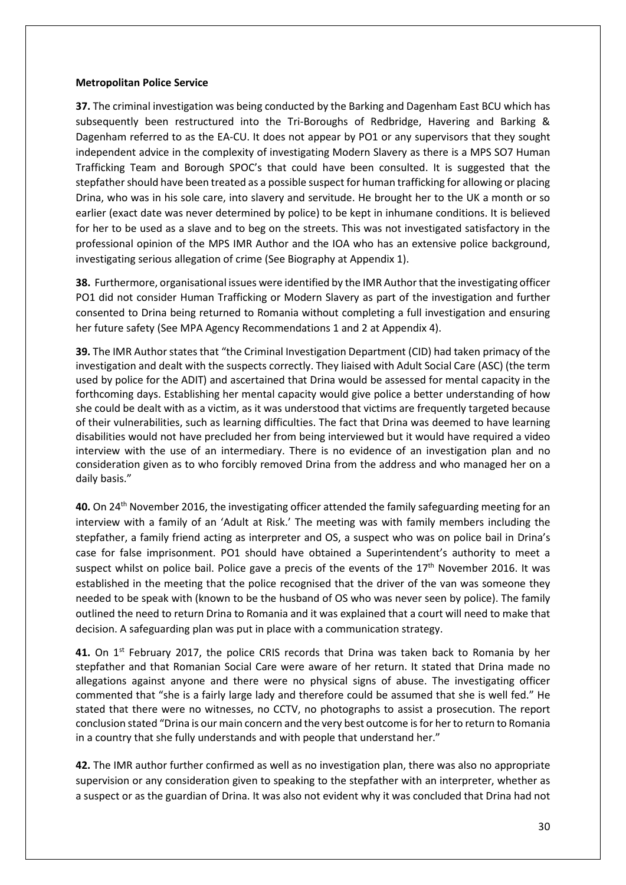**Metropolitan Police Service**

**37.** The criminal investigation was being conducted by the Barking and Dagenham East BCU which has subsequently been restructured into the Tri-Boroughs of Redbridge, Havering and Barking & Dagenham referred to as the EA-CU. It does not appear by PO1 or any supervisors that they sought independent advice in the complexity of investigating Modern Slavery as there is a MPS SO7 Human Trafficking Team and Borough SPOC's that could have been consulted. It is suggested that the stepfather should have been treated as a possible suspect for human trafficking for allowing or placing Drina, who was in his sole care, into slavery and servitude. He brought her to the UK a month or so earlier (exact date was never determined by police) to be kept in inhumane conditions. It is believed for her to be used as a slave and to beg on the streets. This was not investigated satisfactory in the professional opinion of the MPS IMR Author and the IOA who has an extensive police background, investigating serious allegation of crime (See Biography at Appendix 1).

**38.** Furthermore, organisational issues were identified by the IMR Author that the investigating officer PO1 did not consider Human Trafficking or Modern Slavery as part of the investigation and further consented to Drina being returned to Romania without completing a full investigation and ensuring her future safety (See MPA Agency Recommendations 1 and 2 at Appendix 4).

**39.** The IMR Author states that "the Criminal Investigation Department (CID) had taken primacy of the investigation and dealt with the suspects correctly. They liaised with Adult Social Care (ASC) (the term used by police for the ADIT) and ascertained that Drina would be assessed for mental capacity in the forthcoming days. Establishing her mental capacity would give police a better understanding of how she could be dealt with as a victim, as it was understood that victims are frequently targeted because of their vulnerabilities, such as learning difficulties. The fact that Drina was deemed to have learning disabilities would not have precluded her from being interviewed but it would have required a video interview with the use of an intermediary. There is no evidence of an investigation plan and no consideration given as to who forcibly removed Drina from the address and who managed her on a daily basis."

**40.** On 24th November 2016, the investigating officer attended the family safeguarding meeting for an interview with a family of an 'Adult at Risk.' The meeting was with family members including the stepfather, a family friend acting as interpreter and OS, a suspect who was on police bail in Drina's case for false imprisonment. PO1 should have obtained a Superintendent's authority to meet a suspect whilst on police bail. Police gave a precis of the events of the 17th November 2016. It was established in the meeting that the police recognised that the driver of the van was someone they needed to be speak with (known to be the husband of OS who was never seen by police). The family outlined the need to return Drina to Romania and it was explained that a court will need to make that decision. A safeguarding plan was put in place with a communication strategy.

**41.** On 1st February 2017, the police CRIS records that Drina was taken back to Romania by her stepfather and that Romanian Social Care were aware of her return. It stated that Drina made no allegations against anyone and there were no physical signs of abuse. The investigating officer commented that "she is a fairly large lady and therefore could be assumed that she is well fed." He stated that there were no witnesses, no CCTV, no photographs to assist a prosecution. The report conclusion stated "Drina is our main concern and the very best outcome is for her to return to Romania in a country that she fully understands and with people that understand her."

**42.** The IMR author further confirmed as well as no investigation plan, there was also no appropriate supervision or any consideration given to speaking to the stepfather with an interpreter, whether as a suspect or as the guardian of Drina. It was also not evident why it was concluded that Drina had not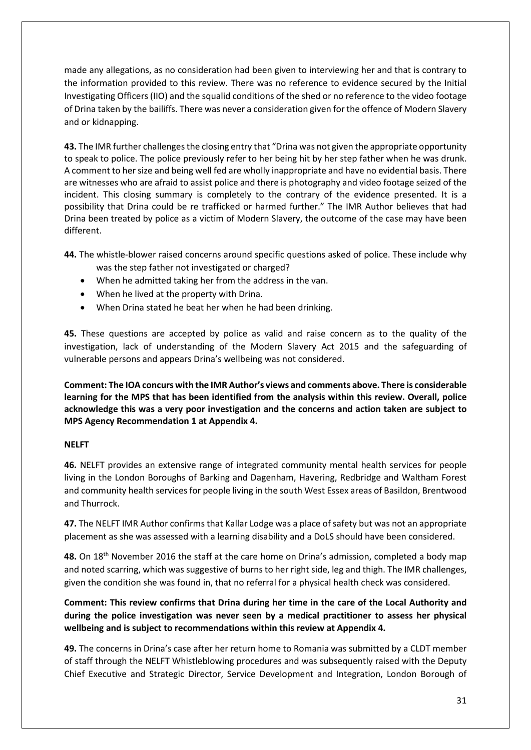made any allegations, as no consideration had been given to interviewing her and that is contrary to the information provided to this review. There was no reference to evidence secured by the Initial Investigating Officers (IIO) and the squalid conditions of the shed or no reference to the video footage of Drina taken by the bailiffs. There was never a consideration given for the offence of Modern Slavery and or kidnapping.

**43.** The IMR further challenges the closing entry that "Drina was not given the appropriate opportunity to speak to police. The police previously refer to her being hit by her step father when he was drunk. A comment to her size and being well fed are wholly inappropriate and have no evidential basis. There are witnesses who are afraid to assist police and there is photography and video footage seized of the incident. This closing summary is completely to the contrary of the evidence presented. It is a possibility that Drina could be re trafficked or harmed further." The IMR Author believes that had Drina been treated by police as a victim of Modern Slavery, the outcome of the case may have been different.

**44.** The whistle-blower raised concerns around specific questions asked of police. These include why was the step father not investigated or charged?

- When he admitted taking her from the address in the van.
- When he lived at the property with Drina.
- When Drina stated he beat her when he had been drinking.

**45.** These questions are accepted by police as valid and raise concern as to the quality of the investigation, lack of understanding of the Modern Slavery Act 2015 and the safeguarding of vulnerable persons and appears Drina's wellbeing was not considered.

**Comment: The IOA concurs with the IMR Author's views and comments above. There is considerable learning for the MPS that has been identified from the analysis within this review. Overall, police acknowledge this was a very poor investigation and the concerns and action taken are subject to MPS Agency Recommendation 1 at Appendix 4.**

**NELFT**

**46.** NELFT provides an extensive range of integrated community mental health services for people living in the London Boroughs of Barking and Dagenham, Havering, Redbridge and Waltham Forest and community health services for people living in the south West Essex areas of Basildon, Brentwood and Thurrock.

**47.** The NELFT IMR Author confirms that Kallar Lodge was a place of safety but was not an appropriate placement as she was assessed with a learning disability and a DoLS should have been considered.

**48.** On 18th November 2016 the staff at the care home on Drina's admission, completed a body map and noted scarring, which was suggestive of burns to her right side, leg and thigh. The IMR challenges, given the condition she was found in, that no referral for a physical health check was considered.

**Comment: This review confirms that Drina during her time in the care of the Local Authority and during the police investigation was never seen by a medical practitioner to assess her physical wellbeing and is subject to recommendations within this review at Appendix 4.**

**49.** The concerns in Drina's case after her return home to Romania was submitted by a CLDT member of staff through the NELFT Whistleblowing procedures and was subsequently raised with the Deputy Chief Executive and Strategic Director, Service Development and Integration, London Borough of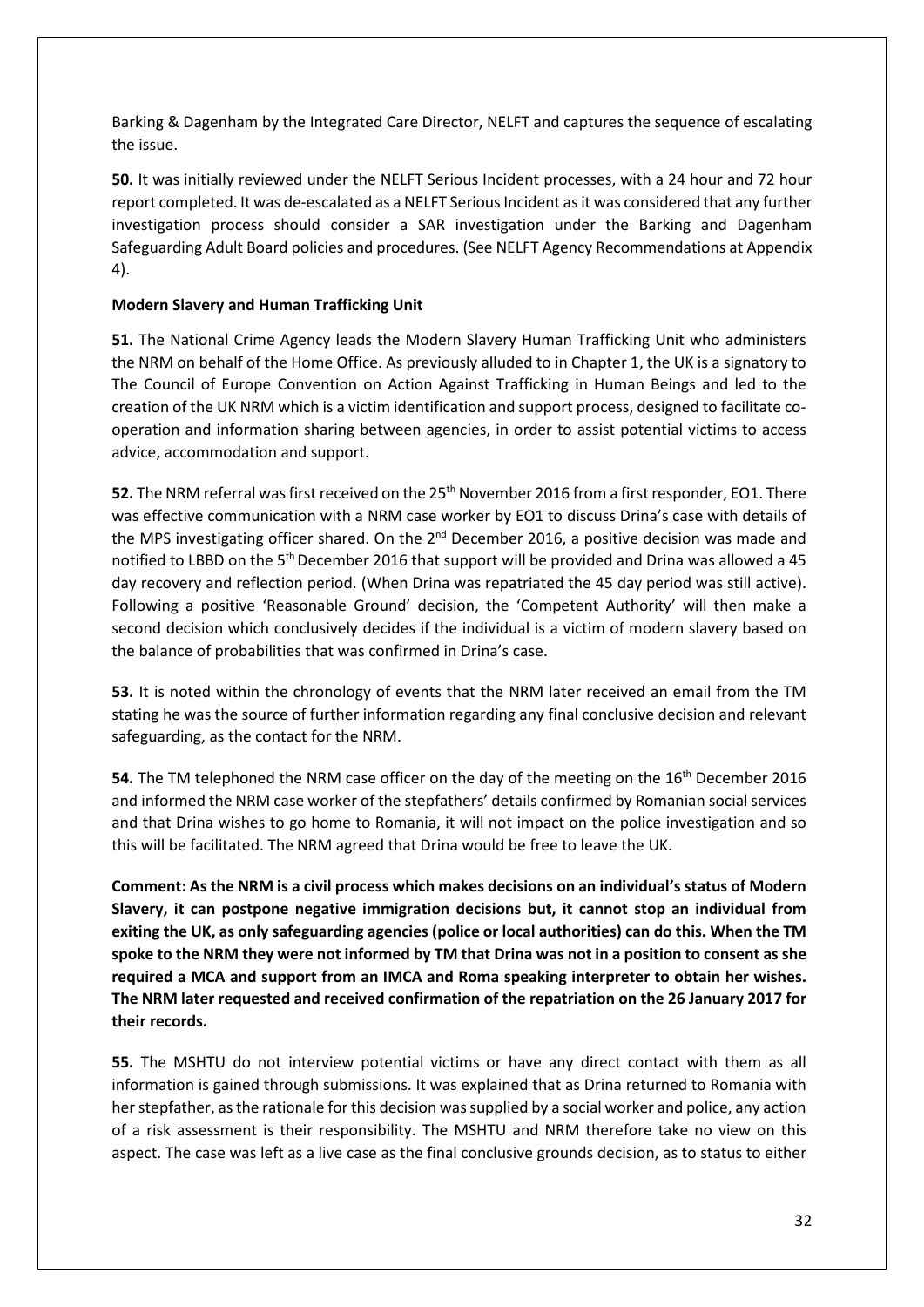Barking & Dagenham by the Integrated Care Director, NELFT and captures the sequence of escalating the issue.

**50.** It was initially reviewed under the NELFT Serious Incident processes, with a 24 hour and 72 hour report completed. It was de-escalated as a NELFT Serious Incident as it was considered that any further investigation process should consider a SAR investigation under the Barking and Dagenham Safeguarding Adult Board policies and procedures. (See NELFT Agency Recommendations at Appendix 4).

**Modern Slavery and Human Trafficking Unit**

**51.** The National Crime Agency leads the Modern Slavery Human Trafficking Unit who administers the NRM on behalf of the Home Office. As previously alluded to in Chapter 1, the UK is a signatory to The Council of Europe Convention on Action Against Trafficking in Human Beings and led to the creation of the UK NRM which is a victim identification and support process, designed to facilitate co-operation and information sharing between agencies, in order to assist potential victims to access advice, accommodation and support.

**52.** The NRM referral was first received on the 25th November 2016 from a first responder, EO1. There was effective communication with a NRM case worker by EO1 to discuss Drina's case with details of the MPS investigating officer shared. On the 2nd December 2016, a positive decision was made and notified to LBBD on the 5th December 2016 that support will be provided and Drina was allowed a 45 day recovery and reflection period. (When Drina was repatriated the 45 day period was still active). Following a positive 'Reasonable Ground' decision, the 'Competent Authority' will then make a second decision which conclusively decides if the individual is a victim of modern slavery based on the balance of probabilities that was confirmed in Drina's case.

**53.** It is noted within the chronology of events that the NRM later received an email from the TM stating he was the source of further information regarding any final conclusive decision and relevant safeguarding, as the contact for the NRM.

**54.** The TM telephoned the NRM case officer on the day of the meeting on the 16th December 2016 and informed the NRM case worker of the stepfathers' details confirmed by Romanian social services and that Drina wishes to go home to Romania, it will not impact on the police investigation and so this will be facilitated. The NRM agreed that Drina would be free to leave the UK.

**Comment: As the NRM is a civil process which makes decisions on an individual's status of Modern Slavery, it can postpone negative immigration decisions but, it cannot stop an individual from exiting the UK, as only safeguarding agencies (police or local authorities) can do this. When the TM spoke to the NRM they were not informed by TM that Drina was not in a position to consent as she required a MCA and support from an IMCA and Roma speaking interpreter to obtain her wishes. The NRM later requested and received confirmation of the repatriation on the 26 January 2017 for their records.**

**55.** The MSHTU do not interview potential victims or have any direct contact with them as all information is gained through submissions. It was explained that as Drina returned to Romania with her stepfather, as the rationale for this decision was supplied by a social worker and police, any action of a risk assessment is their responsibility. The MSHTU and NRM therefore take no view on this aspect. The case was left as a live case as the final conclusive grounds decision, as to status to either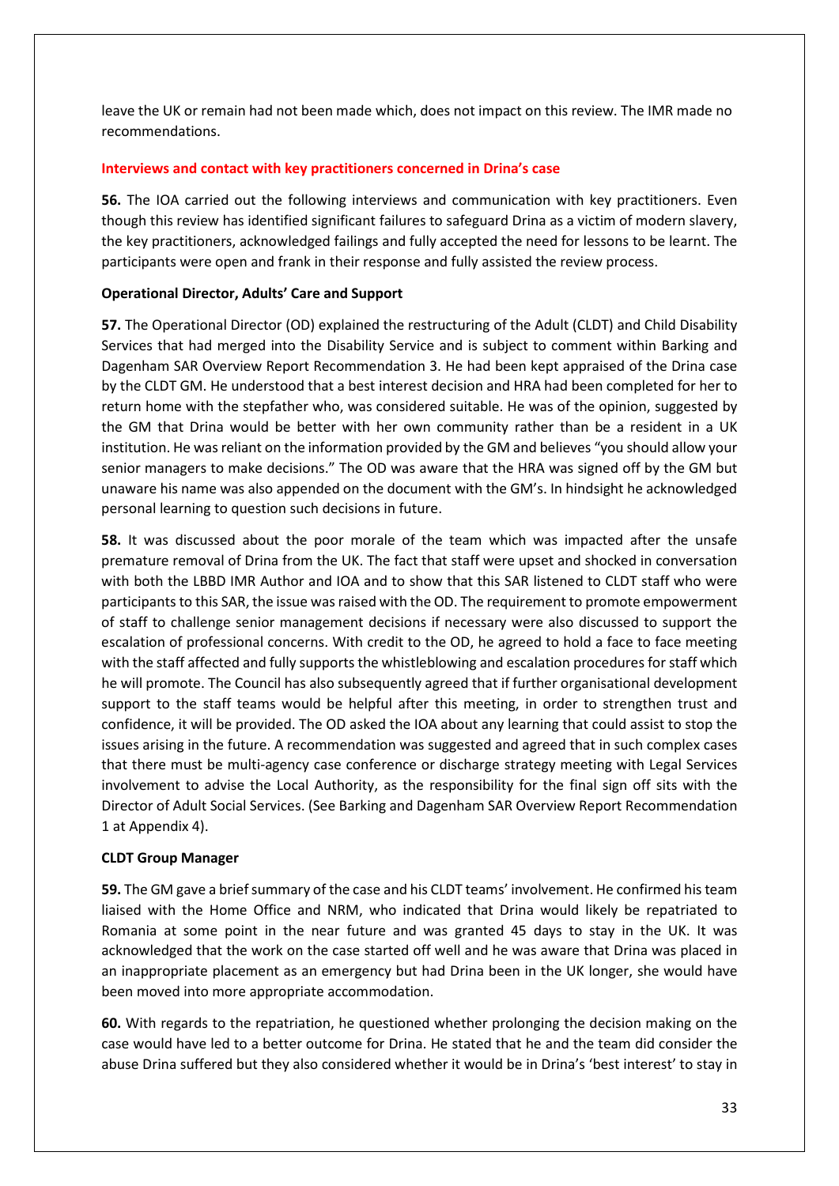leave the UK or remain had not been made which, does not impact on this review. The IMR made no recommendations.

## Interviews and contact with key practitioners concerned in Drina's case

**56.** The IOA carried out the following interviews and communication with key practitioners. Even though this review has identified significant failures to safeguard Drina as a victim of modern slavery, the key practitioners, acknowledged failings and fully accepted the need for lessons to be learnt. The participants were open and frank in their response and fully assisted the review process.

### Operational Director, Adults' Care and Support

**57.** The Operational Director (OD) explained the restructuring of the Adult (CLDT) and Child Disability Services that had merged into the Disability Service and is subject to comment within Barking and Dagenham SAR Overview Report Recommendation 3. He had been kept appraised of the Drina case by the CLDT GM. He understood that a best interest decision and HRA had been completed for her to return home with the stepfather who, was considered suitable. He was of the opinion, suggested by the GM that Drina would be better with her own community rather than be a resident in a UK institution. He was reliant on the information provided by the GM and believes "you should allow your senior managers to make decisions." The OD was aware that the HRA was signed off by the GM but unaware his name was also appended on the document with the GM's. In hindsight he acknowledged personal learning to question such decisions in future.

**58.** It was discussed about the poor morale of the team which was impacted after the unsafe premature removal of Drina from the UK. The fact that staff were upset and shocked in conversation with both the LBBD IMR Author and IOA and to show that this SAR listened to CLDT staff who were participants to this SAR, the issue was raised with the OD. The requirement to promote empowerment of staff to challenge senior management decisions if necessary were also discussed to support the escalation of professional concerns. With credit to the OD, he agreed to hold a face to face meeting with the staff affected and fully supports the whistleblowing and escalation procedures for staff which he will promote. The Council has also subsequently agreed that if further organisational development support to the staff teams would be helpful after this meeting, in order to strengthen trust and confidence, it will be provided. The OD asked the IOA about any learning that could assist to stop the issues arising in the future. A recommendation was suggested and agreed that in such complex cases that there must be multi-agency case conference or discharge strategy meeting with Legal Services involvement to advise the Local Authority, as the responsibility for the final sign off sits with the Director of Adult Social Services. (See Barking and Dagenham SAR Overview Report Recommendation 1 at Appendix 4).

### CLDT Group Manager

**59.** The GM gave a brief summary of the case and his CLDT teams' involvement. He confirmed his team liaised with the Home Office and NRM, who indicated that Drina would likely be repatriated to Romania at some point in the near future and was granted 45 days to stay in the UK. It was acknowledged that the work on the case started off well and he was aware that Drina was placed in an inappropriate placement as an emergency but had Drina been in the UK longer, she would have been moved into more appropriate accommodation.

**60.** With regards to the repatriation, he questioned whether prolonging the decision making on the case would have led to a better outcome for Drina. He stated that he and the team did consider the abuse Drina suffered but they also considered whether it would be in Drina's 'best interest' to stay in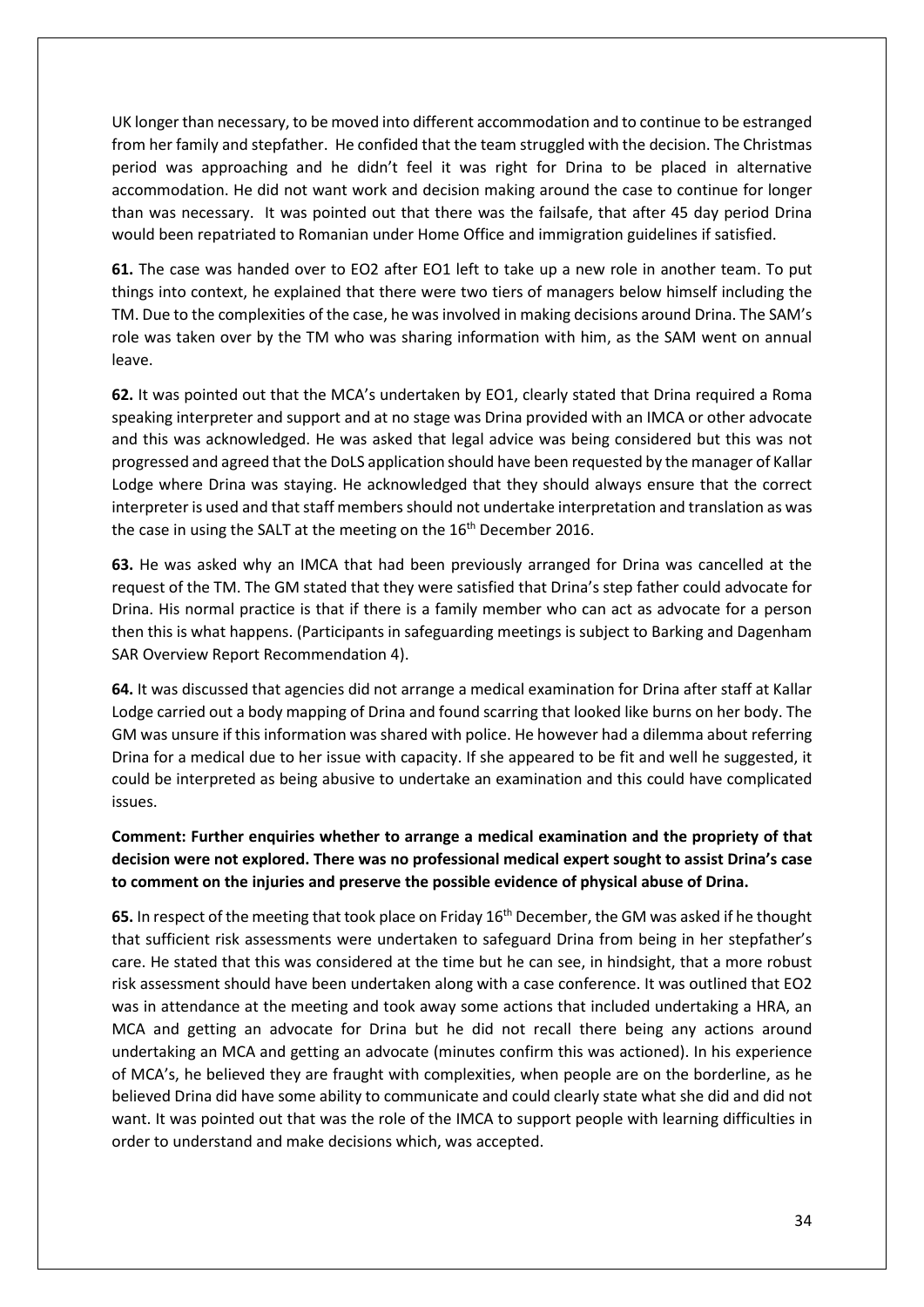UK longer than necessary, to be moved into different accommodation and to continue to be estranged from her family and stepfather. He confided that the team struggled with the decision. The Christmas period was approaching and he didn't feel it was right for Drina to be placed in alternative accommodation. He did not want work and decision making around the case to continue for longer than was necessary. It was pointed out that there was the failsafe, that after 45 day period Drina would been repatriated to Romanian under Home Office and immigration guidelines if satisfied.

**61.** The case was handed over to EO2 after EO1 left to take up a new role in another team. To put things into context, he explained that there were two tiers of managers below himself including the TM. Due to the complexities of the case, he was involved in making decisions around Drina. The SAM's role was taken over by the TM who was sharing information with him, as the SAM went on annual leave.

**62.** It was pointed out that the MCA's undertaken by EO1, clearly stated that Drina required a Roma speaking interpreter and support and at no stage was Drina provided with an IMCA or other advocate and this was acknowledged. He was asked that legal advice was being considered but this was not progressed and agreed that the DoLS application should have been requested by the manager of Kallar Lodge where Drina was staying. He acknowledged that they should always ensure that the correct interpreter is used and that staff members should not undertake interpretation and translation as was the case in using the SALT at the meeting on the 16th December 2016.

**63.** He was asked why an IMCA that had been previously arranged for Drina was cancelled at the request of the TM. The GM stated that they were satisfied that Drina's step father could advocate for Drina. His normal practice is that if there is a family member who can act as advocate for a person then this is what happens. (Participants in safeguarding meetings is subject to Barking and Dagenham SAR Overview Report Recommendation 4).

**64.** It was discussed that agencies did not arrange a medical examination for Drina after staff at Kallar Lodge carried out a body mapping of Drina and found scarring that looked like burns on her body. The GM was unsure if this information was shared with police. He however had a dilemma about referring Drina for a medical due to her issue with capacity. If she appeared to be fit and well he suggested, it could be interpreted as being abusive to undertake an examination and this could have complicated issues.

**Comment: Further enquiries whether to arrange a medical examination and the propriety of that decision were not explored. There was no professional medical expert sought to assist Drina's case to comment on the injuries and preserve the possible evidence of physical abuse of Drina.**

**65.** In respect of the meeting that took place on Friday 16th December, the GM was asked if he thought that sufficient risk assessments were undertaken to safeguard Drina from being in her stepfather's care. He stated that this was considered at the time but he can see, in hindsight, that a more robust risk assessment should have been undertaken along with a case conference. It was outlined that EO2 was in attendance at the meeting and took away some actions that included undertaking a HRA, an MCA and getting an advocate for Drina but he did not recall there being any actions around undertaking an MCA and getting an advocate (minutes confirm this was actioned). In his experience of MCA's, he believed they are fraught with complexities, when people are on the borderline, as he believed Drina did have some ability to communicate and could clearly state what she did and did not want. It was pointed out that was the role of the IMCA to support people with learning difficulties in order to understand and make decisions which, was accepted.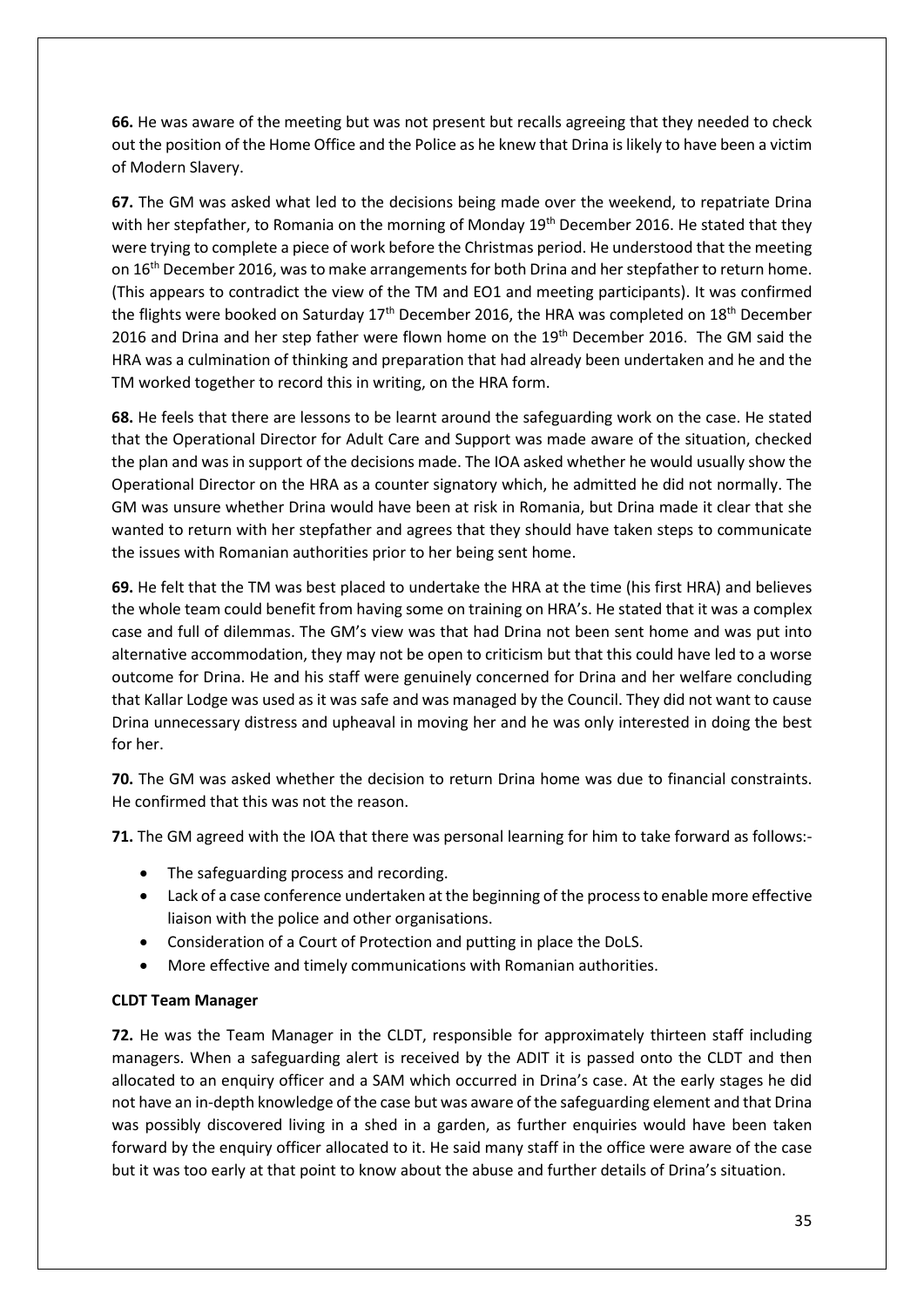**66.** He was aware of the meeting but was not present but recalls agreeing that they needed to check out the position of the Home Office and the Police as he knew that Drina is likely to have been a victim of Modern Slavery.

**67.** The GM was asked what led to the decisions being made over the weekend, to repatriate Drina with her stepfather, to Romania on the morning of Monday 19th December 2016. He stated that they were trying to complete a piece of work before the Christmas period. He understood that the meeting on 16th December 2016, was to make arrangements for both Drina and her stepfather to return home. (This appears to contradict the view of the TM and EO1 and meeting participants). It was confirmed the flights were booked on Saturday 17th December 2016, the HRA was completed on 18th December 2016 and Drina and her step father were flown home on the 19th December 2016. The GM said the HRA was a culmination of thinking and preparation that had already been undertaken and he and the TM worked together to record this in writing, on the HRA form.

**68.** He feels that there are lessons to be learnt around the safeguarding work on the case. He stated that the Operational Director for Adult Care and Support was made aware of the situation, checked the plan and was in support of the decisions made. The IOA asked whether he would usually show the Operational Director on the HRA as a counter signatory which, he admitted he did not normally. The GM was unsure whether Drina would have been at risk in Romania, but Drina made it clear that she wanted to return with her stepfather and agrees that they should have taken steps to communicate the issues with Romanian authorities prior to her being sent home.

**69.** He felt that the TM was best placed to undertake the HRA at the time (his first HRA) and believes the whole team could benefit from having some on training on HRA's. He stated that it was a complex case and full of dilemmas. The GM's view was that had Drina not been sent home and was put into alternative accommodation, they may not be open to criticism but that this could have led to a worse outcome for Drina. He and his staff were genuinely concerned for Drina and her welfare concluding that Kallar Lodge was used as it was safe and was managed by the Council. They did not want to cause Drina unnecessary distress and upheaval in moving her and he was only interested in doing the best for her.

**70.** The GM was asked whether the decision to return Drina home was due to financial constraints. He confirmed that this was not the reason.

**71.** The GM agreed with the IOA that there was personal learning for him to take forward as follows:-

- The safeguarding process and recording.
- Lack of a case conference undertaken at the beginning of the process to enable more effective liaison with the police and other organisations.
- Consideration of a Court of Protection and putting in place the DoLS.
- More effective and timely communications with Romanian authorities.

**CLDT Team Manager**

**72.** He was the Team Manager in the CLDT, responsible for approximately thirteen staff including managers. When a safeguarding alert is received by the ADIT it is passed onto the CLDT and then allocated to an enquiry officer and a SAM which occurred in Drina's case. At the early stages he did not have an in-depth knowledge of the case but was aware of the safeguarding element and that Drina was possibly discovered living in a shed in a garden, as further enquiries would have been taken forward by the enquiry officer allocated to it. He said many staff in the office were aware of the case but it was too early at that point to know about the abuse and further details of Drina's situation.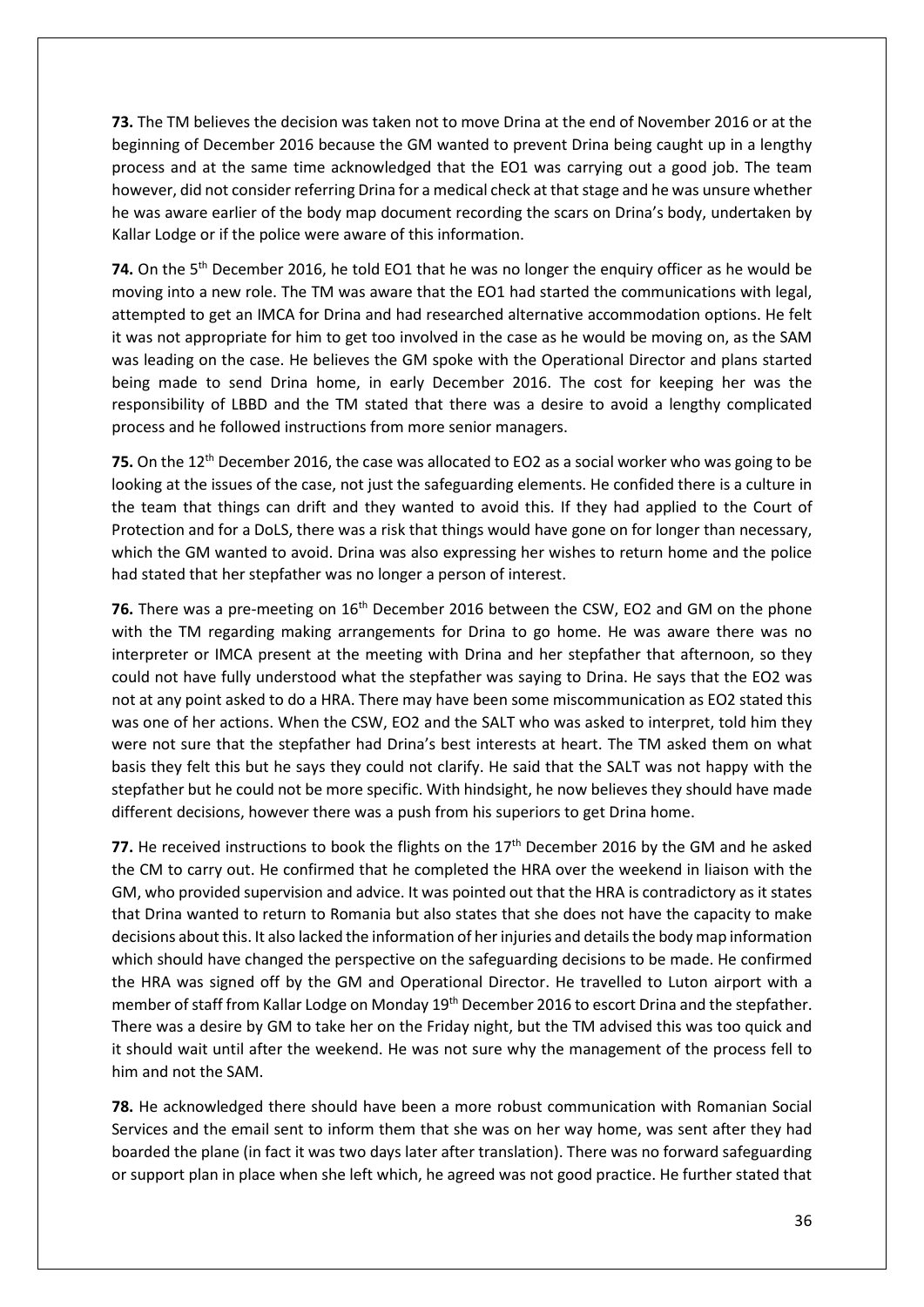**73.** The TM believes the decision was taken not to move Drina at the end of November 2016 or at the beginning of December 2016 because the GM wanted to prevent Drina being caught up in a lengthy process and at the same time acknowledged that the EO1 was carrying out a good job. The team however, did not consider referring Drina for a medical check at that stage and he was unsure whether he was aware earlier of the body map document recording the scars on Drina's body, undertaken by Kallar Lodge or if the police were aware of this information.

**74.** On the 5th December 2016, he told EO1 that he was no longer the enquiry officer as he would be moving into a new role. The TM was aware that the EO1 had started the communications with legal, attempted to get an IMCA for Drina and had researched alternative accommodation options. He felt it was not appropriate for him to get too involved in the case as he would be moving on, as the SAM was leading on the case. He believes the GM spoke with the Operational Director and plans started being made to send Drina home, in early December 2016. The cost for keeping her was the responsibility of LBBD and the TM stated that there was a desire to avoid a lengthy complicated process and he followed instructions from more senior managers.

**75.** On the 12th December 2016, the case was allocated to EO2 as a social worker who was going to be looking at the issues of the case, not just the safeguarding elements. He confided there is a culture in the team that things can drift and they wanted to avoid this. If they had applied to the Court of Protection and for a DoLS, there was a risk that things would have gone on for longer than necessary, which the GM wanted to avoid. Drina was also expressing her wishes to return home and the police had stated that her stepfather was no longer a person of interest.

**76.** There was a pre-meeting on 16th December 2016 between the CSW, EO2 and GM on the phone with the TM regarding making arrangements for Drina to go home. He was aware there was no interpreter or IMCA present at the meeting with Drina and her stepfather that afternoon, so they could not have fully understood what the stepfather was saying to Drina. He says that the EO2 was not at any point asked to do a HRA. There may have been some miscommunication as EO2 stated this was one of her actions. When the CSW, EO2 and the SALT who was asked to interpret, told him they were not sure that the stepfather had Drina's best interests at heart. The TM asked them on what basis they felt this but he says they could not clarify. He said that the SALT was not happy with the stepfather but he could not be more specific. With hindsight, he now believes they should have made different decisions, however there was a push from his superiors to get Drina home.

**77.** He received instructions to book the flights on the 17th December 2016 by the GM and he asked the CM to carry out. He confirmed that he completed the HRA over the weekend in liaison with the GM, who provided supervision and advice. It was pointed out that the HRA is contradictory as it states that Drina wanted to return to Romania but also states that she does not have the capacity to make decisions about this. It also lacked the information of her injuries and details the body map information which should have changed the perspective on the safeguarding decisions to be made. He confirmed the HRA was signed off by the GM and Operational Director. He travelled to Luton airport with a member of staff from Kallar Lodge on Monday 19th December 2016 to escort Drina and the stepfather. There was a desire by GM to take her on the Friday night, but the TM advised this was too quick and it should wait until after the weekend. He was not sure why the management of the process fell to him and not the SAM.

**78.** He acknowledged there should have been a more robust communication with Romanian Social Services and the email sent to inform them that she was on her way home, was sent after they had boarded the plane (in fact it was two days later after translation). There was no forward safeguarding or support plan in place when she left which, he agreed was not good practice. He further stated that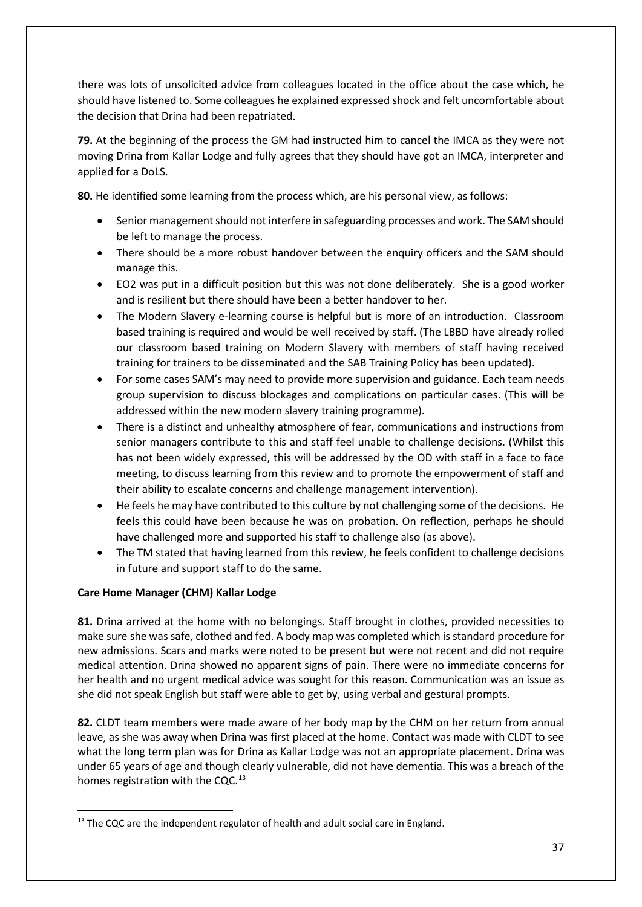there was lots of unsolicited advice from colleagues located in the office about the case which, he should have listened to. Some colleagues he explained expressed shock and felt uncomfortable about the decision that Drina had been repatriated.

**79.** At the beginning of the process the GM had instructed him to cancel the IMCA as they were not moving Drina from Kallar Lodge and fully agrees that they should have got an IMCA, interpreter and applied for a DoLS.

**80.** He identified some learning from the process which, are his personal view, as follows:

- Senior management should not interfere in safeguarding processes and work. The SAM should be left to manage the process.
- There should be a more robust handover between the enquiry officers and the SAM should manage this.
- EO2 was put in a difficult position but this was not done deliberately. She is a good worker and is resilient but there should have been a better handover to her.
- The Modern Slavery e-learning course is helpful but is more of an introduction. Classroom based training is required and would be well received by staff. (The LBBD have already rolled our classroom based training on Modern Slavery with members of staff having received training for trainers to be disseminated and the SAB Training Policy has been updated).
- For some cases SAM's may need to provide more supervision and guidance. Each team needs group supervision to discuss blockages and complications on particular cases. (This will be addressed within the new modern slavery training programme).
- There is a distinct and unhealthy atmosphere of fear, communications and instructions from senior managers contribute to this and staff feel unable to challenge decisions. (Whilst this has not been widely expressed, this will be addressed by the OD with staff in a face to face meeting, to discuss learning from this review and to promote the empowerment of staff and their ability to escalate concerns and challenge management intervention).
- He feels he may have contributed to this culture by not challenging some of the decisions. He feels this could have been because he was on probation. On reflection, perhaps he should have challenged more and supported his staff to challenge also (as above).
- The TM stated that having learned from this review, he feels confident to challenge decisions in future and support staff to do the same.

**Care Home Manager (CHM) Kallar Lodge**

**81.** Drina arrived at the home with no belongings. Staff brought in clothes, provided necessities to make sure she was safe, clothed and fed. A body map was completed which is standard procedure for new admissions. Scars and marks were noted to be present but were not recent and did not require medical attention. Drina showed no apparent signs of pain. There were no immediate concerns for her health and no urgent medical advice was sought for this reason. Communication was an issue as she did not speak English but staff were able to get by, using verbal and gestural prompts.

**82.** CLDT team members were made aware of her body map by the CHM on her return from annual leave, as she was away when Drina was first placed at the home. Contact was made with CLDT to see what the long term plan was for Drina as Kallar Lodge was not an appropriate placement. Drina was under 65 years of age and though clearly vulnerable, did not have dementia. This was a breach of the homes registration with the CQC.[13]

[13] The CQC are the independent regulator of health and adult social care in England.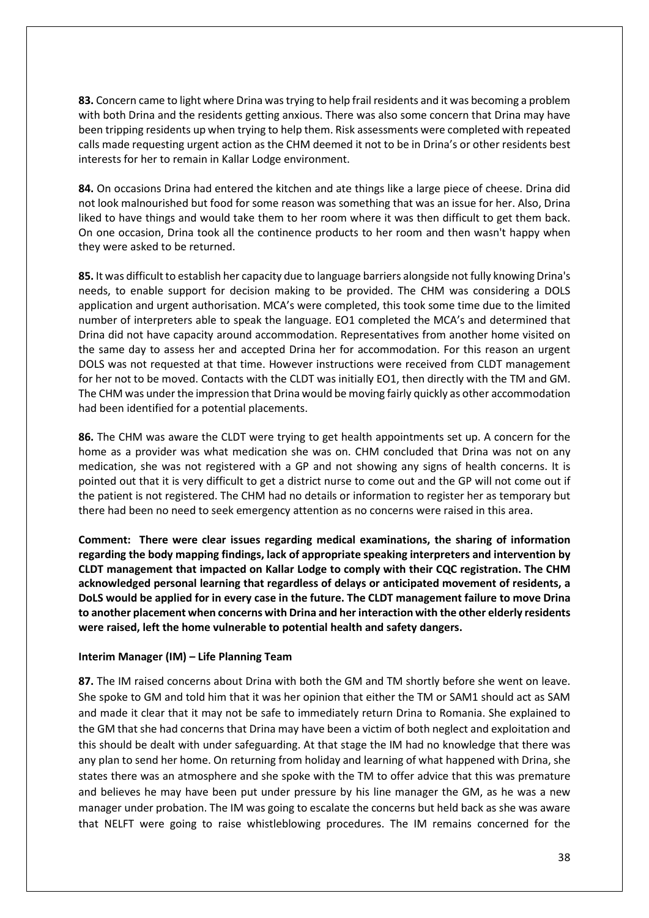**83.** Concern came to light where Drina was trying to help frail residents and it was becoming a problem with both Drina and the residents getting anxious. There was also some concern that Drina may have been tripping residents up when trying to help them. Risk assessments were completed with repeated calls made requesting urgent action as the CHM deemed it not to be in Drina's or other residents best interests for her to remain in Kallar Lodge environment.

**84.** On occasions Drina had entered the kitchen and ate things like a large piece of cheese. Drina did not look malnourished but food for some reason was something that was an issue for her. Also, Drina liked to have things and would take them to her room where it was then difficult to get them back. On one occasion, Drina took all the continence products to her room and then wasn't happy when they were asked to be returned.

**85.** It was difficult to establish her capacity due to language barriers alongside not fully knowing Drina's needs, to enable support for decision making to be provided. The CHM was considering a DOLS application and urgent authorisation. MCA's were completed, this took some time due to the limited number of interpreters able to speak the language. EO1 completed the MCA's and determined that Drina did not have capacity around accommodation. Representatives from another home visited on the same day to assess her and accepted Drina her for accommodation. For this reason an urgent DOLS was not requested at that time. However instructions were received from CLDT management for her not to be moved. Contacts with the CLDT was initially EO1, then directly with the TM and GM. The CHM was under the impression that Drina would be moving fairly quickly as other accommodation had been identified for a potential placements.

**86.** The CHM was aware the CLDT were trying to get health appointments set up. A concern for the home as a provider was what medication she was on. CHM concluded that Drina was not on any medication, she was not registered with a GP and not showing any signs of health concerns. It is pointed out that it is very difficult to get a district nurse to come out and the GP will not come out if the patient is not registered. The CHM had no details or information to register her as temporary but there had been no need to seek emergency attention as no concerns were raised in this area.

**Comment: There were clear issues regarding medical examinations, the sharing of information regarding the body mapping findings, lack of appropriate speaking interpreters and intervention by CLDT management that impacted on Kallar Lodge to comply with their CQC registration. The CHM acknowledged personal learning that regardless of delays or anticipated movement of residents, a DoLS would be applied for in every case in the future. The CLDT management failure to move Drina to another placement when concerns with Drina and her interaction with the other elderly residents were raised, left the home vulnerable to potential health and safety dangers.**

**Interim Manager (IM) – Life Planning Team**

**87.** The IM raised concerns about Drina with both the GM and TM shortly before she went on leave. She spoke to GM and told him that it was her opinion that either the TM or SAM1 should act as SAM and made it clear that it may not be safe to immediately return Drina to Romania. She explained to the GM that she had concerns that Drina may have been a victim of both neglect and exploitation and this should be dealt with under safeguarding. At that stage the IM had no knowledge that there was any plan to send her home. On returning from holiday and learning of what happened with Drina, she states there was an atmosphere and she spoke with the TM to offer advice that this was premature and believes he may have been put under pressure by his line manager the GM, as he was a new manager under probation. The IM was going to escalate the concerns but held back as she was aware that NELFT were going to raise whistleblowing procedures. The IM remains concerned for the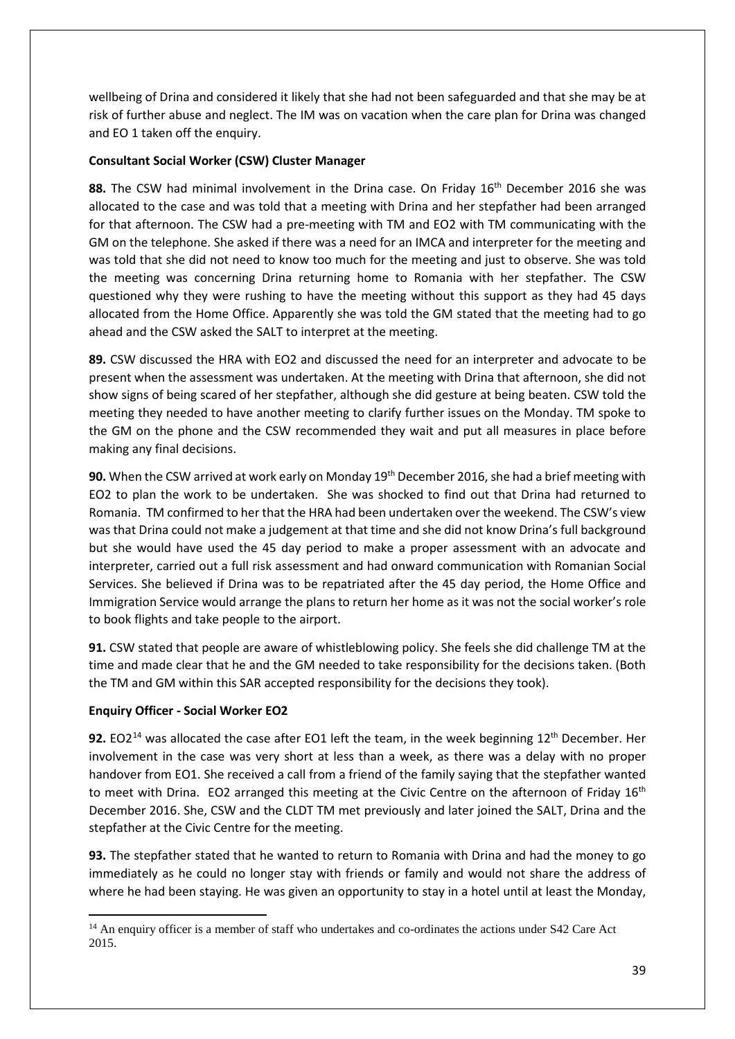wellbeing of Drina and considered it likely that she had not been safeguarded and that she may be at risk of further abuse and neglect. The IM was on vacation when the care plan for Drina was changed and EO 1 taken off the enquiry.

**Consultant Social Worker (CSW) Cluster Manager**

**88.** The CSW had minimal involvement in the Drina case. On Friday 16th December 2016 she was allocated to the case and was told that a meeting with Drina and her stepfather had been arranged for that afternoon. The CSW had a pre-meeting with TM and EO2 with TM communicating with the GM on the telephone. She asked if there was a need for an IMCA and interpreter for the meeting and was told that she did not need to know too much for the meeting and just to observe. She was told the meeting was concerning Drina returning home to Romania with her stepfather. The CSW questioned why they were rushing to have the meeting without this support as they had 45 days allocated from the Home Office. Apparently she was told the GM stated that the meeting had to go ahead and the CSW asked the SALT to interpret at the meeting.

**89.** CSW discussed the HRA with EO2 and discussed the need for an interpreter and advocate to be present when the assessment was undertaken. At the meeting with Drina that afternoon, she did not show signs of being scared of her stepfather, although she did gesture at being beaten. CSW told the meeting they needed to have another meeting to clarify further issues on the Monday. TM spoke to the GM on the phone and the CSW recommended they wait and put all measures in place before making any final decisions.

**90.** When the CSW arrived at work early on Monday 19th December 2016, she had a brief meeting with EO2 to plan the work to be undertaken. She was shocked to find out that Drina had returned to Romania. TM confirmed to her that the HRA had been undertaken over the weekend. The CSW's view was that Drina could not make a judgement at that time and she did not know Drina's full background but she would have used the 45 day period to make a proper assessment with an advocate and interpreter, carried out a full risk assessment and had onward communication with Romanian Social Services. She believed if Drina was to be repatriated after the 45 day period, the Home Office and Immigration Service would arrange the plans to return her home as it was not the social worker's role to book flights and take people to the airport.

**91.** CSW stated that people are aware of whistleblowing policy. She feels she did challenge TM at the time and made clear that he and the GM needed to take responsibility for the decisions taken. (Both the TM and GM within this SAR accepted responsibility for the decisions they took).

**Enquiry Officer - Social Worker EO2**

**92.** EO2[14] was allocated the case after EO1 left the team, in the week beginning 12th December. Her involvement in the case was very short at less than a week, as there was a delay with no proper handover from EO1. She received a call from a friend of the family saying that the stepfather wanted to meet with Drina. EO2 arranged this meeting at the Civic Centre on the afternoon of Friday 16th December 2016. She, CSW and the CLDT TM met previously and later joined the SALT, Drina and the stepfather at the Civic Centre for the meeting.

**93.** The stepfather stated that he wanted to return to Romania with Drina and had the money to go immediately as he could no longer stay with friends or family and would not share the address of where he had been staying. He was given an opportunity to stay in a hotel until at least the Monday,

[14] An enquiry officer is a member of staff who undertakes and co-ordinates the actions under S42 Care Act 2015.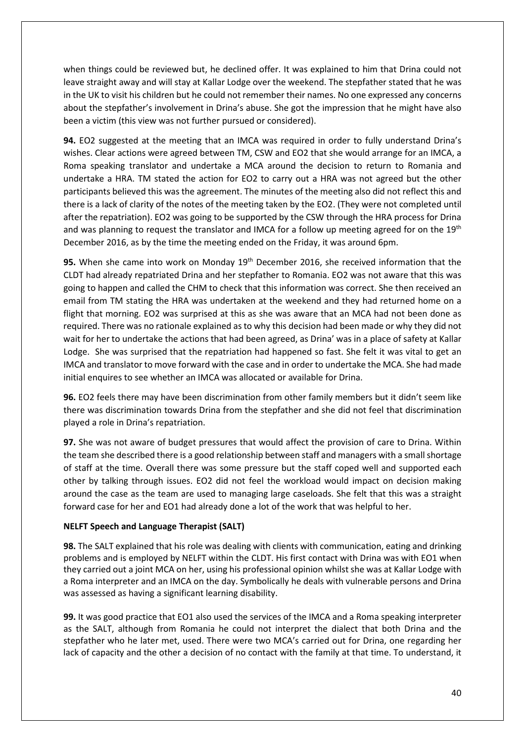when things could be reviewed but, he declined offer. It was explained to him that Drina could not leave straight away and will stay at Kallar Lodge over the weekend. The stepfather stated that he was in the UK to visit his children but he could not remember their names. No one expressed any concerns about the stepfather's involvement in Drina's abuse. She got the impression that he might have also been a victim (this view was not further pursued or considered).

**94.** EO2 suggested at the meeting that an IMCA was required in order to fully understand Drina's wishes. Clear actions were agreed between TM, CSW and EO2 that she would arrange for an IMCA, a Roma speaking translator and undertake a MCA around the decision to return to Romania and undertake a HRA. TM stated the action for EO2 to carry out a HRA was not agreed but the other participants believed this was the agreement. The minutes of the meeting also did not reflect this and there is a lack of clarity of the notes of the meeting taken by the EO2. (They were not completed until after the repatriation). EO2 was going to be supported by the CSW through the HRA process for Drina and was planning to request the translator and IMCA for a follow up meeting agreed for on the 19th December 2016, as by the time the meeting ended on the Friday, it was around 6pm.

**95.** When she came into work on Monday 19th December 2016, she received information that the CLDT had already repatriated Drina and her stepfather to Romania. EO2 was not aware that this was going to happen and called the CHM to check that this information was correct. She then received an email from TM stating the HRA was undertaken at the weekend and they had returned home on a flight that morning. EO2 was surprised at this as she was aware that an MCA had not been done as required. There was no rationale explained as to why this decision had been made or why they did not wait for her to undertake the actions that had been agreed, as Drina' was in a place of safety at Kallar Lodge. She was surprised that the repatriation had happened so fast. She felt it was vital to get an IMCA and translator to move forward with the case and in order to undertake the MCA. She had made initial enquires to see whether an IMCA was allocated or available for Drina.

**96.** EO2 feels there may have been discrimination from other family members but it didn't seem like there was discrimination towards Drina from the stepfather and she did not feel that discrimination played a role in Drina's repatriation.

**97.** She was not aware of budget pressures that would affect the provision of care to Drina. Within the team she described there is a good relationship between staff and managers with a small shortage of staff at the time. Overall there was some pressure but the staff coped well and supported each other by talking through issues. EO2 did not feel the workload would impact on decision making around the case as the team are used to managing large caseloads. She felt that this was a straight forward case for her and EO1 had already done a lot of the work that was helpful to her.

**NELFT Speech and Language Therapist (SALT)**

**98.** The SALT explained that his role was dealing with clients with communication, eating and drinking problems and is employed by NELFT within the CLDT. His first contact with Drina was with EO1 when they carried out a joint MCA on her, using his professional opinion whilst she was at Kallar Lodge with a Roma interpreter and an IMCA on the day. Symbolically he deals with vulnerable persons and Drina was assessed as having a significant learning disability.

**99.** It was good practice that EO1 also used the services of the IMCA and a Roma speaking interpreter as the SALT, although from Romania he could not interpret the dialect that both Drina and the stepfather who he later met, used. There were two MCA's carried out for Drina, one regarding her lack of capacity and the other a decision of no contact with the family at that time. To understand, it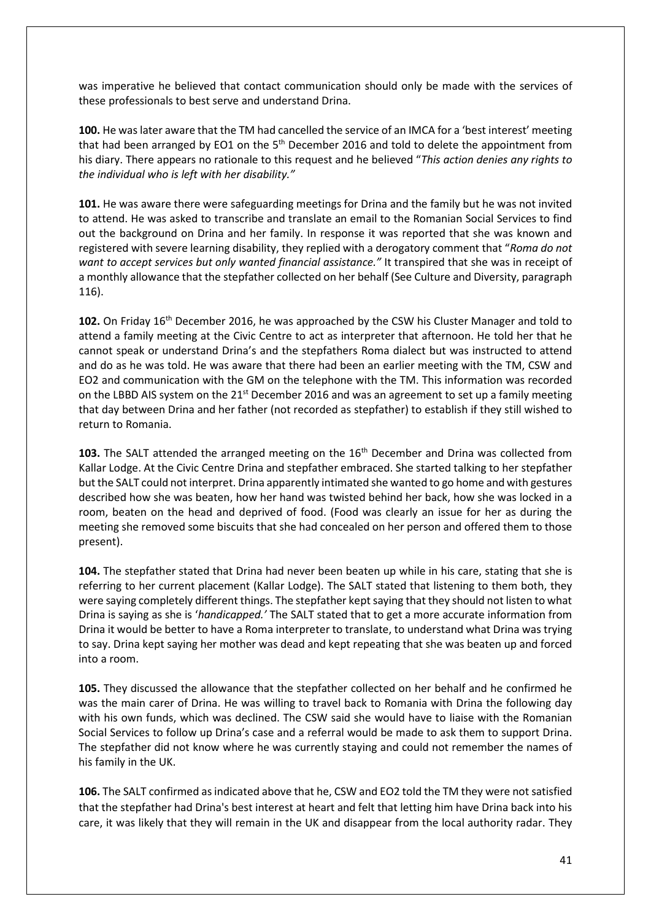was imperative he believed that contact communication should only be made with the services of these professionals to best serve and understand Drina.

**100.** He was later aware that the TM had cancelled the service of an IMCA for a 'best interest' meeting that had been arranged by EO1 on the 5th December 2016 and told to delete the appointment from his diary. There appears no rationale to this request and he believed "*This action denies any rights to the individual who is left with her disability.*"

**101.** He was aware there were safeguarding meetings for Drina and the family but he was not invited to attend. He was asked to transcribe and translate an email to the Romanian Social Services to find out the background on Drina and her family. In response it was reported that she was known and registered with severe learning disability, they replied with a derogatory comment that "*Roma do not want to accept services but only wanted financial assistance.*" It transpired that she was in receipt of a monthly allowance that the stepfather collected on her behalf (See Culture and Diversity, paragraph 116).

**102.** On Friday 16th December 2016, he was approached by the CSW his Cluster Manager and told to attend a family meeting at the Civic Centre to act as interpreter that afternoon. He told her that he cannot speak or understand Drina's and the stepfathers Roma dialect but was instructed to attend and do as he was told. He was aware that there had been an earlier meeting with the TM, CSW and EO2 and communication with the GM on the telephone with the TM. This information was recorded on the LBBD AIS system on the 21st December 2016 and was an agreement to set up a family meeting that day between Drina and her father (not recorded as stepfather) to establish if they still wished to return to Romania.

**103.** The SALT attended the arranged meeting on the 16th December and Drina was collected from Kallar Lodge. At the Civic Centre Drina and stepfather embraced. She started talking to her stepfather but the SALT could not interpret. Drina apparently intimated she wanted to go home and with gestures described how she was beaten, how her hand was twisted behind her back, how she was locked in a room, beaten on the head and deprived of food. (Food was clearly an issue for her as during the meeting she removed some biscuits that she had concealed on her person and offered them to those present).

**104.** The stepfather stated that Drina had never been beaten up while in his care, stating that she is referring to her current placement (Kallar Lodge). The SALT stated that listening to them both, they were saying completely different things. The stepfather kept saying that they should not listen to what Drina is saying as she is '*handicapped.'* The SALT stated that to get a more accurate information from Drina it would be better to have a Roma interpreter to translate, to understand what Drina was trying to say. Drina kept saying her mother was dead and kept repeating that she was beaten up and forced into a room.

**105.** They discussed the allowance that the stepfather collected on her behalf and he confirmed he was the main carer of Drina. He was willing to travel back to Romania with Drina the following day with his own funds, which was declined. The CSW said she would have to liaise with the Romanian Social Services to follow up Drina's case and a referral would be made to ask them to support Drina. The stepfather did not know where he was currently staying and could not remember the names of his family in the UK.

**106.** The SALT confirmed as indicated above that he, CSW and EO2 told the TM they were not satisfied that the stepfather had Drina's best interest at heart and felt that letting him have Drina back into his care, it was likely that they will remain in the UK and disappear from the local authority radar. They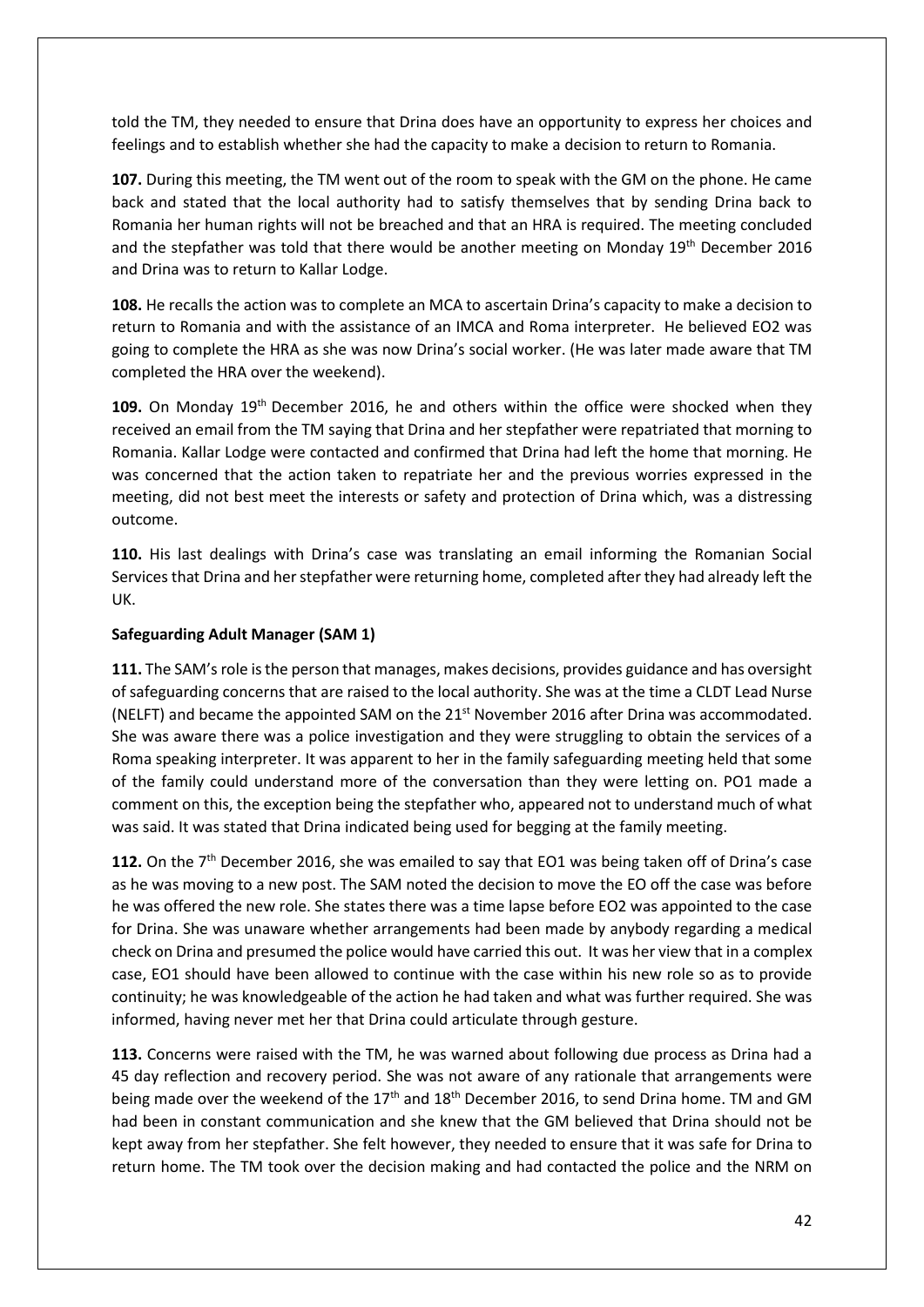told the TM, they needed to ensure that Drina does have an opportunity to express her choices and feelings and to establish whether she had the capacity to make a decision to return to Romania.

**107.** During this meeting, the TM went out of the room to speak with the GM on the phone. He came back and stated that the local authority had to satisfy themselves that by sending Drina back to Romania her human rights will not be breached and that an HRA is required. The meeting concluded and the stepfather was told that there would be another meeting on Monday 19th December 2016 and Drina was to return to Kallar Lodge.

**108.** He recalls the action was to complete an MCA to ascertain Drina's capacity to make a decision to return to Romania and with the assistance of an IMCA and Roma interpreter. He believed EO2 was going to complete the HRA as she was now Drina's social worker. (He was later made aware that TM completed the HRA over the weekend).

**109.** On Monday 19th December 2016, he and others within the office were shocked when they received an email from the TM saying that Drina and her stepfather were repatriated that morning to Romania. Kallar Lodge were contacted and confirmed that Drina had left the home that morning. He was concerned that the action taken to repatriate her and the previous worries expressed in the meeting, did not best meet the interests or safety and protection of Drina which, was a distressing outcome.

**110.** His last dealings with Drina's case was translating an email informing the Romanian Social Services that Drina and her stepfather were returning home, completed after they had already left the UK.

**Safeguarding Adult Manager (SAM 1)**

**111.** The SAM's role is the person that manages, makes decisions, provides guidance and has oversight of safeguarding concerns that are raised to the local authority. She was at the time a CLDT Lead Nurse (NELFT) and became the appointed SAM on the 21st November 2016 after Drina was accommodated. She was aware there was a police investigation and they were struggling to obtain the services of a Roma speaking interpreter. It was apparent to her in the family safeguarding meeting held that some of the family could understand more of the conversation than they were letting on. PO1 made a comment on this, the exception being the stepfather who, appeared not to understand much of what was said. It was stated that Drina indicated being used for begging at the family meeting.

**112.** On the 7th December 2016, she was emailed to say that EO1 was being taken off of Drina's case as he was moving to a new post. The SAM noted the decision to move the EO off the case was before he was offered the new role. She states there was a time lapse before EO2 was appointed to the case for Drina. She was unaware whether arrangements had been made by anybody regarding a medical check on Drina and presumed the police would have carried this out. It was her view that in a complex case, EO1 should have been allowed to continue with the case within his new role so as to provide continuity; he was knowledgeable of the action he had taken and what was further required. She was informed, having never met her that Drina could articulate through gesture.

**113.** Concerns were raised with the TM, he was warned about following due process as Drina had a 45 day reflection and recovery period. She was not aware of any rationale that arrangements were being made over the weekend of the 17th and 18th December 2016, to send Drina home. TM and GM had been in constant communication and she knew that the GM believed that Drina should not be kept away from her stepfather. She felt however, they needed to ensure that it was safe for Drina to return home. The TM took over the decision making and had contacted the police and the NRM on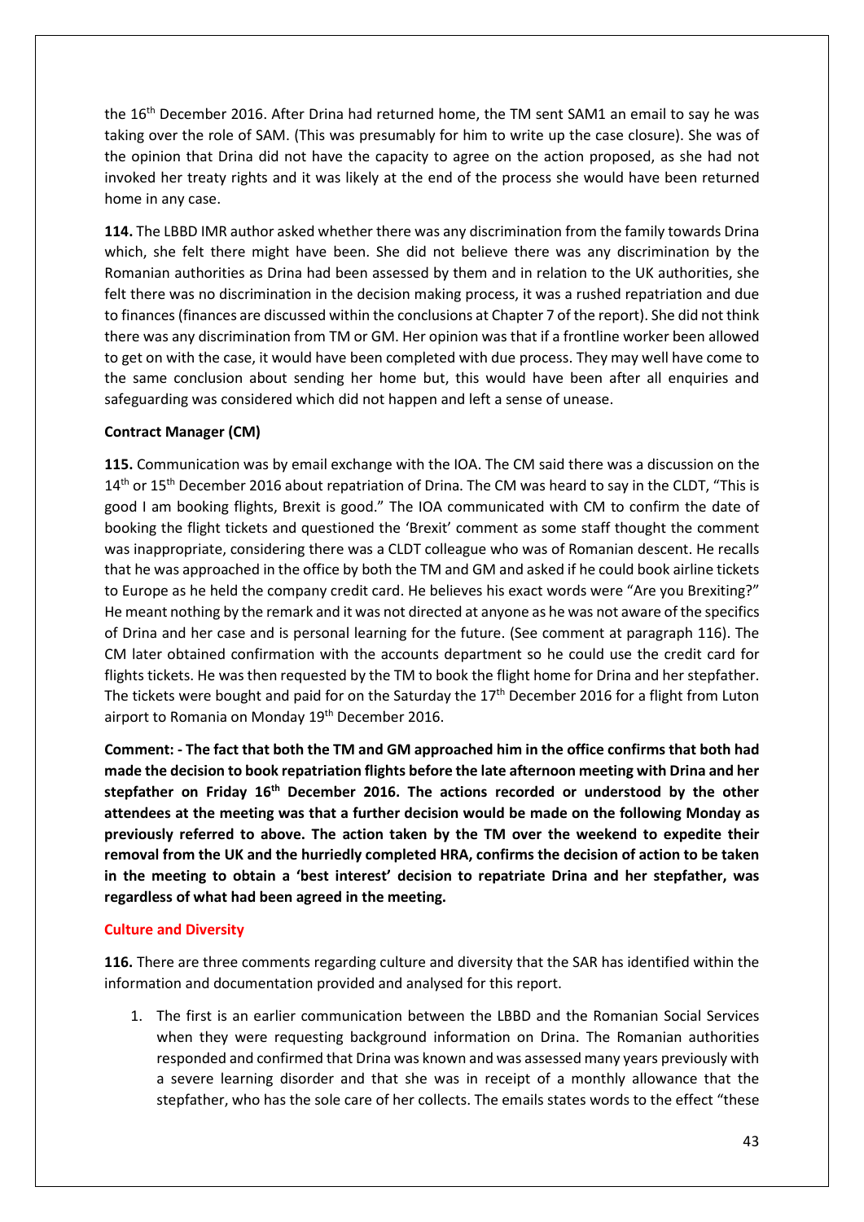the 16th December 2016. After Drina had returned home, the TM sent SAM1 an email to say he was taking over the role of SAM. (This was presumably for him to write up the case closure). She was of the opinion that Drina did not have the capacity to agree on the action proposed, as she had not invoked her treaty rights and it was likely at the end of the process she would have been returned home in any case.

**114.** The LBBD IMR author asked whether there was any discrimination from the family towards Drina which, she felt there might have been. She did not believe there was any discrimination by the Romanian authorities as Drina had been assessed by them and in relation to the UK authorities, she felt there was no discrimination in the decision making process, it was a rushed repatriation and due to finances (finances are discussed within the conclusions at Chapter 7 of the report). She did not think there was any discrimination from TM or GM. Her opinion was that if a frontline worker been allowed to get on with the case, it would have been completed with due process. They may well have come to the same conclusion about sending her home but, this would have been after all enquiries and safeguarding was considered which did not happen and left a sense of unease.

**Contract Manager (CM)**

**115.** Communication was by email exchange with the IOA. The CM said there was a discussion on the 14th or 15th December 2016 about repatriation of Drina. The CM was heard to say in the CLDT, "This is good I am booking flights, Brexit is good." The IOA communicated with CM to confirm the date of booking the flight tickets and questioned the 'Brexit' comment as some staff thought the comment was inappropriate, considering there was a CLDT colleague who was of Romanian descent. He recalls that he was approached in the office by both the TM and GM and asked if he could book airline tickets to Europe as he held the company credit card. He believes his exact words were "Are you Brexiting?" He meant nothing by the remark and it was not directed at anyone as he was not aware of the specifics of Drina and her case and is personal learning for the future. (See comment at paragraph 116). The CM later obtained confirmation with the accounts department so he could use the credit card for flights tickets. He was then requested by the TM to book the flight home for Drina and her stepfather. The tickets were bought and paid for on the Saturday the 17th December 2016 for a flight from Luton airport to Romania on Monday 19th December 2016.

**Comment: - The fact that both the TM and GM approached him in the office confirms that both had made the decision to book repatriation flights before the late afternoon meeting with Drina and her stepfather on Friday 16th December 2016. The actions recorded or understood by the other attendees at the meeting was that a further decision would be made on the following Monday as previously referred to above. The action taken by the TM over the weekend to expedite their removal from the UK and the hurriedly completed HRA, confirms the decision of action to be taken in the meeting to obtain a 'best interest' decision to repatriate Drina and her stepfather, was regardless of what had been agreed in the meeting.**

**Culture and Diversity**

**116.** There are three comments regarding culture and diversity that the SAR has identified within the information and documentation provided and analysed for this report.

1. The first is an earlier communication between the LBBD and the Romanian Social Services when they were requesting background information on Drina. The Romanian authorities responded and confirmed that Drina was known and was assessed many years previously with a severe learning disorder and that she was in receipt of a monthly allowance that the stepfather, who has the sole care of her collects. The emails states words to the effect "these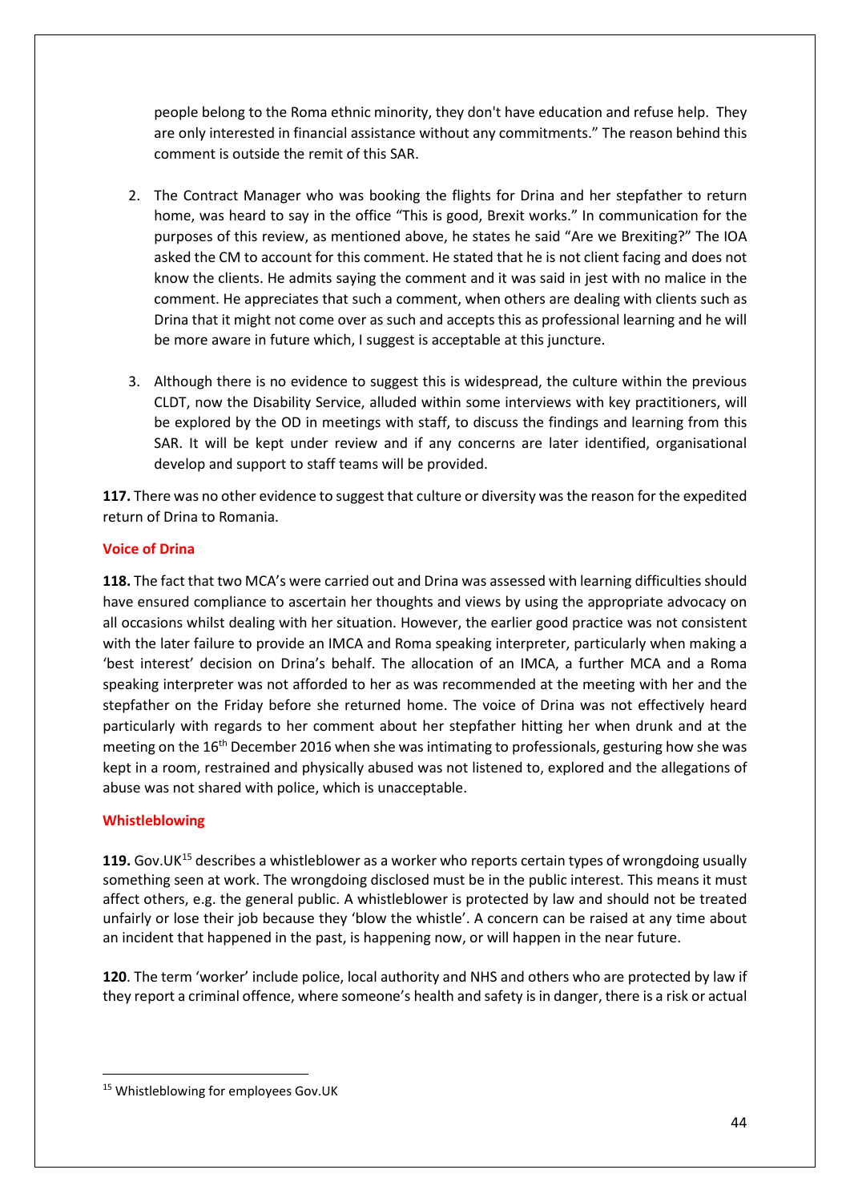people belong to the Roma ethnic minority, they don't have education and refuse help. They are only interested in financial assistance without any commitments." The reason behind this comment is outside the remit of this SAR.

2. The Contract Manager who was booking the flights for Drina and her stepfather to return home, was heard to say in the office "This is good, Brexit works." In communication for the purposes of this review, as mentioned above, he states he said "Are we Brexiting?" The IOA asked the CM to account for this comment. He stated that he is not client facing and does not know the clients. He admits saying the comment and it was said in jest with no malice in the comment. He appreciates that such a comment, when others are dealing with clients such as Drina that it might not come over as such and accepts this as professional learning and he will be more aware in future which, I suggest is acceptable at this juncture.

3. Although there is no evidence to suggest this is widespread, the culture within the previous CLDT, now the Disability Service, alluded within some interviews with key practitioners, will be explored by the OD in meetings with staff, to discuss the findings and learning from this SAR. It will be kept under review and if any concerns are later identified, organisational develop and support to staff teams will be provided.

**117.** There was no other evidence to suggest that culture or diversity was the reason for the expedited return of Drina to Romania.

### Voice of Drina

**118.** The fact that two MCA's were carried out and Drina was assessed with learning difficulties should have ensured compliance to ascertain her thoughts and views by using the appropriate advocacy on all occasions whilst dealing with her situation. However, the earlier good practice was not consistent with the later failure to provide an IMCA and Roma speaking interpreter, particularly when making a 'best interest' decision on Drina's behalf. The allocation of an IMCA, a further MCA and a Roma speaking interpreter was not afforded to her as was recommended at the meeting with her and the stepfather on the Friday before she returned home. The voice of Drina was not effectively heard particularly with regards to her comment about her stepfather hitting her when drunk and at the meeting on the 16th December 2016 when she was intimating to professionals, gesturing how she was kept in a room, restrained and physically abused was not listened to, explored and the allegations of abuse was not shared with police, which is unacceptable.

### Whistleblowing

**119.** Gov.UK[15] describes a whistleblower as a worker who reports certain types of wrongdoing usually something seen at work. The wrongdoing disclosed must be in the public interest. This means it must affect others, e.g. the general public. A whistleblower is protected by law and should not be treated unfairly or lose their job because they 'blow the whistle'. A concern can be raised at any time about an incident that happened in the past, is happening now, or will happen in the near future.

**120**. The term 'worker' include police, local authority and NHS and others who are protected by law if they report a criminal offence, where someone's health and safety is in danger, there is a risk or actual

---

[15] Whistleblowing for employees Gov.UK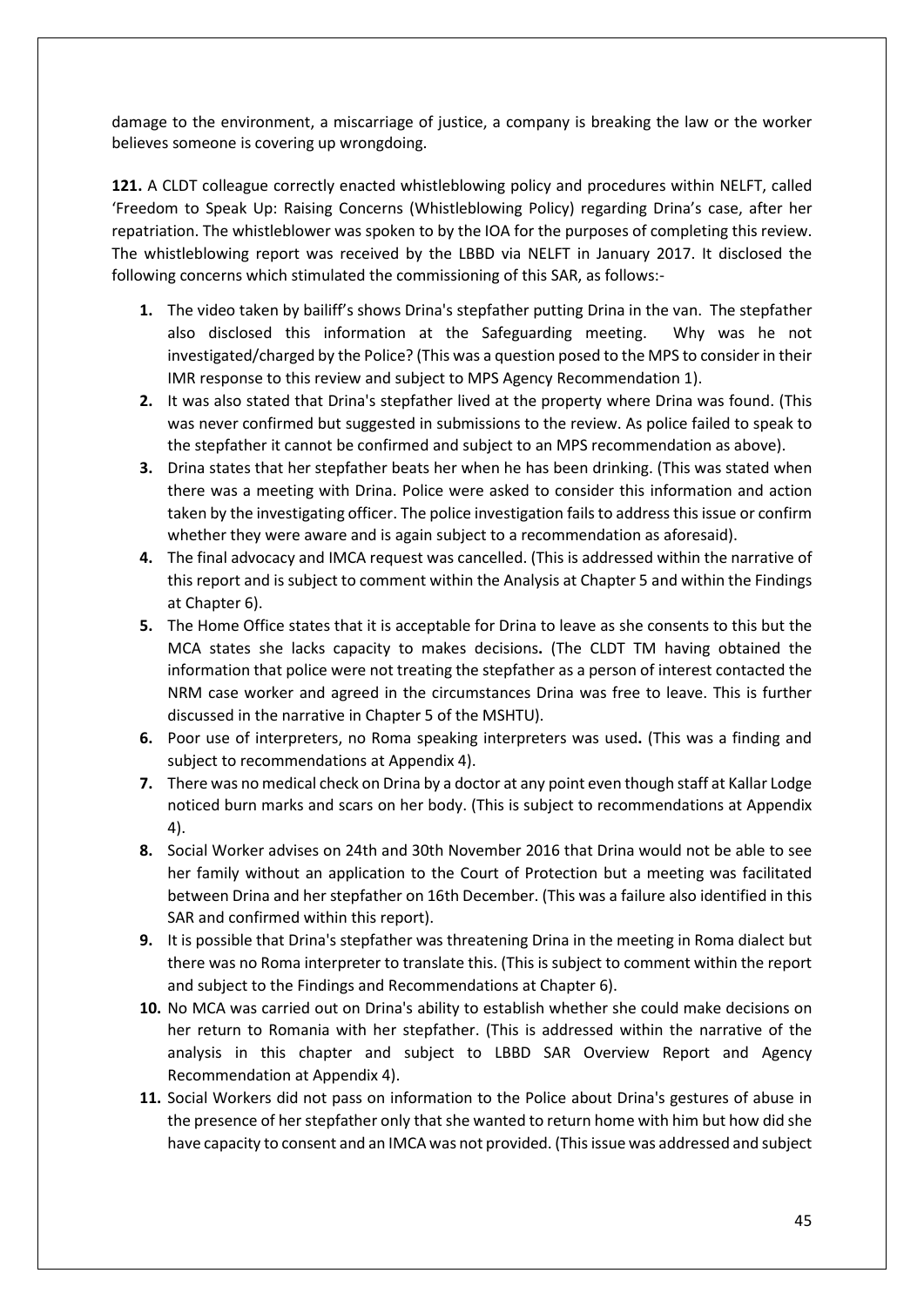damage to the environment, a miscarriage of justice, a company is breaking the law or the worker believes someone is covering up wrongdoing.

**121.** A CLDT colleague correctly enacted whistleblowing policy and procedures within NELFT, called 'Freedom to Speak Up: Raising Concerns (Whistleblowing Policy) regarding Drina's case, after her repatriation. The whistleblower was spoken to by the IOA for the purposes of completing this review. The whistleblowing report was received by the LBBD via NELFT in January 2017. It disclosed the following concerns which stimulated the commissioning of this SAR, as follows:-

1. The video taken by bailiff's shows Drina's stepfather putting Drina in the van. The stepfather also disclosed this information at the Safeguarding meeting. Why was he not investigated/charged by the Police? (This was a question posed to the MPS to consider in their IMR response to this review and subject to MPS Agency Recommendation 1).
2. It was also stated that Drina's stepfather lived at the property where Drina was found. (This was never confirmed but suggested in submissions to the review. As police failed to speak to the stepfather it cannot be confirmed and subject to an MPS recommendation as above).
3. Drina states that her stepfather beats her when he has been drinking. (This was stated when there was a meeting with Drina. Police were asked to consider this information and action taken by the investigating officer. The police investigation fails to address this issue or confirm whether they were aware and is again subject to a recommendation as aforesaid).
4. The final advocacy and IMCA request was cancelled. (This is addressed within the narrative of this report and is subject to comment within the Analysis at Chapter 5 and within the Findings at Chapter 6).
5. The Home Office states that it is acceptable for Drina to leave as she consents to this but the MCA states she lacks capacity to makes decisions**.** (The CLDT TM having obtained the information that police were not treating the stepfather as a person of interest contacted the NRM case worker and agreed in the circumstances Drina was free to leave. This is further discussed in the narrative in Chapter 5 of the MSHTU).
6. Poor use of interpreters, no Roma speaking interpreters was used**.** (This was a finding and subject to recommendations at Appendix 4).
7. There was no medical check on Drina by a doctor at any point even though staff at Kallar Lodge noticed burn marks and scars on her body. (This is subject to recommendations at Appendix 4).
8. Social Worker advises on 24th and 30th November 2016 that Drina would not be able to see her family without an application to the Court of Protection but a meeting was facilitated between Drina and her stepfather on 16th December. (This was a failure also identified in this SAR and confirmed within this report).
9. It is possible that Drina's stepfather was threatening Drina in the meeting in Roma dialect but there was no Roma interpreter to translate this. (This is subject to comment within the report and subject to the Findings and Recommendations at Chapter 6).
10. No MCA was carried out on Drina's ability to establish whether she could make decisions on her return to Romania with her stepfather. (This is addressed within the narrative of the analysis in this chapter and subject to LBBD SAR Overview Report and Agency Recommendation at Appendix 4).
11. Social Workers did not pass on information to the Police about Drina's gestures of abuse in the presence of her stepfather only that she wanted to return home with him but how did she have capacity to consent and an IMCA was not provided. (This issue was addressed and subject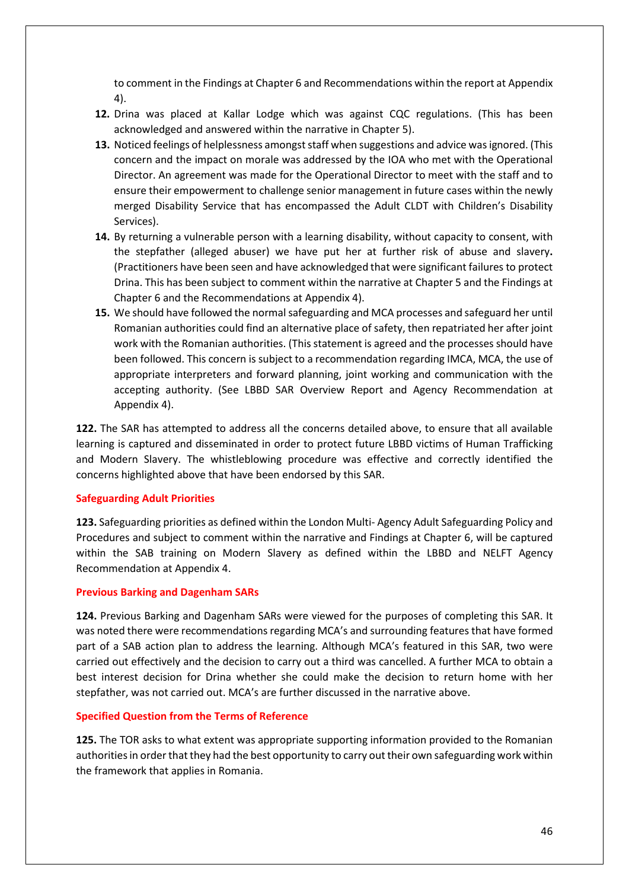to comment in the Findings at Chapter 6 and Recommendations within the report at Appendix 4).

12. Drina was placed at Kallar Lodge which was against CQC regulations. (This has been acknowledged and answered within the narrative in Chapter 5).
13. Noticed feelings of helplessness amongst staff when suggestions and advice was ignored. (This concern and the impact on morale was addressed by the IOA who met with the Operational Director. An agreement was made for the Operational Director to meet with the staff and to ensure their empowerment to challenge senior management in future cases within the newly merged Disability Service that has encompassed the Adult CLDT with Children's Disability Services).
14. By returning a vulnerable person with a learning disability, without capacity to consent, with the stepfather (alleged abuser) we have put her at further risk of abuse and slavery**.** (Practitioners have been seen and have acknowledged that were significant failures to protect Drina. This has been subject to comment within the narrative at Chapter 5 and the Findings at Chapter 6 and the Recommendations at Appendix 4).
15. We should have followed the normal safeguarding and MCA processes and safeguard her until Romanian authorities could find an alternative place of safety, then repatriated her after joint work with the Romanian authorities. (This statement is agreed and the processes should have been followed. This concern is subject to a recommendation regarding IMCA, MCA, the use of appropriate interpreters and forward planning, joint working and communication with the accepting authority. (See LBBD SAR Overview Report and Agency Recommendation at Appendix 4).

**122.** The SAR has attempted to address all the concerns detailed above, to ensure that all available learning is captured and disseminated in order to protect future LBBD victims of Human Trafficking and Modern Slavery. The whistleblowing procedure was effective and correctly identified the concerns highlighted above that have been endorsed by this SAR.

### Safeguarding Adult Priorities

**123.** Safeguarding priorities as defined within the London Multi- Agency Adult Safeguarding Policy and Procedures and subject to comment within the narrative and Findings at Chapter 6, will be captured within the SAB training on Modern Slavery as defined within the LBBD and NELFT Agency Recommendation at Appendix 4.

### Previous Barking and Dagenham SARs

**124.** Previous Barking and Dagenham SARs were viewed for the purposes of completing this SAR. It was noted there were recommendations regarding MCA's and surrounding features that have formed part of a SAB action plan to address the learning. Although MCA's featured in this SAR, two were carried out effectively and the decision to carry out a third was cancelled. A further MCA to obtain a best interest decision for Drina whether she could make the decision to return home with her stepfather, was not carried out. MCA's are further discussed in the narrative above.

### Specified Question from the Terms of Reference

**125.** The TOR asks to what extent was appropriate supporting information provided to the Romanian authorities in order that they had the best opportunity to carry out their own safeguarding work within the framework that applies in Romania.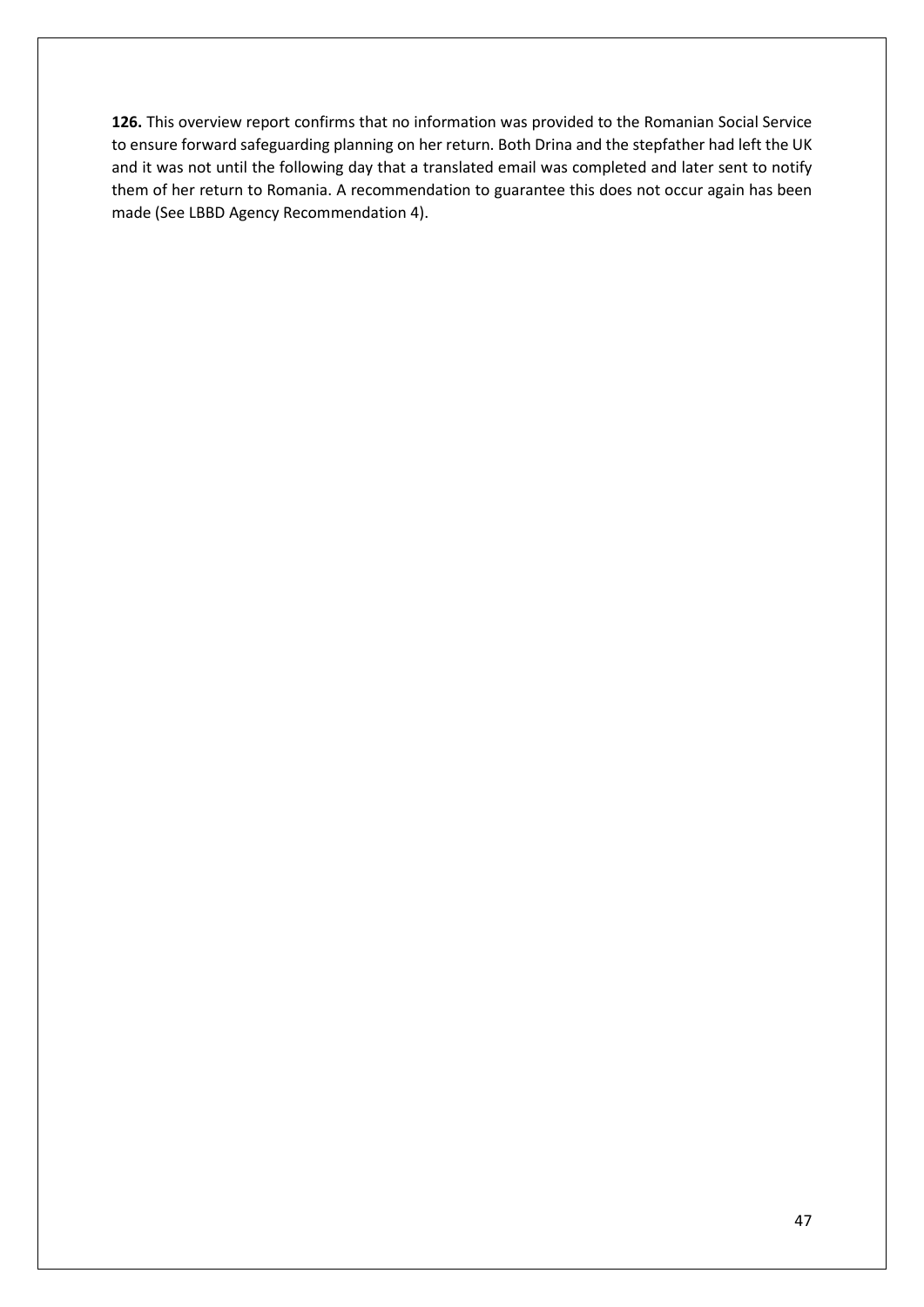**126.** This overview report confirms that no information was provided to the Romanian Social Service to ensure forward safeguarding planning on her return. Both Drina and the stepfather had left the UK and it was not until the following day that a translated email was completed and later sent to notify them of her return to Romania. A recommendation to guarantee this does not occur again has been made (See LBBD Agency Recommendation 4).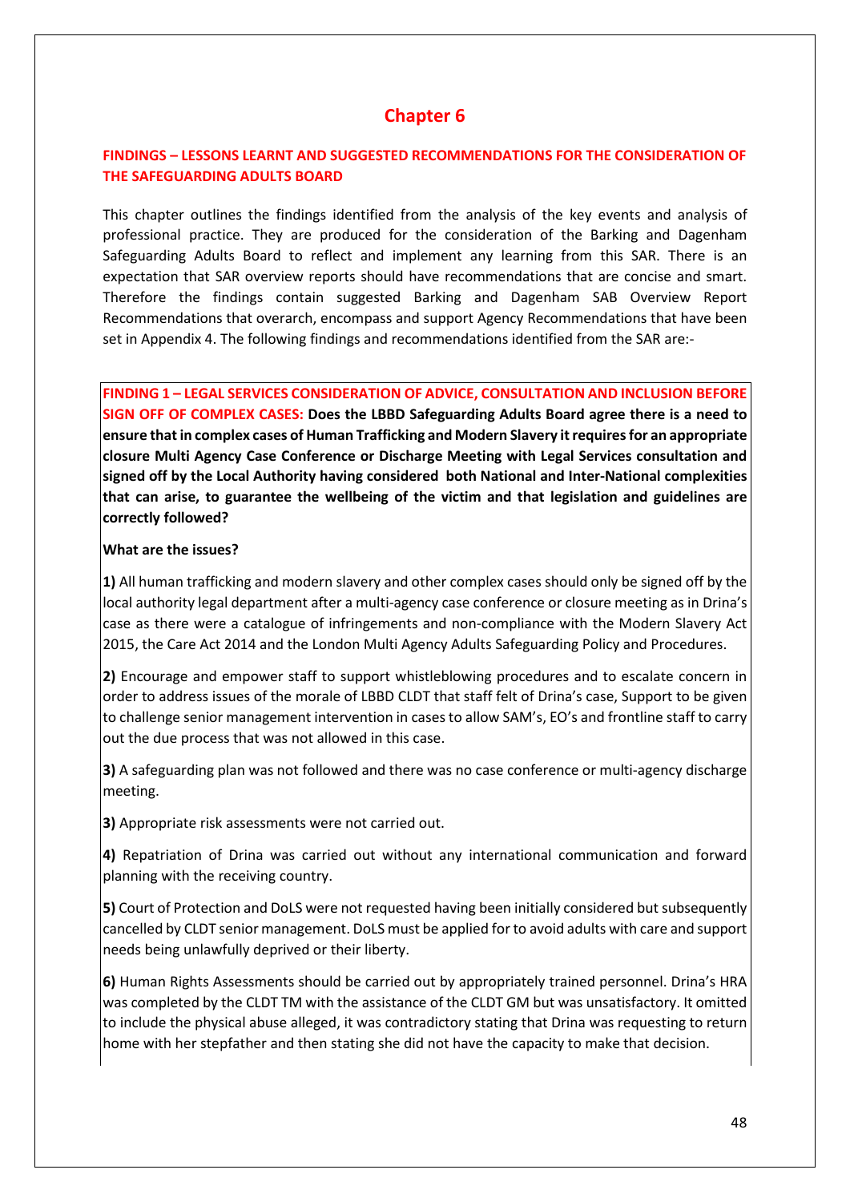# Chapter 6

## FINDINGS – LESSONS LEARNT AND SUGGESTED RECOMMENDATIONS FOR THE CONSIDERATION OF THE SAFEGUARDING ADULTS BOARD

This chapter outlines the findings identified from the analysis of the key events and analysis of professional practice. They are produced for the consideration of the Barking and Dagenham Safeguarding Adults Board to reflect and implement any learning from this SAR. There is an expectation that SAR overview reports should have recommendations that are concise and smart. Therefore the findings contain suggested Barking and Dagenham SAB Overview Report Recommendations that overarch, encompass and support Agency Recommendations that have been set in Appendix 4. The following findings and recommendations identified from the SAR are:-

**FINDING 1 – LEGAL SERVICES CONSIDERATION OF ADVICE, CONSULTATION AND INCLUSION BEFORE SIGN OFF OF COMPLEX CASES: Does the LBBD Safeguarding Adults Board agree there is a need to ensure that in complex cases of Human Trafficking and Modern Slavery it requires for an appropriate closure Multi Agency Case Conference or Discharge Meeting with Legal Services consultation and signed off by the Local Authority having considered both National and Inter-National complexities that can arise, to guarantee the wellbeing of the victim and that legislation and guidelines are correctly followed?**

**What are the issues?**

**1)** All human trafficking and modern slavery and other complex cases should only be signed off by the local authority legal department after a multi-agency case conference or closure meeting as in Drina's case as there were a catalogue of infringements and non-compliance with the Modern Slavery Act 2015, the Care Act 2014 and the London Multi Agency Adults Safeguarding Policy and Procedures.

**2)** Encourage and empower staff to support whistleblowing procedures and to escalate concern in order to address issues of the morale of LBBD CLDT that staff felt of Drina's case, Support to be given to challenge senior management intervention in cases to allow SAM's, EO's and frontline staff to carry out the due process that was not allowed in this case.

**3)** A safeguarding plan was not followed and there was no case conference or multi-agency discharge meeting.

**3)** Appropriate risk assessments were not carried out.

**4)** Repatriation of Drina was carried out without any international communication and forward planning with the receiving country.

**5)** Court of Protection and DoLS were not requested having been initially considered but subsequently cancelled by CLDT senior management. DoLS must be applied for to avoid adults with care and support needs being unlawfully deprived or their liberty.

**6)** Human Rights Assessments should be carried out by appropriately trained personnel. Drina's HRA was completed by the CLDT TM with the assistance of the CLDT GM but was unsatisfactory. It omitted to include the physical abuse alleged, it was contradictory stating that Drina was requesting to return home with her stepfather and then stating she did not have the capacity to make that decision.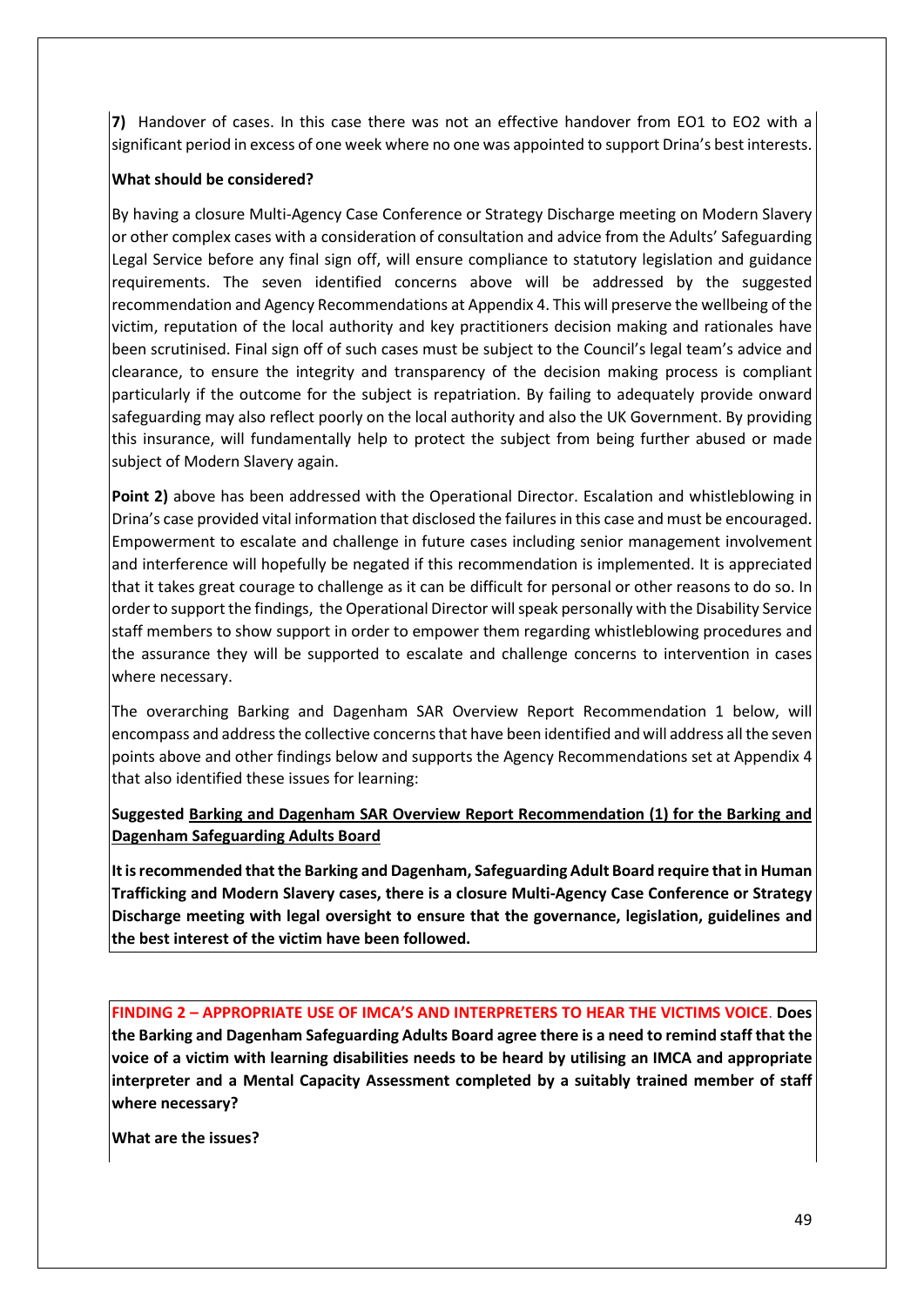**7)** Handover of cases. In this case there was not an effective handover from EO1 to EO2 with a significant period in excess of one week where no one was appointed to support Drina's best interests.

**What should be considered?**

By having a closure Multi-Agency Case Conference or Strategy Discharge meeting on Modern Slavery or other complex cases with a consideration of consultation and advice from the Adults' Safeguarding Legal Service before any final sign off, will ensure compliance to statutory legislation and guidance requirements. The seven identified concerns above will be addressed by the suggested recommendation and Agency Recommendations at Appendix 4. This will preserve the wellbeing of the victim, reputation of the local authority and key practitioners decision making and rationales have been scrutinised. Final sign off of such cases must be subject to the Council's legal team's advice and clearance, to ensure the integrity and transparency of the decision making process is compliant particularly if the outcome for the subject is repatriation. By failing to adequately provide onward safeguarding may also reflect poorly on the local authority and also the UK Government. By providing this insurance, will fundamentally help to protect the subject from being further abused or made subject of Modern Slavery again.

**Point 2)** above has been addressed with the Operational Director. Escalation and whistleblowing in Drina's case provided vital information that disclosed the failures in this case and must be encouraged. Empowerment to escalate and challenge in future cases including senior management involvement and interference will hopefully be negated if this recommendation is implemented. It is appreciated that it takes great courage to challenge as it can be difficult for personal or other reasons to do so. In order to support the findings, the Operational Director will speak personally with the Disability Service staff members to show support in order to empower them regarding whistleblowing procedures and the assurance they will be supported to escalate and challenge concerns to intervention in cases where necessary.

The overarching Barking and Dagenham SAR Overview Report Recommendation 1 below, will encompass and address the collective concerns that have been identified and will address all the seven points above and other findings below and supports the Agency Recommendations set at Appendix 4 that also identified these issues for learning:

**Suggested <u>Barking and Dagenham SAR Overview Report Recommendation (1) for the Barking and Dagenham Safeguarding Adults Board</u>**

**It is recommended that the Barking and Dagenham, Safeguarding Adult Board require that in Human Trafficking and Modern Slavery cases, there is a closure Multi-Agency Case Conference or Strategy Discharge meeting with legal oversight to ensure that the governance, legislation, guidelines and the best interest of the victim have been followed.**

**FINDING 2 – APPROPRIATE USE OF IMCA'S AND INTERPRETERS TO HEAR THE VICTIMS VOICE. Does the Barking and Dagenham Safeguarding Adults Board agree there is a need to remind staff that the voice of a victim with learning disabilities needs to be heard by utilising an IMCA and appropriate interpreter and a Mental Capacity Assessment completed by a suitably trained member of staff where necessary?**

**What are the issues?**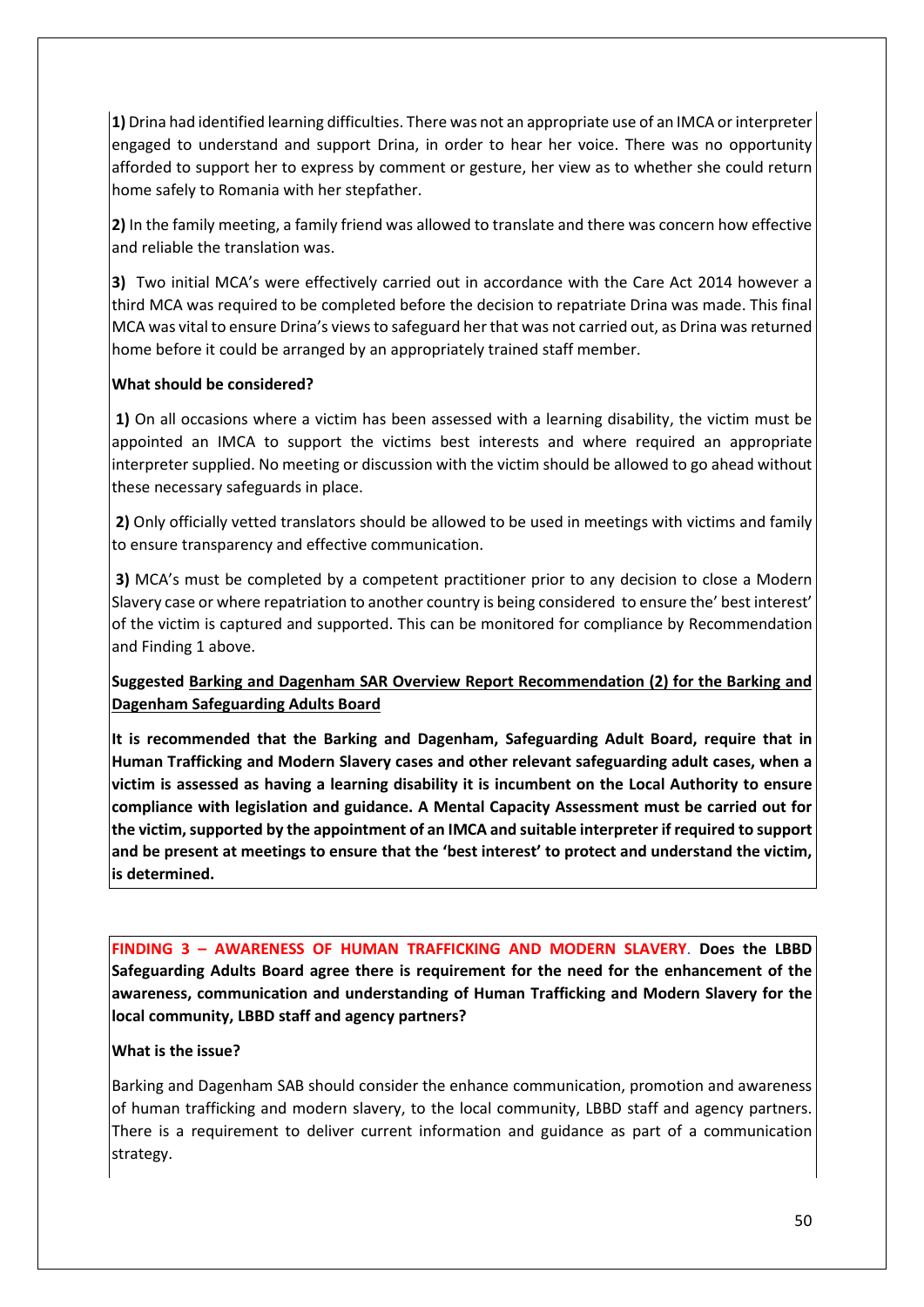**1)** Drina had identified learning difficulties. There was not an appropriate use of an IMCA or interpreter engaged to understand and support Drina, in order to hear her voice. There was no opportunity afforded to support her to express by comment or gesture, her view as to whether she could return home safely to Romania with her stepfather.

**2)** In the family meeting, a family friend was allowed to translate and there was concern how effective and reliable the translation was.

**3)** Two initial MCA's were effectively carried out in accordance with the Care Act 2014 however a third MCA was required to be completed before the decision to repatriate Drina was made. This final MCA was vital to ensure Drina's views to safeguard her that was not carried out, as Drina was returned home before it could be arranged by an appropriately trained staff member.

**What should be considered?**

**1)** On all occasions where a victim has been assessed with a learning disability, the victim must be appointed an IMCA to support the victims best interests and where required an appropriate interpreter supplied. No meeting or discussion with the victim should be allowed to go ahead without these necessary safeguards in place.

**2)** Only officially vetted translators should be allowed to be used in meetings with victims and family to ensure transparency and effective communication.

**3)** MCA's must be completed by a competent practitioner prior to any decision to close a Modern Slavery case or where repatriation to another country is being considered to ensure the' best interest' of the victim is captured and supported. This can be monitored for compliance by Recommendation and Finding 1 above.

**Suggested <u>Barking and Dagenham SAR Overview Report Recommendation (2) for the Barking and Dagenham Safeguarding Adults Board</u>**

**It is recommended that the Barking and Dagenham, Safeguarding Adult Board, require that in Human Trafficking and Modern Slavery cases and other relevant safeguarding adult cases, when a victim is assessed as having a learning disability it is incumbent on the Local Authority to ensure compliance with legislation and guidance. A Mental Capacity Assessment must be carried out for the victim, supported by the appointment of an IMCA and suitable interpreter if required to support and be present at meetings to ensure that the 'best interest' to protect and understand the victim, is determined.**

**FINDING 3 – AWARENESS OF HUMAN TRAFFICKING AND MODERN SLAVERY. Does the LBBD Safeguarding Adults Board agree there is requirement for the need for the enhancement of the awareness, communication and understanding of Human Trafficking and Modern Slavery for the local community, LBBD staff and agency partners?**

**What is the issue?**

Barking and Dagenham SAB should consider the enhance communication, promotion and awareness of human trafficking and modern slavery, to the local community, LBBD staff and agency partners. There is a requirement to deliver current information and guidance as part of a communication strategy.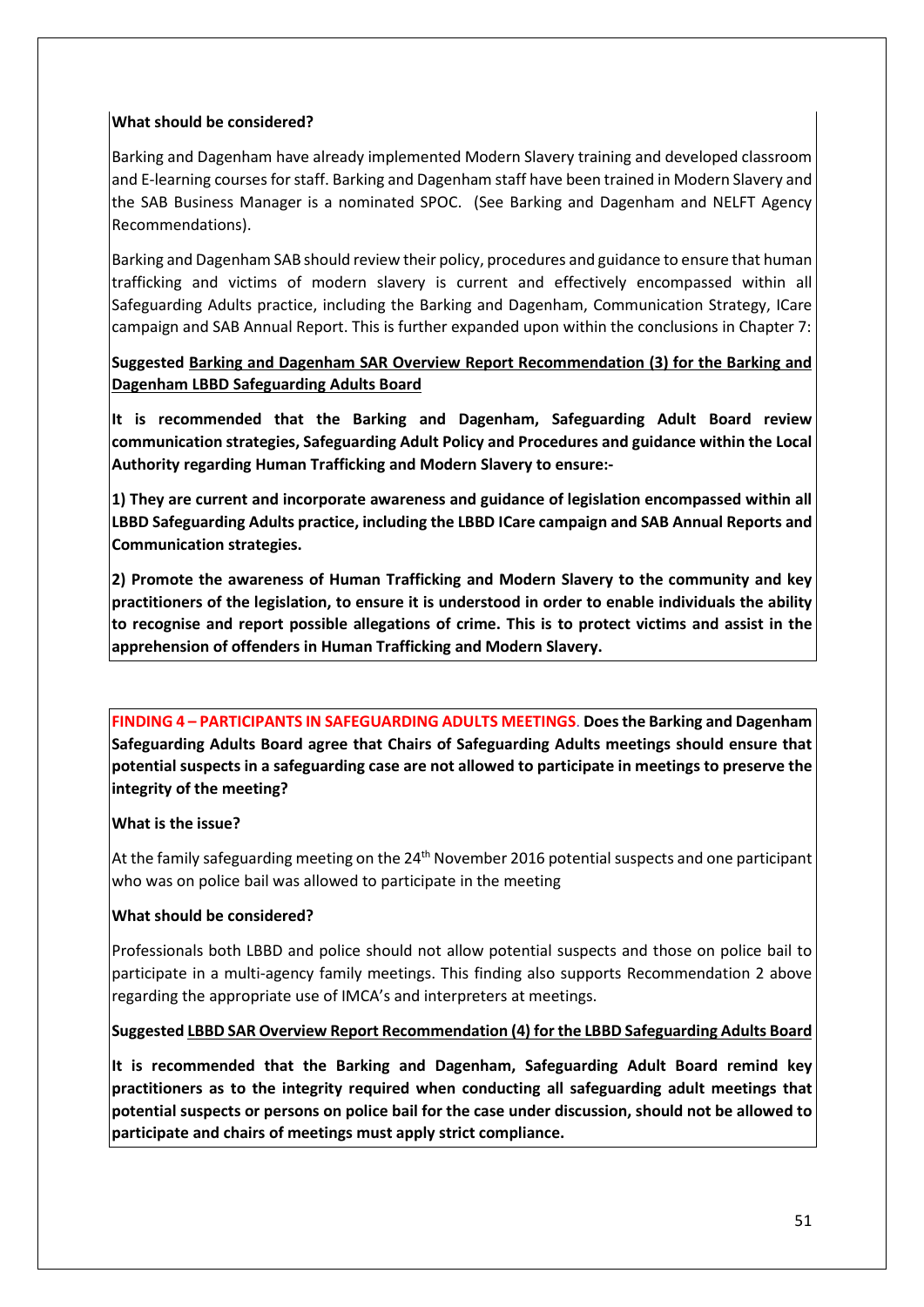**What should be considered?**

Barking and Dagenham have already implemented Modern Slavery training and developed classroom and E-learning courses for staff. Barking and Dagenham staff have been trained in Modern Slavery and the SAB Business Manager is a nominated SPOC. (See Barking and Dagenham and NELFT Agency Recommendations).

Barking and Dagenham SAB should review their policy, procedures and guidance to ensure that human trafficking and victims of modern slavery is current and effectively encompassed within all Safeguarding Adults practice, including the Barking and Dagenham, Communication Strategy, ICare campaign and SAB Annual Report. This is further expanded upon within the conclusions in Chapter 7:

**Suggested <u>Barking and Dagenham SAR Overview Report Recommendation (3) for the Barking and Dagenham LBBD Safeguarding Adults Board</u>**

**It is recommended that the Barking and Dagenham, Safeguarding Adult Board review communication strategies, Safeguarding Adult Policy and Procedures and guidance within the Local Authority regarding Human Trafficking and Modern Slavery to ensure:-**

**1) They are current and incorporate awareness and guidance of legislation encompassed within all LBBD Safeguarding Adults practice, including the LBBD ICare campaign and SAB Annual Reports and Communication strategies.**

**2) Promote the awareness of Human Trafficking and Modern Slavery to the community and key practitioners of the legislation, to ensure it is understood in order to enable individuals the ability to recognise and report possible allegations of crime. This is to protect victims and assist in the apprehension of offenders in Human Trafficking and Modern Slavery.**

**FINDING 4 – PARTICIPANTS IN SAFEGUARDING ADULTS MEETINGS**. **Does the Barking and Dagenham Safeguarding Adults Board agree that Chairs of Safeguarding Adults meetings should ensure that potential suspects in a safeguarding case are not allowed to participate in meetings to preserve the integrity of the meeting?**

**What is the issue?**

At the family safeguarding meeting on the 24th November 2016 potential suspects and one participant who was on police bail was allowed to participate in the meeting

**What should be considered?**

Professionals both LBBD and police should not allow potential suspects and those on police bail to participate in a multi-agency family meetings. This finding also supports Recommendation 2 above regarding the appropriate use of IMCA's and interpreters at meetings.

**Suggested <u>LBBD SAR Overview Report Recommendation (4) for the LBBD Safeguarding Adults Board</u>**

**It is recommended that the Barking and Dagenham, Safeguarding Adult Board remind key practitioners as to the integrity required when conducting all safeguarding adult meetings that potential suspects or persons on police bail for the case under discussion, should not be allowed to participate and chairs of meetings must apply strict compliance.**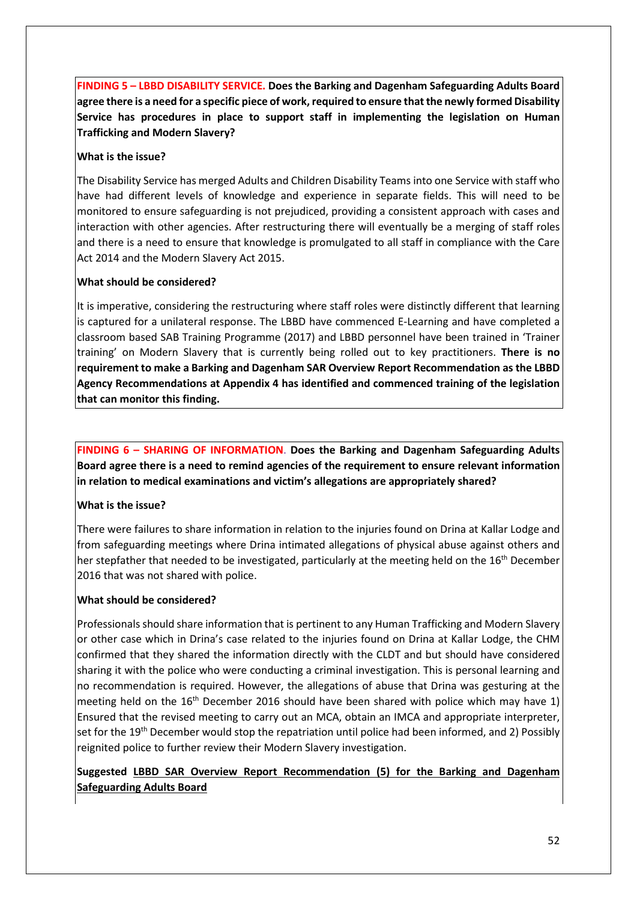**FINDING 5 – LBBD DISABILITY SERVICE. Does the Barking and Dagenham Safeguarding Adults Board agree there is a need for a specific piece of work, required to ensure that the newly formed Disability Service has procedures in place to support staff in implementing the legislation on Human Trafficking and Modern Slavery?**

**What is the issue?**

The Disability Service has merged Adults and Children Disability Teams into one Service with staff who have had different levels of knowledge and experience in separate fields. This will need to be monitored to ensure safeguarding is not prejudiced, providing a consistent approach with cases and interaction with other agencies. After restructuring there will eventually be a merging of staff roles and there is a need to ensure that knowledge is promulgated to all staff in compliance with the Care Act 2014 and the Modern Slavery Act 2015.

**What should be considered?**

It is imperative, considering the restructuring where staff roles were distinctly different that learning is captured for a unilateral response. The LBBD have commenced E-Learning and have completed a classroom based SAB Training Programme (2017) and LBBD personnel have been trained in 'Trainer training' on Modern Slavery that is currently being rolled out to key practitioners. **There is no requirement to make a Barking and Dagenham SAR Overview Report Recommendation as the LBBD Agency Recommendations at Appendix 4 has identified and commenced training of the legislation that can monitor this finding.**

**FINDING 6 – SHARING OF INFORMATION. Does the Barking and Dagenham Safeguarding Adults Board agree there is a need to remind agencies of the requirement to ensure relevant information in relation to medical examinations and victim's allegations are appropriately shared?**

**What is the issue?**

There were failures to share information in relation to the injuries found on Drina at Kallar Lodge and from safeguarding meetings where Drina intimated allegations of physical abuse against others and her stepfather that needed to be investigated, particularly at the meeting held on the 16th December 2016 that was not shared with police.

**What should be considered?**

Professionals should share information that is pertinent to any Human Trafficking and Modern Slavery or other case which in Drina's case related to the injuries found on Drina at Kallar Lodge, the CHM confirmed that they shared the information directly with the CLDT and but should have considered sharing it with the police who were conducting a criminal investigation. This is personal learning and no recommendation is required. However, the allegations of abuse that Drina was gesturing at the meeting held on the 16th December 2016 should have been shared with police which may have 1) Ensured that the revised meeting to carry out an MCA, obtain an IMCA and appropriate interpreter, set for the 19th December would stop the repatriation until police had been informed, and 2) Possibly reignited police to further review their Modern Slavery investigation.

**Suggested <u>LBBD SAR Overview Report Recommendation (5) for the Barking and Dagenham Safeguarding Adults Board</u>**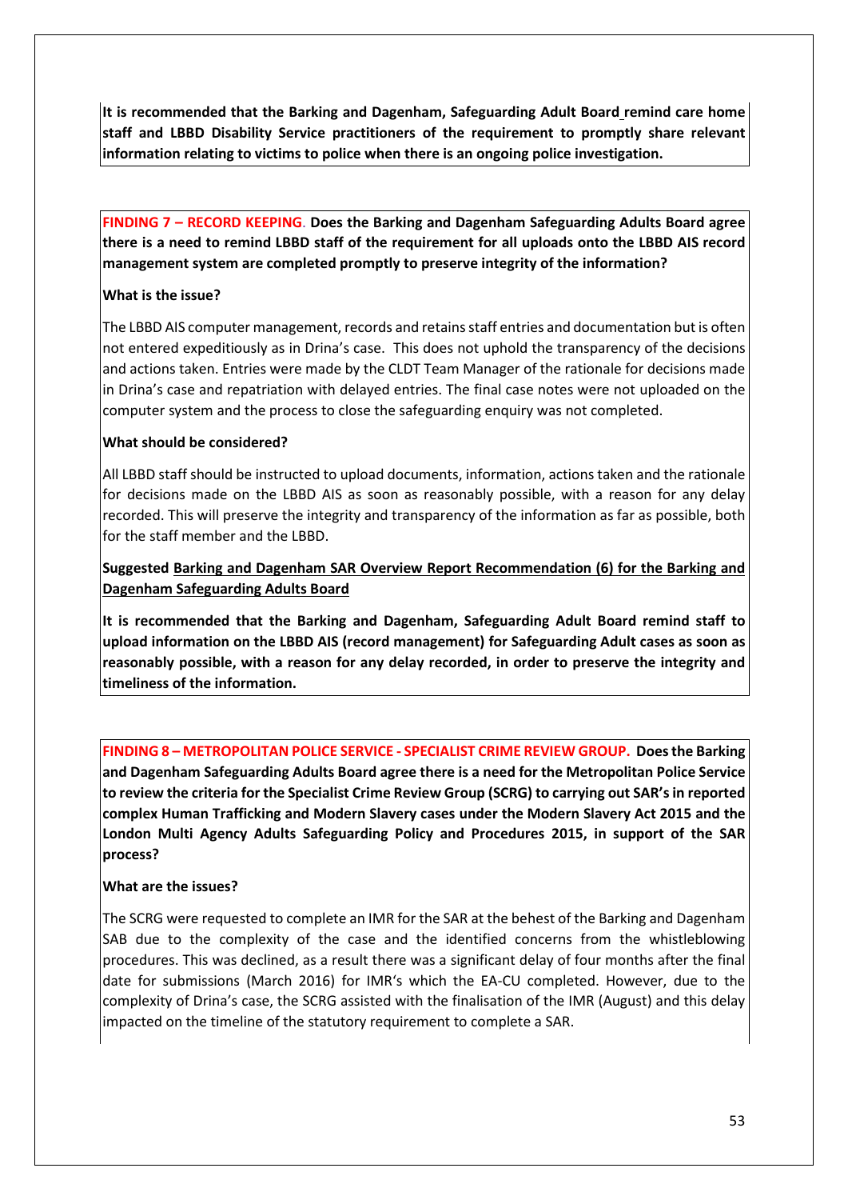**It is recommended that the Barking and Dagenham, Safeguarding Adult Board remind care home staff and LBBD Disability Service practitioners of the requirement to promptly share relevant information relating to victims to police when there is an ongoing police investigation.**

**FINDING 7 – RECORD KEEPING. Does the Barking and Dagenham Safeguarding Adults Board agree there is a need to remind LBBD staff of the requirement for all uploads onto the LBBD AIS record management system are completed promptly to preserve integrity of the information?**

**What is the issue?**

The LBBD AIS computer management, records and retains staff entries and documentation but is often not entered expeditiously as in Drina's case. This does not uphold the transparency of the decisions and actions taken. Entries were made by the CLDT Team Manager of the rationale for decisions made in Drina's case and repatriation with delayed entries. The final case notes were not uploaded on the computer system and the process to close the safeguarding enquiry was not completed.

**What should be considered?**

All LBBD staff should be instructed to upload documents, information, actions taken and the rationale for decisions made on the LBBD AIS as soon as reasonably possible, with a reason for any delay recorded. This will preserve the integrity and transparency of the information as far as possible, both for the staff member and the LBBD.

**Suggested Barking and Dagenham SAR Overview Report Recommendation (6) for the Barking and Dagenham Safeguarding Adults Board**

**It is recommended that the Barking and Dagenham, Safeguarding Adult Board remind staff to upload information on the LBBD AIS (record management) for Safeguarding Adult cases as soon as reasonably possible, with a reason for any delay recorded, in order to preserve the integrity and timeliness of the information.**

**FINDING 8 – METROPOLITAN POLICE SERVICE - SPECIALIST CRIME REVIEW GROUP. Does the Barking and Dagenham Safeguarding Adults Board agree there is a need for the Metropolitan Police Service to review the criteria for the Specialist Crime Review Group (SCRG) to carrying out SAR's in reported complex Human Trafficking and Modern Slavery cases under the Modern Slavery Act 2015 and the London Multi Agency Adults Safeguarding Policy and Procedures 2015, in support of the SAR process?**

**What are the issues?**

The SCRG were requested to complete an IMR for the SAR at the behest of the Barking and Dagenham SAB due to the complexity of the case and the identified concerns from the whistleblowing procedures. This was declined, as a result there was a significant delay of four months after the final date for submissions (March 2016) for IMR's which the EA-CU completed. However, due to the complexity of Drina's case, the SCRG assisted with the finalisation of the IMR (August) and this delay impacted on the timeline of the statutory requirement to complete a SAR.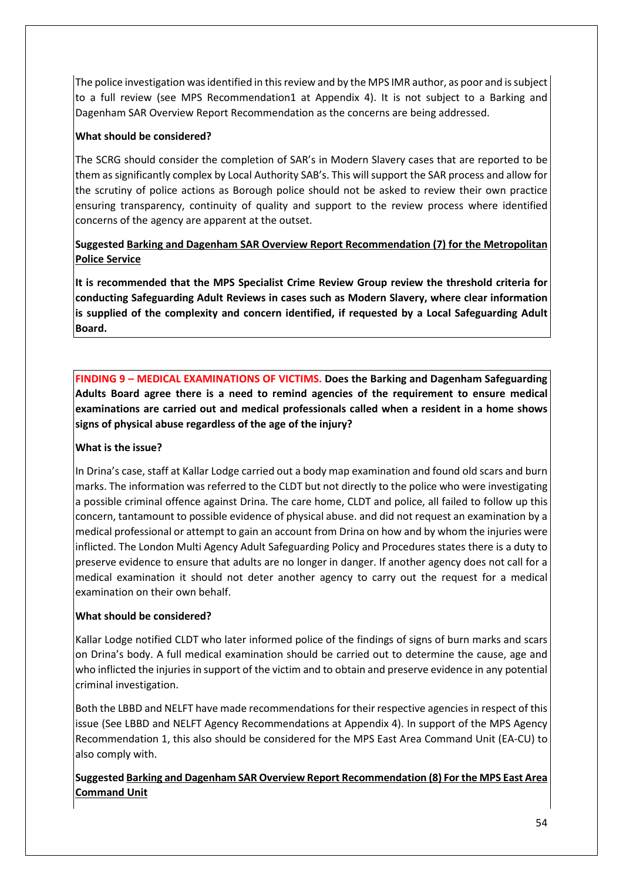The police investigation was identified in this review and by the MPS IMR author, as poor and is subject to a full review (see MPS Recommendation1 at Appendix 4). It is not subject to a Barking and Dagenham SAR Overview Report Recommendation as the concerns are being addressed.

**What should be considered?**

The SCRG should consider the completion of SAR's in Modern Slavery cases that are reported to be them as significantly complex by Local Authority SAB's. This will support the SAR process and allow for the scrutiny of police actions as Borough police should not be asked to review their own practice ensuring transparency, continuity of quality and support to the review process where identified concerns of the agency are apparent at the outset.

**Suggested <u>Barking and Dagenham SAR Overview Report Recommendation (7) for the Metropolitan Police Service</u>**

**It is recommended that the MPS Specialist Crime Review Group review the threshold criteria for conducting Safeguarding Adult Reviews in cases such as Modern Slavery, where clear information is supplied of the complexity and concern identified, if requested by a Local Safeguarding Adult Board.**

**FINDING 9 – MEDICAL EXAMINATIONS OF VICTIMS. Does the Barking and Dagenham Safeguarding Adults Board agree there is a need to remind agencies of the requirement to ensure medical examinations are carried out and medical professionals called when a resident in a home shows signs of physical abuse regardless of the age of the injury?**

**What is the issue?**

In Drina's case, staff at Kallar Lodge carried out a body map examination and found old scars and burn marks. The information was referred to the CLDT but not directly to the police who were investigating a possible criminal offence against Drina. The care home, CLDT and police, all failed to follow up this concern, tantamount to possible evidence of physical abuse. and did not request an examination by a medical professional or attempt to gain an account from Drina on how and by whom the injuries were inflicted. The London Multi Agency Adult Safeguarding Policy and Procedures states there is a duty to preserve evidence to ensure that adults are no longer in danger. If another agency does not call for a medical examination it should not deter another agency to carry out the request for a medical examination on their own behalf.

**What should be considered?**

Kallar Lodge notified CLDT who later informed police of the findings of signs of burn marks and scars on Drina's body. A full medical examination should be carried out to determine the cause, age and who inflicted the injuries in support of the victim and to obtain and preserve evidence in any potential criminal investigation.

Both the LBBD and NELFT have made recommendations for their respective agencies in respect of this issue (See LBBD and NELFT Agency Recommendations at Appendix 4). In support of the MPS Agency Recommendation 1, this also should be considered for the MPS East Area Command Unit (EA-CU) to also comply with.

**Suggested <u>Barking and Dagenham SAR Overview Report Recommendation (8) For the MPS East Area Command Unit</u>**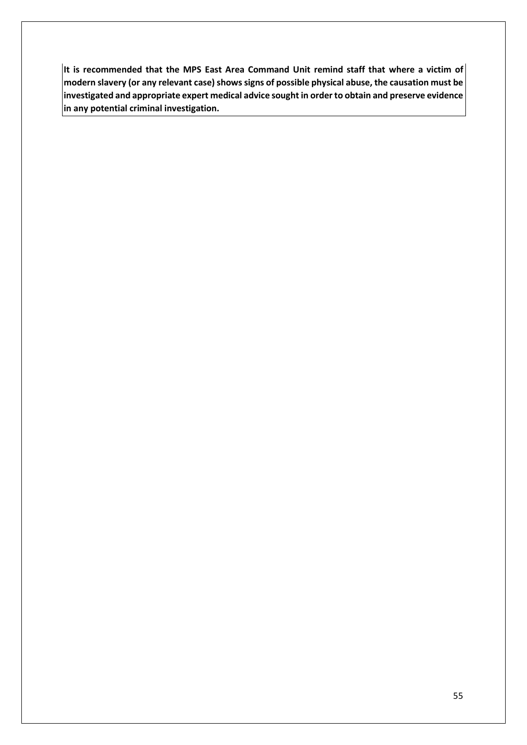**It is recommended that the MPS East Area Command Unit remind staff that where a victim of modern slavery (or any relevant case) shows signs of possible physical abuse, the causation must be investigated and appropriate expert medical advice sought in order to obtain and preserve evidence in any potential criminal investigation.**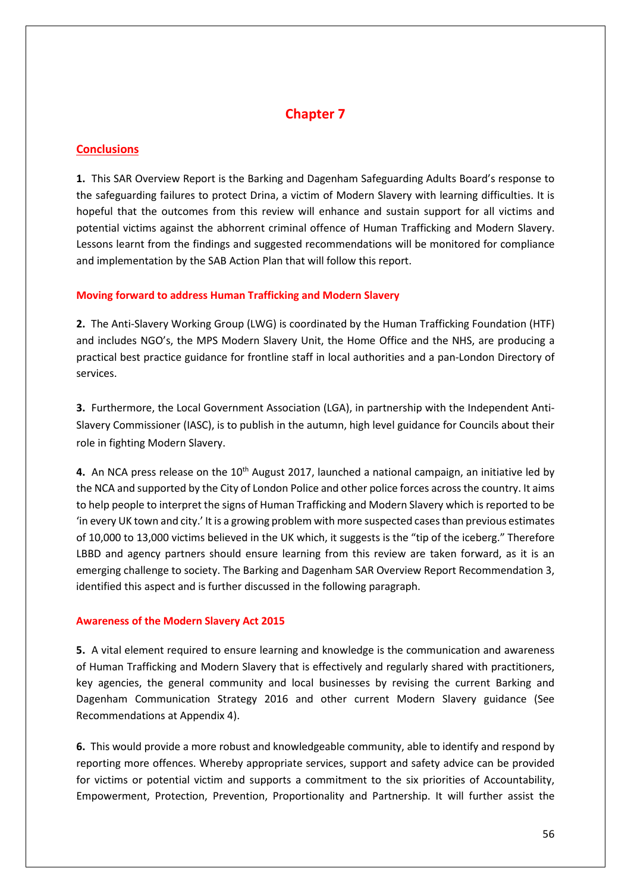# Chapter 7

## Conclusions

**1.** This SAR Overview Report is the Barking and Dagenham Safeguarding Adults Board's response to the safeguarding failures to protect Drina, a victim of Modern Slavery with learning difficulties. It is hopeful that the outcomes from this review will enhance and sustain support for all victims and potential victims against the abhorrent criminal offence of Human Trafficking and Modern Slavery. Lessons learnt from the findings and suggested recommendations will be monitored for compliance and implementation by the SAB Action Plan that will follow this report.

### Moving forward to address Human Trafficking and Modern Slavery

**2.** The Anti-Slavery Working Group (LWG) is coordinated by the Human Trafficking Foundation (HTF) and includes NGO's, the MPS Modern Slavery Unit, the Home Office and the NHS, are producing a practical best practice guidance for frontline staff in local authorities and a pan-London Directory of services.

**3.** Furthermore, the Local Government Association (LGA), in partnership with the Independent Anti-Slavery Commissioner (IASC), is to publish in the autumn, high level guidance for Councils about their role in fighting Modern Slavery.

**4.** An NCA press release on the 10th August 2017, launched a national campaign, an initiative led by the NCA and supported by the City of London Police and other police forces across the country. It aims to help people to interpret the signs of Human Trafficking and Modern Slavery which is reported to be 'in every UK town and city.' It is a growing problem with more suspected cases than previous estimates of 10,000 to 13,000 victims believed in the UK which, it suggests is the "tip of the iceberg." Therefore LBBD and agency partners should ensure learning from this review are taken forward, as it is an emerging challenge to society. The Barking and Dagenham SAR Overview Report Recommendation 3, identified this aspect and is further discussed in the following paragraph.

### Awareness of the Modern Slavery Act 2015

**5.** A vital element required to ensure learning and knowledge is the communication and awareness of Human Trafficking and Modern Slavery that is effectively and regularly shared with practitioners, key agencies, the general community and local businesses by revising the current Barking and Dagenham Communication Strategy 2016 and other current Modern Slavery guidance (See Recommendations at Appendix 4).

**6.** This would provide a more robust and knowledgeable community, able to identify and respond by reporting more offences. Whereby appropriate services, support and safety advice can be provided for victims or potential victim and supports a commitment to the six priorities of Accountability, Empowerment, Protection, Prevention, Proportionality and Partnership. It will further assist the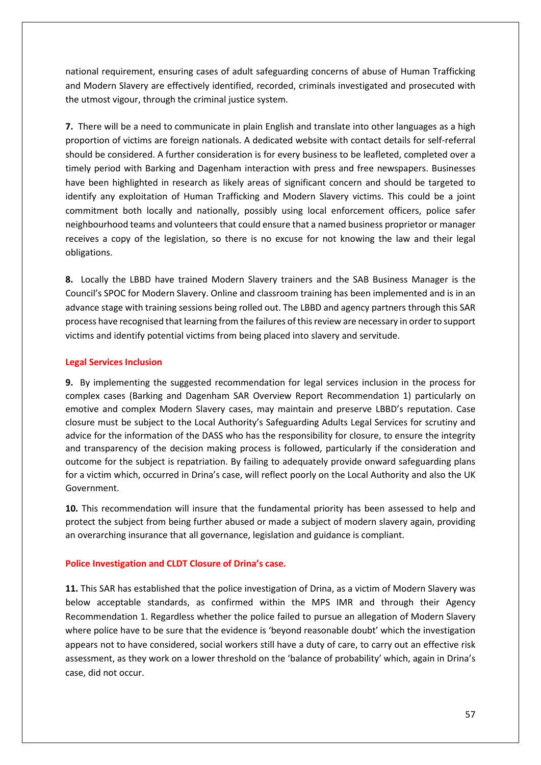national requirement, ensuring cases of adult safeguarding concerns of abuse of Human Trafficking and Modern Slavery are effectively identified, recorded, criminals investigated and prosecuted with the utmost vigour, through the criminal justice system.

**7.** There will be a need to communicate in plain English and translate into other languages as a high proportion of victims are foreign nationals. A dedicated website with contact details for self-referral should be considered. A further consideration is for every business to be leafleted, completed over a timely period with Barking and Dagenham interaction with press and free newspapers. Businesses have been highlighted in research as likely areas of significant concern and should be targeted to identify any exploitation of Human Trafficking and Modern Slavery victims. This could be a joint commitment both locally and nationally, possibly using local enforcement officers, police safer neighbourhood teams and volunteers that could ensure that a named business proprietor or manager receives a copy of the legislation, so there is no excuse for not knowing the law and their legal obligations.

**8.** Locally the LBBD have trained Modern Slavery trainers and the SAB Business Manager is the Council's SPOC for Modern Slavery. Online and classroom training has been implemented and is in an advance stage with training sessions being rolled out. The LBBD and agency partners through this SAR process have recognised that learning from the failures of this review are necessary in order to support victims and identify potential victims from being placed into slavery and servitude.

## Legal Services Inclusion

**9.** By implementing the suggested recommendation for legal services inclusion in the process for complex cases (Barking and Dagenham SAR Overview Report Recommendation 1) particularly on emotive and complex Modern Slavery cases, may maintain and preserve LBBD's reputation. Case closure must be subject to the Local Authority's Safeguarding Adults Legal Services for scrutiny and advice for the information of the DASS who has the responsibility for closure, to ensure the integrity and transparency of the decision making process is followed, particularly if the consideration and outcome for the subject is repatriation. By failing to adequately provide onward safeguarding plans for a victim which, occurred in Drina's case, will reflect poorly on the Local Authority and also the UK Government.

**10.** This recommendation will insure that the fundamental priority has been assessed to help and protect the subject from being further abused or made a subject of modern slavery again, providing an overarching insurance that all governance, legislation and guidance is compliant.

## Police Investigation and CLDT Closure of Drina's case.

**11.** This SAR has established that the police investigation of Drina, as a victim of Modern Slavery was below acceptable standards, as confirmed within the MPS IMR and through their Agency Recommendation 1. Regardless whether the police failed to pursue an allegation of Modern Slavery where police have to be sure that the evidence is 'beyond reasonable doubt' which the investigation appears not to have considered, social workers still have a duty of care, to carry out an effective risk assessment, as they work on a lower threshold on the 'balance of probability' which, again in Drina's case, did not occur.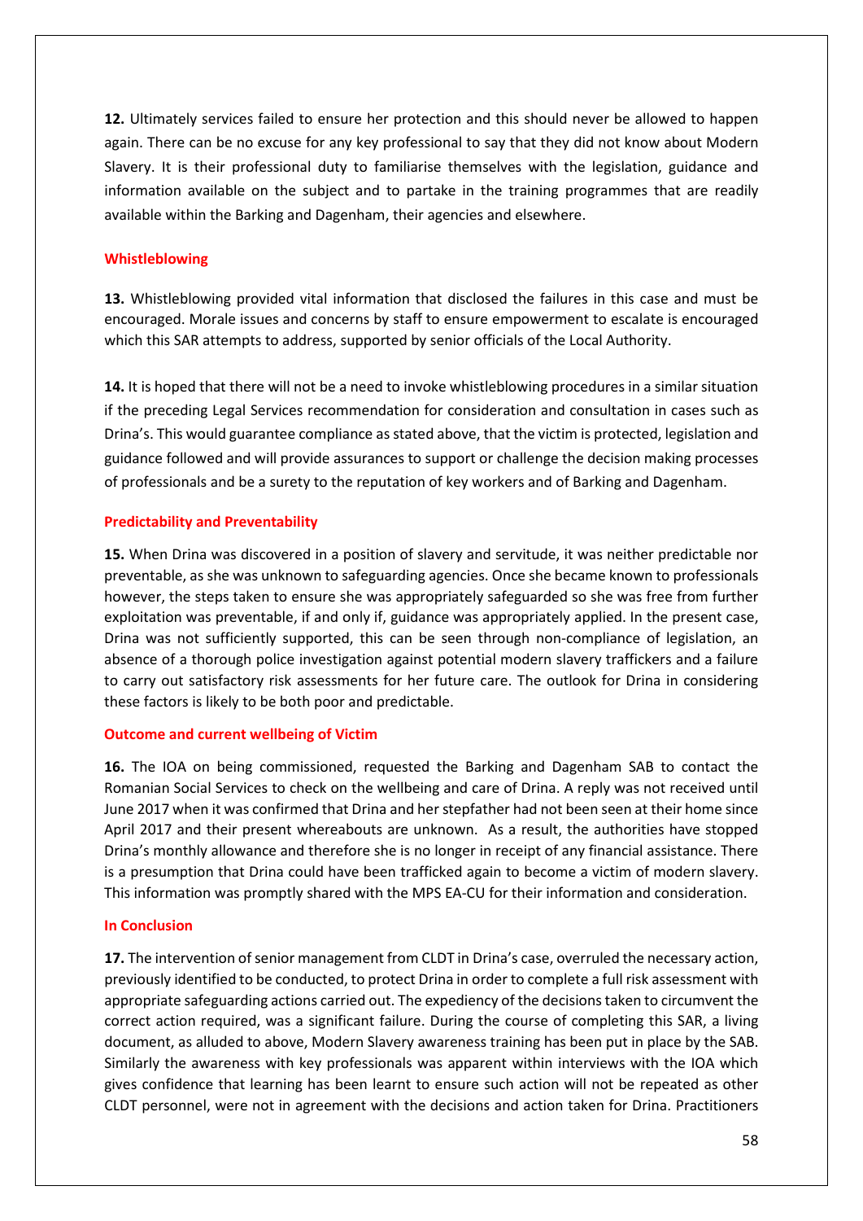**12.** Ultimately services failed to ensure her protection and this should never be allowed to happen again. There can be no excuse for any key professional to say that they did not know about Modern Slavery. It is their professional duty to familiarise themselves with the legislation, guidance and information available on the subject and to partake in the training programmes that are readily available within the Barking and Dagenham, their agencies and elsewhere.

## Whistleblowing

**13.** Whistleblowing provided vital information that disclosed the failures in this case and must be encouraged. Morale issues and concerns by staff to ensure empowerment to escalate is encouraged which this SAR attempts to address, supported by senior officials of the Local Authority.

**14.** It is hoped that there will not be a need to invoke whistleblowing procedures in a similar situation if the preceding Legal Services recommendation for consideration and consultation in cases such as Drina's. This would guarantee compliance as stated above, that the victim is protected, legislation and guidance followed and will provide assurances to support or challenge the decision making processes of professionals and be a surety to the reputation of key workers and of Barking and Dagenham.

## Predictability and Preventability

**15.** When Drina was discovered in a position of slavery and servitude, it was neither predictable nor preventable, as she was unknown to safeguarding agencies. Once she became known to professionals however, the steps taken to ensure she was appropriately safeguarded so she was free from further exploitation was preventable, if and only if, guidance was appropriately applied. In the present case, Drina was not sufficiently supported, this can be seen through non-compliance of legislation, an absence of a thorough police investigation against potential modern slavery traffickers and a failure to carry out satisfactory risk assessments for her future care. The outlook for Drina in considering these factors is likely to be both poor and predictable.

## Outcome and current wellbeing of Victim

**16.** The IOA on being commissioned, requested the Barking and Dagenham SAB to contact the Romanian Social Services to check on the wellbeing and care of Drina. A reply was not received until June 2017 when it was confirmed that Drina and her stepfather had not been seen at their home since April 2017 and their present whereabouts are unknown. As a result, the authorities have stopped Drina's monthly allowance and therefore she is no longer in receipt of any financial assistance. There is a presumption that Drina could have been trafficked again to become a victim of modern slavery. This information was promptly shared with the MPS EA-CU for their information and consideration.

## In Conclusion

**17.** The intervention of senior management from CLDT in Drina's case, overruled the necessary action, previously identified to be conducted, to protect Drina in order to complete a full risk assessment with appropriate safeguarding actions carried out. The expediency of the decisions taken to circumvent the correct action required, was a significant failure. During the course of completing this SAR, a living document, as alluded to above, Modern Slavery awareness training has been put in place by the SAB. Similarly the awareness with key professionals was apparent within interviews with the IOA which gives confidence that learning has been learnt to ensure such action will not be repeated as other CLDT personnel, were not in agreement with the decisions and action taken for Drina. Practitioners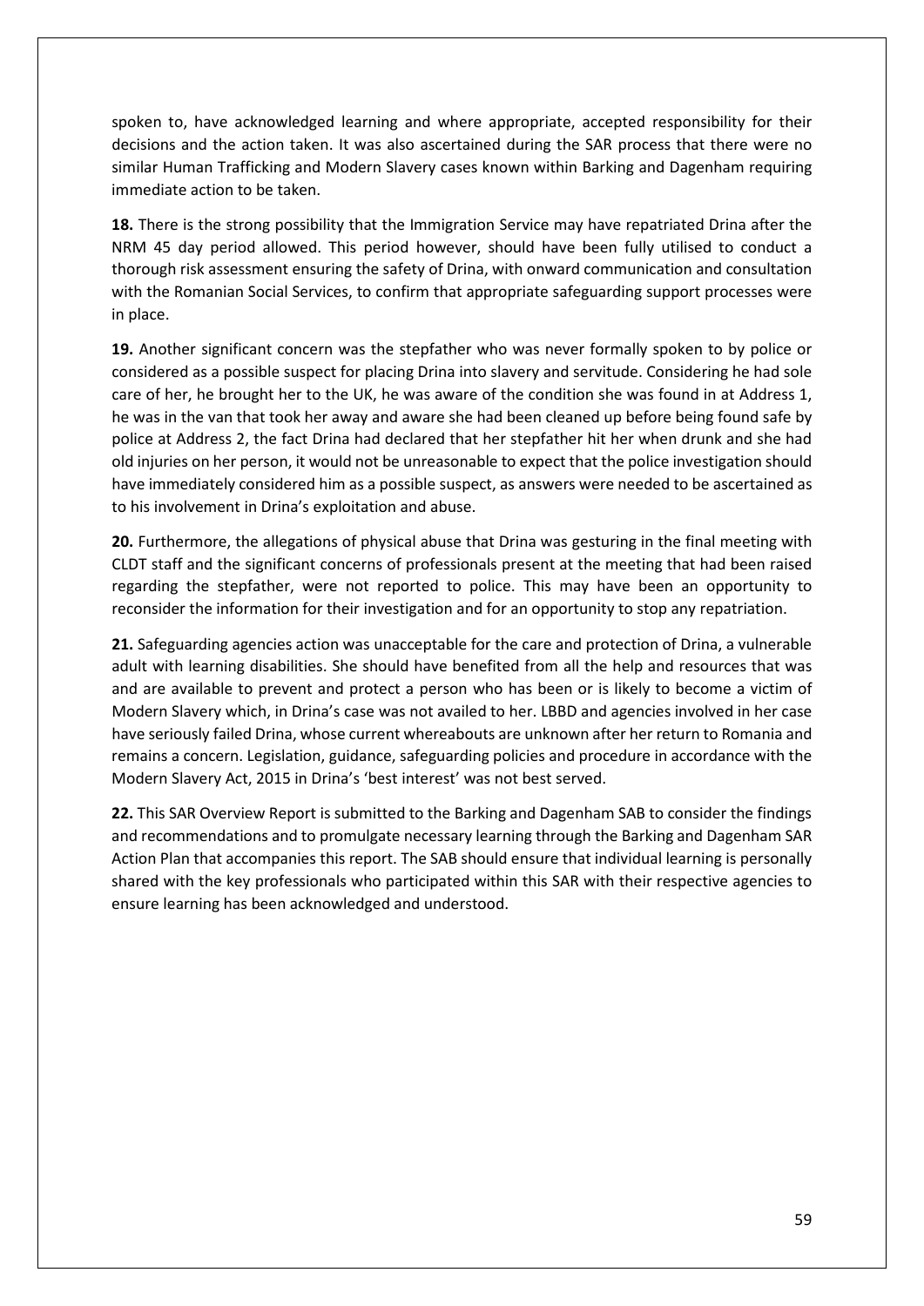spoken to, have acknowledged learning and where appropriate, accepted responsibility for their decisions and the action taken. It was also ascertained during the SAR process that there were no similar Human Trafficking and Modern Slavery cases known within Barking and Dagenham requiring immediate action to be taken.

**18.** There is the strong possibility that the Immigration Service may have repatriated Drina after the NRM 45 day period allowed. This period however, should have been fully utilised to conduct a thorough risk assessment ensuring the safety of Drina, with onward communication and consultation with the Romanian Social Services, to confirm that appropriate safeguarding support processes were in place.

**19.** Another significant concern was the stepfather who was never formally spoken to by police or considered as a possible suspect for placing Drina into slavery and servitude. Considering he had sole care of her, he brought her to the UK, he was aware of the condition she was found in at Address 1, he was in the van that took her away and aware she had been cleaned up before being found safe by police at Address 2, the fact Drina had declared that her stepfather hit her when drunk and she had old injuries on her person, it would not be unreasonable to expect that the police investigation should have immediately considered him as a possible suspect, as answers were needed to be ascertained as to his involvement in Drina's exploitation and abuse.

**20.** Furthermore, the allegations of physical abuse that Drina was gesturing in the final meeting with CLDT staff and the significant concerns of professionals present at the meeting that had been raised regarding the stepfather, were not reported to police. This may have been an opportunity to reconsider the information for their investigation and for an opportunity to stop any repatriation.

**21.** Safeguarding agencies action was unacceptable for the care and protection of Drina, a vulnerable adult with learning disabilities. She should have benefited from all the help and resources that was and are available to prevent and protect a person who has been or is likely to become a victim of Modern Slavery which, in Drina's case was not availed to her. LBBD and agencies involved in her case have seriously failed Drina, whose current whereabouts are unknown after her return to Romania and remains a concern. Legislation, guidance, safeguarding policies and procedure in accordance with the Modern Slavery Act, 2015 in Drina's 'best interest' was not best served.

**22.** This SAR Overview Report is submitted to the Barking and Dagenham SAB to consider the findings and recommendations and to promulgate necessary learning through the Barking and Dagenham SAR Action Plan that accompanies this report. The SAB should ensure that individual learning is personally shared with the key professionals who participated within this SAR with their respective agencies to ensure learning has been acknowledged and understood.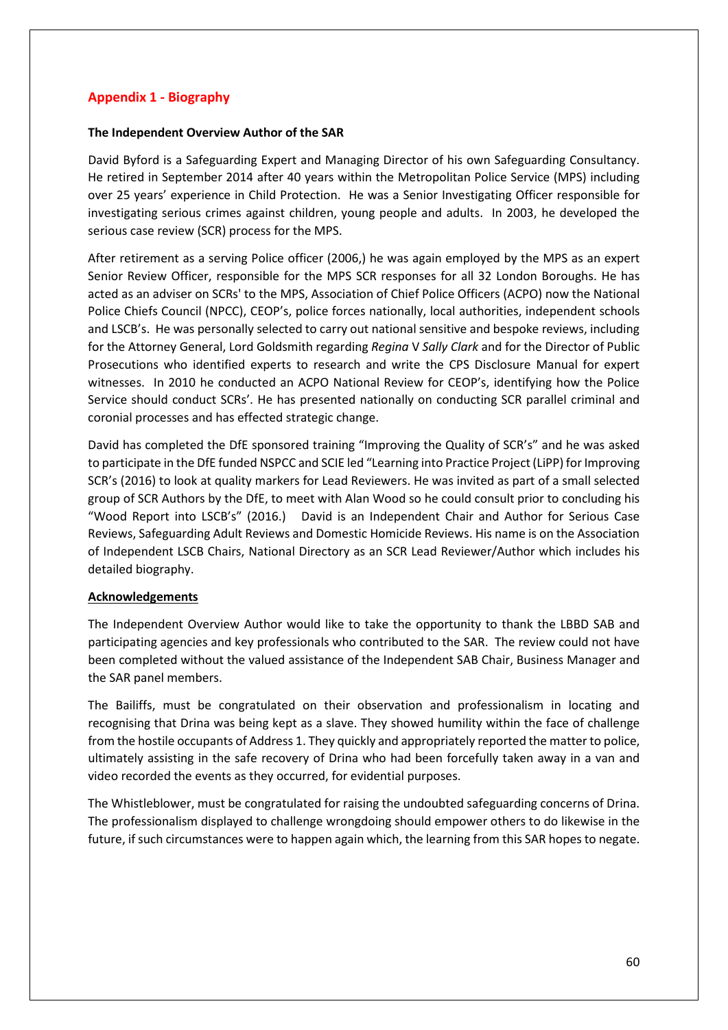## Appendix 1 - Biography

**The Independent Overview Author of the SAR**

David Byford is a Safeguarding Expert and Managing Director of his own Safeguarding Consultancy. He retired in September 2014 after 40 years within the Metropolitan Police Service (MPS) including over 25 years' experience in Child Protection. He was a Senior Investigating Officer responsible for investigating serious crimes against children, young people and adults. In 2003, he developed the serious case review (SCR) process for the MPS.

After retirement as a serving Police officer (2006,) he was again employed by the MPS as an expert Senior Review Officer, responsible for the MPS SCR responses for all 32 London Boroughs. He has acted as an adviser on SCRs' to the MPS, Association of Chief Police Officers (ACPO) now the National Police Chiefs Council (NPCC), CEOP's, police forces nationally, local authorities, independent schools and LSCB's. He was personally selected to carry out national sensitive and bespoke reviews, including for the Attorney General, Lord Goldsmith regarding *Regina* V *Sally Clark* and for the Director of Public Prosecutions who identified experts to research and write the CPS Disclosure Manual for expert witnesses. In 2010 he conducted an ACPO National Review for CEOP's, identifying how the Police Service should conduct SCRs'. He has presented nationally on conducting SCR parallel criminal and coronial processes and has effected strategic change.

David has completed the DfE sponsored training "Improving the Quality of SCR's" and he was asked to participate in the DfE funded NSPCC and SCIE led "Learning into Practice Project (LiPP) for Improving SCR's (2016) to look at quality markers for Lead Reviewers. He was invited as part of a small selected group of SCR Authors by the DfE, to meet with Alan Wood so he could consult prior to concluding his "Wood Report into LSCB's" (2016.) David is an Independent Chair and Author for Serious Case Reviews, Safeguarding Adult Reviews and Domestic Homicide Reviews. His name is on the Association of Independent LSCB Chairs, National Directory as an SCR Lead Reviewer/Author which includes his detailed biography.

**Acknowledgements**

The Independent Overview Author would like to take the opportunity to thank the LBBD SAB and participating agencies and key professionals who contributed to the SAR. The review could not have been completed without the valued assistance of the Independent SAB Chair, Business Manager and the SAR panel members.

The Bailiffs, must be congratulated on their observation and professionalism in locating and recognising that Drina was being kept as a slave. They showed humility within the face of challenge from the hostile occupants of Address 1. They quickly and appropriately reported the matter to police, ultimately assisting in the safe recovery of Drina who had been forcefully taken away in a van and video recorded the events as they occurred, for evidential purposes.

The Whistleblower, must be congratulated for raising the undoubted safeguarding concerns of Drina. The professionalism displayed to challenge wrongdoing should empower others to do likewise in the future, if such circumstances were to happen again which, the learning from this SAR hopes to negate.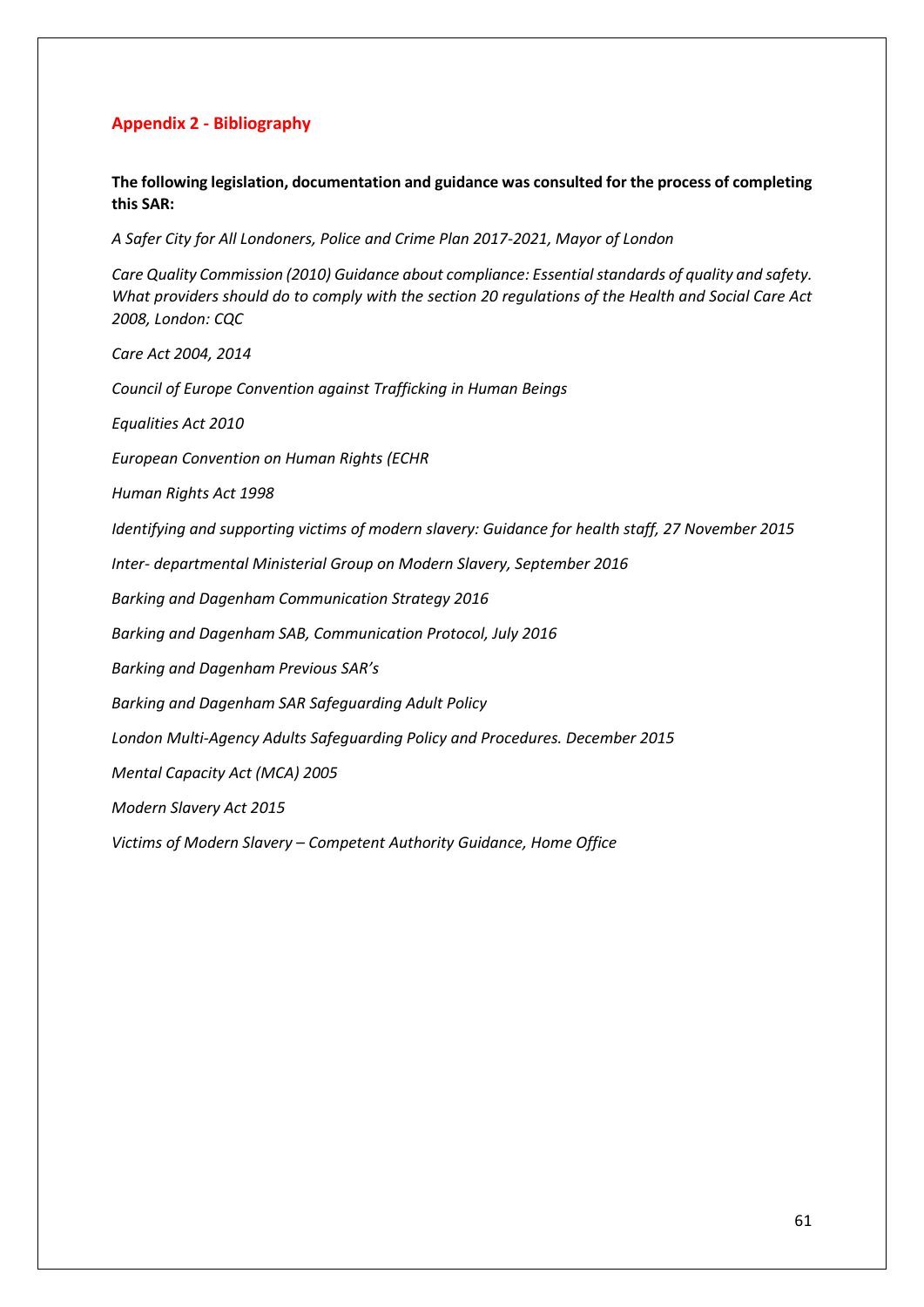## Appendix 2 - Bibliography

**The following legislation, documentation and guidance was consulted for the process of completing this SAR:**

*A Safer City for All Londoners, Police and Crime Plan 2017-2021, Mayor of London*

*Care Quality Commission (2010) Guidance about compliance: Essential standards of quality and safety. What providers should do to comply with the section 20 regulations of the Health and Social Care Act 2008, London: CQC*

*Care Act 2004, 2014*

*Council of Europe Convention against Trafficking in Human Beings*

*Equalities Act 2010*

*European Convention on Human Rights (ECHR*

*Human Rights Act 1998*

*Identifying and supporting victims of modern slavery: Guidance for health staff, 27 November 2015*

*Inter- departmental Ministerial Group on Modern Slavery, September 2016*

*Barking and Dagenham Communication Strategy 2016*

*Barking and Dagenham SAB, Communication Protocol, July 2016*

*Barking and Dagenham Previous SAR's*

*Barking and Dagenham SAR Safeguarding Adult Policy*

*London Multi-Agency Adults Safeguarding Policy and Procedures. December 2015*

*Mental Capacity Act (MCA) 2005*

*Modern Slavery Act 2015*

*Victims of Modern Slavery – Competent Authority Guidance, Home Office*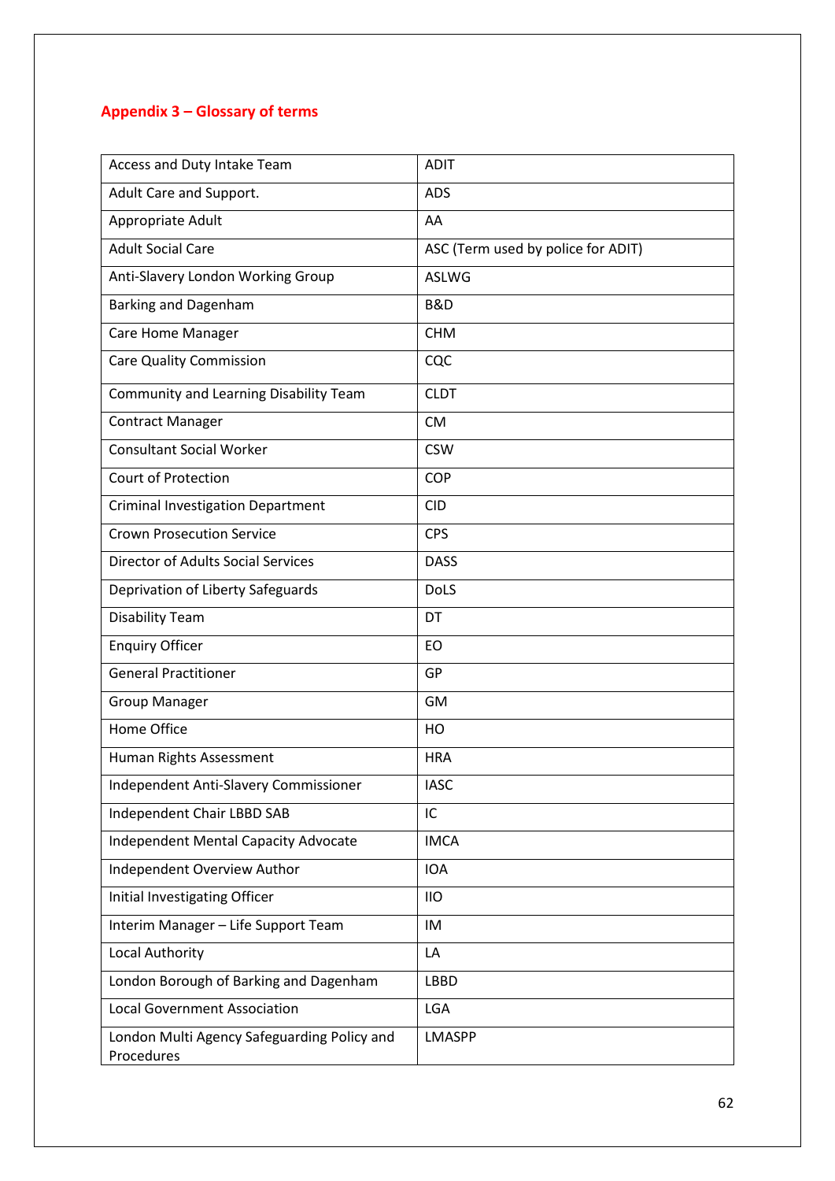## Appendix 3 – Glossary of terms

| Term | Abbreviation |
|---|---|
| Access and Duty Intake Team | ADIT |
| Adult Care and Support. | ADS |
| Appropriate Adult | AA |
| Adult Social Care | ASC (Term used by police for ADIT) |
| Anti-Slavery London Working Group | ASLWG |
| Barking and Dagenham | B&D |
| Care Home Manager | CHM |
| Care Quality Commission | CQC |
| Community and Learning Disability Team | CLDT |
| Contract Manager | CM |
| Consultant Social Worker | CSW |
| Court of Protection | COP |
| Criminal Investigation Department | CID |
| Crown Prosecution Service | CPS |
| Director of Adults Social Services | DASS |
| Deprivation of Liberty Safeguards | DoLS |
| Disability Team | DT |
| Enquiry Officer | EO |
| General Practitioner | GP |
| Group Manager | GM |
| Home Office | HO |
| Human Rights Assessment | HRA |
| Independent Anti-Slavery Commissioner | IASC |
| Independent Chair LBBD SAB | IC |
| Independent Mental Capacity Advocate | IMCA |
| Independent Overview Author | IOA |
| Initial Investigating Officer | IIO |
| Interim Manager – Life Support Team | IM |
| Local Authority | LA |
| London Borough of Barking and Dagenham | LBBD |
| Local Government Association | LGA |
| London Multi Agency Safeguarding Policy and Procedures | LMASPP |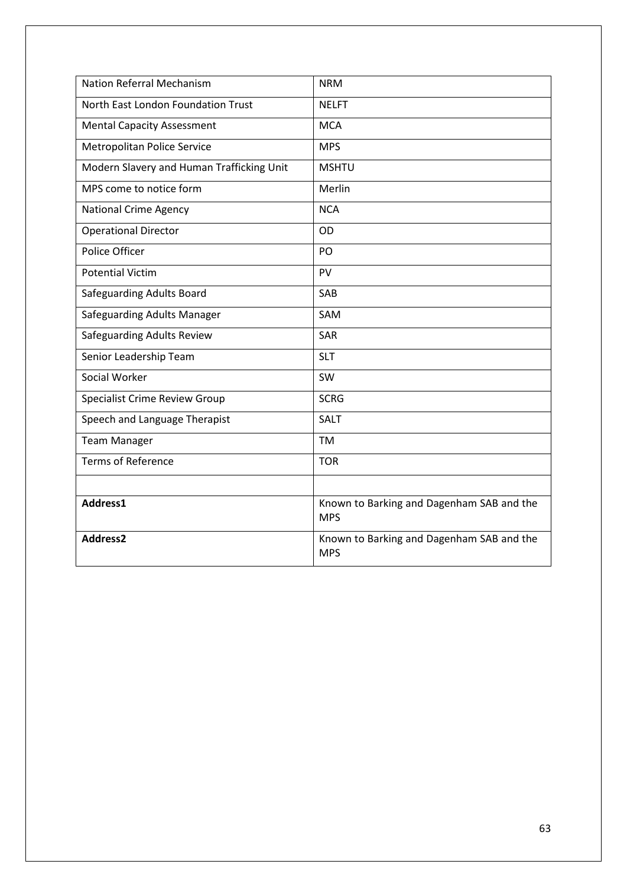| Nation Referral Mechanism | NRM |
|---|---|
| North East London Foundation Trust | NELFT |
| Mental Capacity Assessment | MCA |
| Metropolitan Police Service | MPS |
| Modern Slavery and Human Trafficking Unit | MSHTU |
| MPS come to notice form | Merlin |
| National Crime Agency | NCA |
| Operational Director | OD |
| Police Officer | PO |
| Potential Victim | PV |
| Safeguarding Adults Board | SAB |
| Safeguarding Adults Manager | SAM |
| Safeguarding Adults Review | SAR |
| Senior Leadership Team | SLT |
| Social Worker | SW |
| Specialist Crime Review Group | SCRG |
| Speech and Language Therapist | SALT |
| Team Manager | TM |
| Terms of Reference | TOR |
| | |
| **Address1** | Known to Barking and Dagenham SAB and the MPS |
| **Address2** | Known to Barking and Dagenham SAB and the MPS |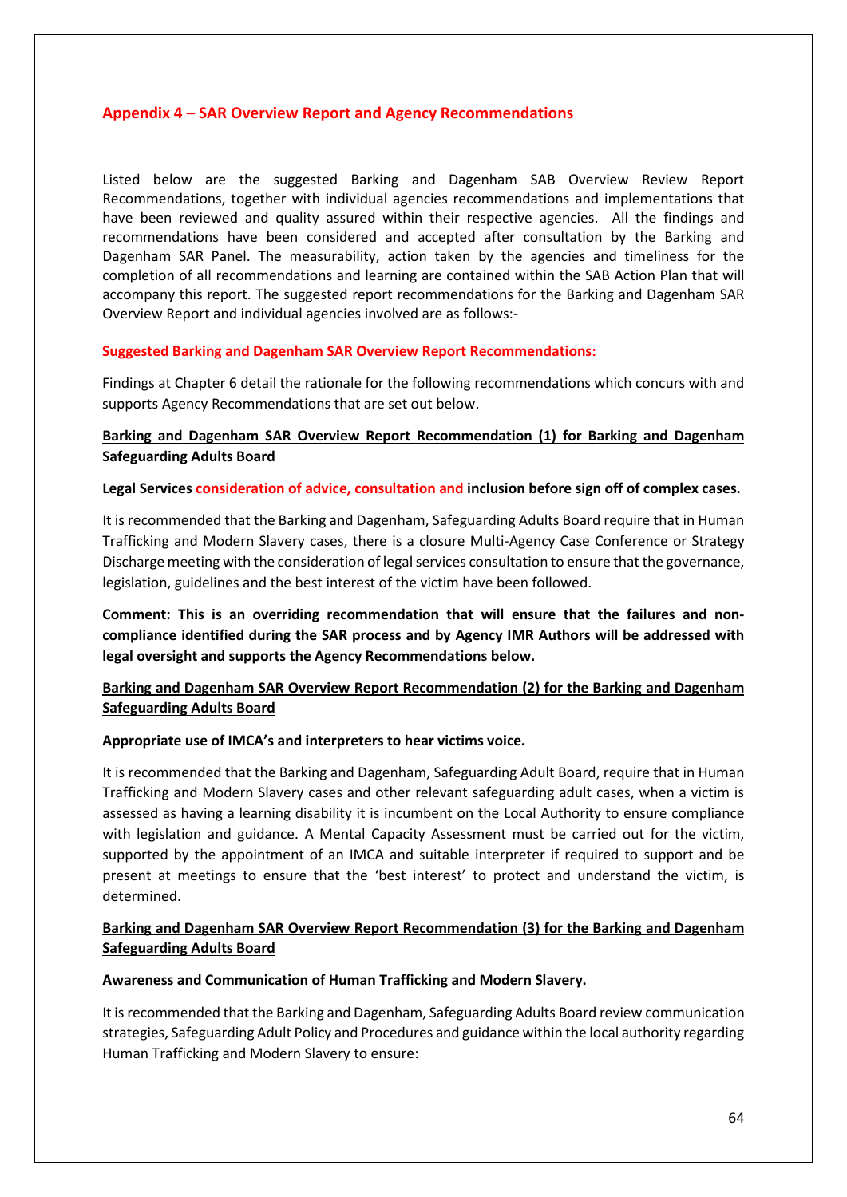## Appendix 4 – SAR Overview Report and Agency Recommendations

Listed below are the suggested Barking and Dagenham SAB Overview Review Report Recommendations, together with individual agencies recommendations and implementations that have been reviewed and quality assured within their respective agencies. All the findings and recommendations have been considered and accepted after consultation by the Barking and Dagenham SAR Panel. The measurability, action taken by the agencies and timeliness for the completion of all recommendations and learning are contained within the SAB Action Plan that will accompany this report. The suggested report recommendations for the Barking and Dagenham SAR Overview Report and individual agencies involved are as follows:-

### Suggested Barking and Dagenham SAR Overview Report Recommendations:

Findings at Chapter 6 detail the rationale for the following recommendations which concurs with and supports Agency Recommendations that are set out below.

**Barking and Dagenham SAR Overview Report Recommendation (1) for Barking and Dagenham Safeguarding Adults Board**

**Legal Services consideration of advice, consultation and inclusion before sign off of complex cases.**

It is recommended that the Barking and Dagenham, Safeguarding Adults Board require that in Human Trafficking and Modern Slavery cases, there is a closure Multi-Agency Case Conference or Strategy Discharge meeting with the consideration of legal services consultation to ensure that the governance, legislation, guidelines and the best interest of the victim have been followed.

**Comment: This is an overriding recommendation that will ensure that the failures and non-compliance identified during the SAR process and by Agency IMR Authors will be addressed with legal oversight and supports the Agency Recommendations below.**

**Barking and Dagenham SAR Overview Report Recommendation (2) for the Barking and Dagenham Safeguarding Adults Board**

**Appropriate use of IMCA's and interpreters to hear victims voice.**

It is recommended that the Barking and Dagenham, Safeguarding Adult Board, require that in Human Trafficking and Modern Slavery cases and other relevant safeguarding adult cases, when a victim is assessed as having a learning disability it is incumbent on the Local Authority to ensure compliance with legislation and guidance. A Mental Capacity Assessment must be carried out for the victim, supported by the appointment of an IMCA and suitable interpreter if required to support and be present at meetings to ensure that the 'best interest' to protect and understand the victim, is determined.

**Barking and Dagenham SAR Overview Report Recommendation (3) for the Barking and Dagenham Safeguarding Adults Board**

**Awareness and Communication of Human Trafficking and Modern Slavery.**

It is recommended that the Barking and Dagenham, Safeguarding Adults Board review communication strategies, Safeguarding Adult Policy and Procedures and guidance within the local authority regarding Human Trafficking and Modern Slavery to ensure: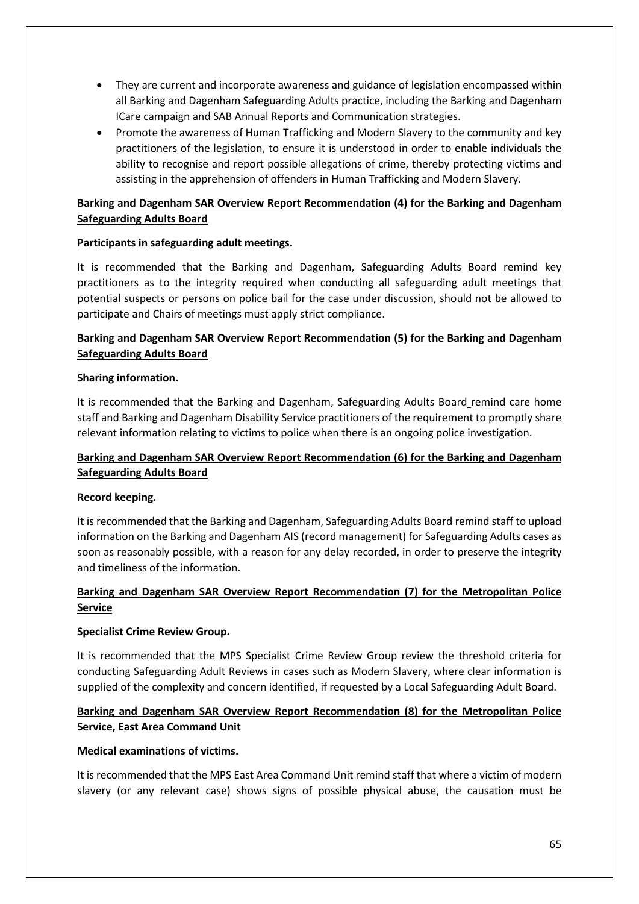- They are current and incorporate awareness and guidance of legislation encompassed within all Barking and Dagenham Safeguarding Adults practice, including the Barking and Dagenham ICare campaign and SAB Annual Reports and Communication strategies.
- Promote the awareness of Human Trafficking and Modern Slavery to the community and key practitioners of the legislation, to ensure it is understood in order to enable individuals the ability to recognise and report possible allegations of crime, thereby protecting victims and assisting in the apprehension of offenders in Human Trafficking and Modern Slavery.

**Barking and Dagenham SAR Overview Report Recommendation (4) for the Barking and Dagenham Safeguarding Adults Board**

**Participants in safeguarding adult meetings.**

It is recommended that the Barking and Dagenham, Safeguarding Adults Board remind key practitioners as to the integrity required when conducting all safeguarding adult meetings that potential suspects or persons on police bail for the case under discussion, should not be allowed to participate and Chairs of meetings must apply strict compliance.

**Barking and Dagenham SAR Overview Report Recommendation (5) for the Barking and Dagenham Safeguarding Adults Board**

**Sharing information.**

It is recommended that the Barking and Dagenham, Safeguarding Adults Board remind care home staff and Barking and Dagenham Disability Service practitioners of the requirement to promptly share relevant information relating to victims to police when there is an ongoing police investigation.

**Barking and Dagenham SAR Overview Report Recommendation (6) for the Barking and Dagenham Safeguarding Adults Board**

**Record keeping.**

It is recommended that the Barking and Dagenham, Safeguarding Adults Board remind staff to upload information on the Barking and Dagenham AIS (record management) for Safeguarding Adults cases as soon as reasonably possible, with a reason for any delay recorded, in order to preserve the integrity and timeliness of the information.

**Barking and Dagenham SAR Overview Report Recommendation (7) for the Metropolitan Police Service**

**Specialist Crime Review Group.**

It is recommended that the MPS Specialist Crime Review Group review the threshold criteria for conducting Safeguarding Adult Reviews in cases such as Modern Slavery, where clear information is supplied of the complexity and concern identified, if requested by a Local Safeguarding Adult Board.

**Barking and Dagenham SAR Overview Report Recommendation (8) for the Metropolitan Police Service, East Area Command Unit**

**Medical examinations of victims.**

It is recommended that the MPS East Area Command Unit remind staff that where a victim of modern slavery (or any relevant case) shows signs of possible physical abuse, the causation must be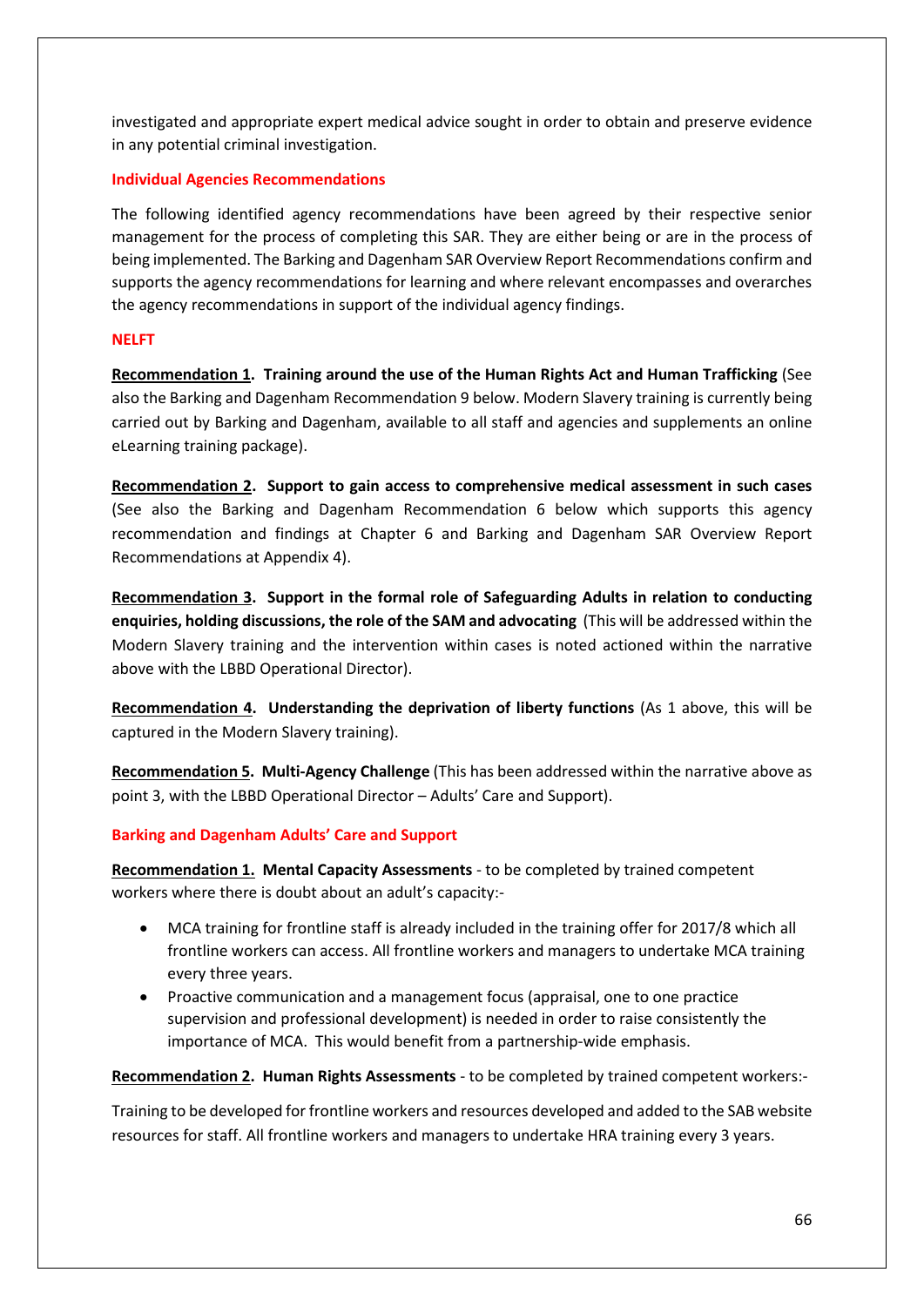investigated and appropriate expert medical advice sought in order to obtain and preserve evidence in any potential criminal investigation.

### Individual Agencies Recommendations

The following identified agency recommendations have been agreed by their respective senior management for the process of completing this SAR. They are either being or are in the process of being implemented. The Barking and Dagenham SAR Overview Report Recommendations confirm and supports the agency recommendations for learning and where relevant encompasses and overarches the agency recommendations in support of the individual agency findings.

### NELFT

**Recommendation 1. Training around the use of the Human Rights Act and Human Trafficking** (See also the Barking and Dagenham Recommendation 9 below. Modern Slavery training is currently being carried out by Barking and Dagenham, available to all staff and agencies and supplements an online eLearning training package).

**Recommendation 2. Support to gain access to comprehensive medical assessment in such cases** (See also the Barking and Dagenham Recommendation 6 below which supports this agency recommendation and findings at Chapter 6 and Barking and Dagenham SAR Overview Report Recommendations at Appendix 4).

**Recommendation 3. Support in the formal role of Safeguarding Adults in relation to conducting enquiries, holding discussions, the role of the SAM and advocating** (This will be addressed within the Modern Slavery training and the intervention within cases is noted actioned within the narrative above with the LBBD Operational Director).

**Recommendation 4. Understanding the deprivation of liberty functions** (As 1 above, this will be captured in the Modern Slavery training).

**Recommendation 5. Multi-Agency Challenge** (This has been addressed within the narrative above as point 3, with the LBBD Operational Director – Adults' Care and Support).

### Barking and Dagenham Adults' Care and Support

**Recommendation 1. Mental Capacity Assessments** - to be completed by trained competent workers where there is doubt about an adult's capacity:-

- MCA training for frontline staff is already included in the training offer for 2017/8 which all frontline workers can access. All frontline workers and managers to undertake MCA training every three years.
- Proactive communication and a management focus (appraisal, one to one practice supervision and professional development) is needed in order to raise consistently the importance of MCA. This would benefit from a partnership-wide emphasis.

**Recommendation 2. Human Rights Assessments** - to be completed by trained competent workers:-

Training to be developed for frontline workers and resources developed and added to the SAB website resources for staff. All frontline workers and managers to undertake HRA training every 3 years.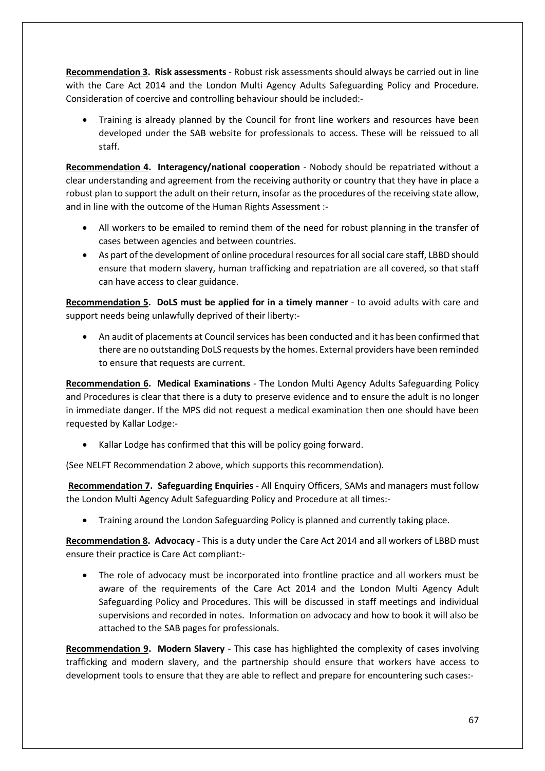**Recommendation 3. Risk assessments** - Robust risk assessments should always be carried out in line with the Care Act 2014 and the London Multi Agency Adults Safeguarding Policy and Procedure. Consideration of coercive and controlling behaviour should be included:-

- Training is already planned by the Council for front line workers and resources have been developed under the SAB website for professionals to access. These will be reissued to all staff.

**Recommendation 4. Interagency/national cooperation** - Nobody should be repatriated without a clear understanding and agreement from the receiving authority or country that they have in place a robust plan to support the adult on their return, insofar as the procedures of the receiving state allow, and in line with the outcome of the Human Rights Assessment :-

- All workers to be emailed to remind them of the need for robust planning in the transfer of cases between agencies and between countries.
- As part of the development of online procedural resources for all social care staff, LBBD should ensure that modern slavery, human trafficking and repatriation are all covered, so that staff can have access to clear guidance.

**Recommendation 5. DoLS must be applied for in a timely manner** - to avoid adults with care and support needs being unlawfully deprived of their liberty:-

- An audit of placements at Council services has been conducted and it has been confirmed that there are no outstanding DoLS requests by the homes. External providers have been reminded to ensure that requests are current.

**Recommendation 6. Medical Examinations** - The London Multi Agency Adults Safeguarding Policy and Procedures is clear that there is a duty to preserve evidence and to ensure the adult is no longer in immediate danger. If the MPS did not request a medical examination then one should have been requested by Kallar Lodge:-

- Kallar Lodge has confirmed that this will be policy going forward.

(See NELFT Recommendation 2 above, which supports this recommendation).

**Recommendation 7. Safeguarding Enquiries** - All Enquiry Officers, SAMs and managers must follow the London Multi Agency Adult Safeguarding Policy and Procedure at all times:-

- Training around the London Safeguarding Policy is planned and currently taking place.

**Recommendation 8. Advocacy** - This is a duty under the Care Act 2014 and all workers of LBBD must ensure their practice is Care Act compliant:-

- The role of advocacy must be incorporated into frontline practice and all workers must be aware of the requirements of the Care Act 2014 and the London Multi Agency Adult Safeguarding Policy and Procedures. This will be discussed in staff meetings and individual supervisions and recorded in notes. Information on advocacy and how to book it will also be attached to the SAB pages for professionals.

**Recommendation 9. Modern Slavery** - This case has highlighted the complexity of cases involving trafficking and modern slavery, and the partnership should ensure that workers have access to development tools to ensure that they are able to reflect and prepare for encountering such cases:-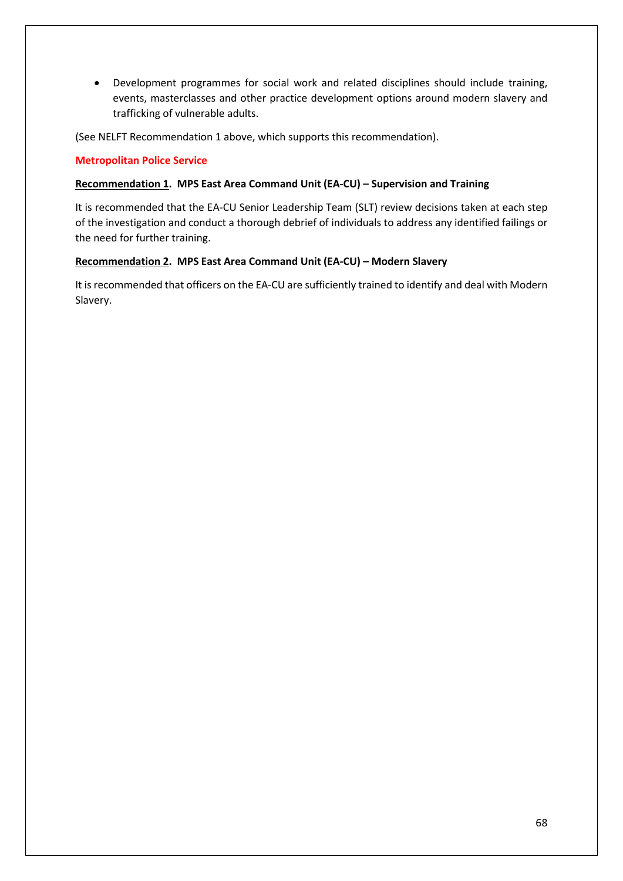- Development programmes for social work and related disciplines should include training, events, masterclasses and other practice development options around modern slavery and trafficking of vulnerable adults.

(See NELFT Recommendation 1 above, which supports this recommendation).

**Metropolitan Police Service**

**<u>Recommendation 1</u>. MPS East Area Command Unit (EA-CU) – Supervision and Training**

It is recommended that the EA-CU Senior Leadership Team (SLT) review decisions taken at each step of the investigation and conduct a thorough debrief of individuals to address any identified failings or the need for further training.

**<u>Recommendation 2</u>. MPS East Area Command Unit (EA-CU) – Modern Slavery**

It is recommended that officers on the EA-CU are sufficiently trained to identify and deal with Modern Slavery.